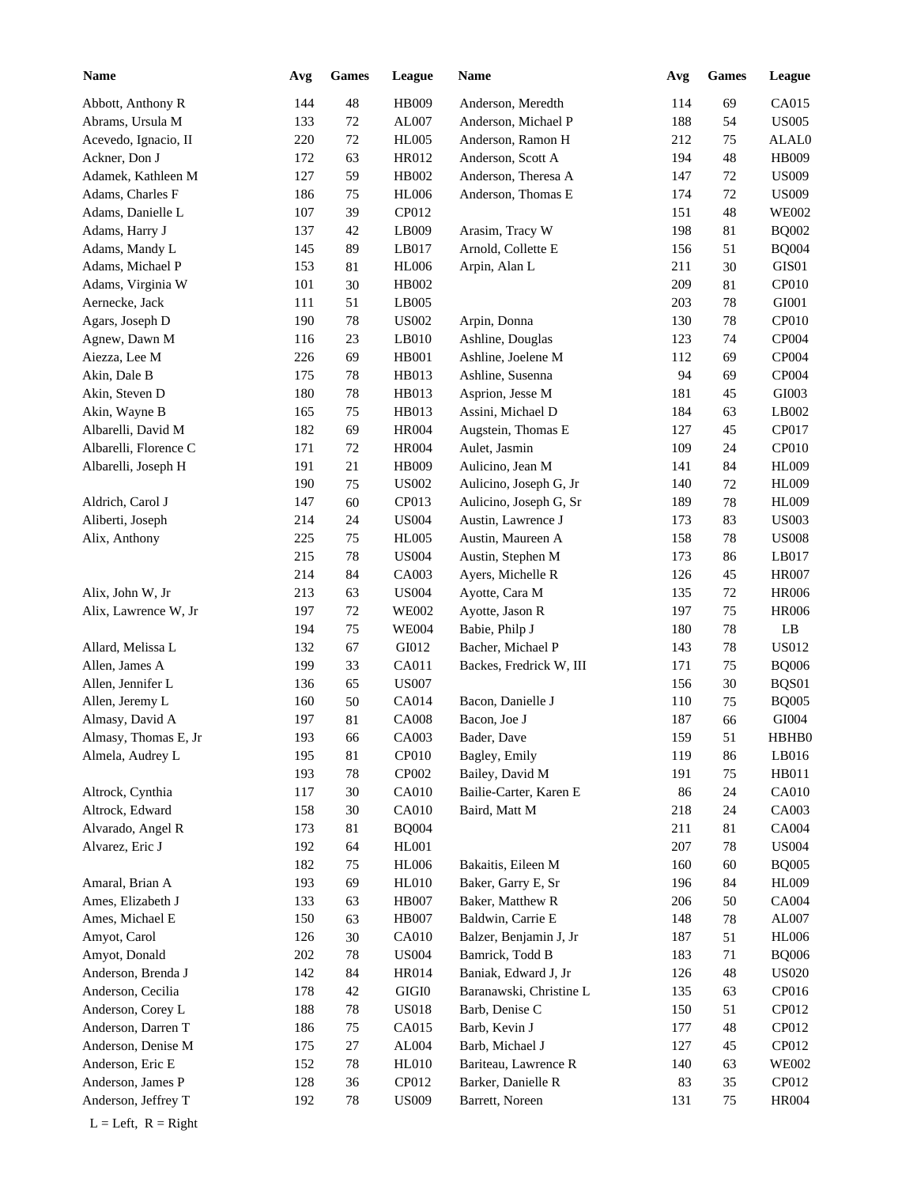| Name | Avg | Games | League | Name | Avg | Games | League |
|---|---|---|---|---|---|---|---|
| Abbott, Anthony R | 144 | 48 | HB009 | Anderson, Meredth | 114 | 69 | CA015 |
| Abrams, Ursula M | 133 | 72 | AL007 | Anderson, Michael P | 188 | 54 | US005 |
| Acevedo, Ignacio, II | 220 | 72 | HL005 | Anderson, Ramon H | 212 | 75 | ALAL0 |
| Ackner, Don J | 172 | 63 | HR012 | Anderson, Scott A | 194 | 48 | HB009 |
| Adamek, Kathleen M | 127 | 59 | HB002 | Anderson, Theresa A | 147 | 72 | US009 |
| Adams, Charles F | 186 | 75 | HL006 | Anderson, Thomas E | 174 | 72 | US009 |
| Adams, Danielle L | 107 | 39 | CP012 | | 151 | 48 | WE002 |
| Adams, Harry J | 137 | 42 | LB009 | Arasim, Tracy W | 198 | 81 | BQ002 |
| Adams, Mandy L | 145 | 89 | LB017 | Arnold, Collette E | 156 | 51 | BQ004 |
| Adams, Michael P | 153 | 81 | HL006 | Arpin, Alan L | 211 | 30 | GIS01 |
| Adams, Virginia W | 101 | 30 | HB002 | | 209 | 81 | CP010 |
| Aernecke, Jack | 111 | 51 | LB005 | | 203 | 78 | GI001 |
| Agars, Joseph D | 190 | 78 | US002 | Arpin, Donna | 130 | 78 | CP010 |
| Agnew, Dawn M | 116 | 23 | LB010 | Ashline, Douglas | 123 | 74 | CP004 |
| Aiezza, Lee M | 226 | 69 | HB001 | Ashline, Joelene M | 112 | 69 | CP004 |
| Akin, Dale B | 175 | 78 | HB013 | Ashline, Susenna | 94 | 69 | CP004 |
| Akin, Steven D | 180 | 78 | HB013 | Asprion, Jesse M | 181 | 45 | GI003 |
| Akin, Wayne B | 165 | 75 | HB013 | Assini, Michael D | 184 | 63 | LB002 |
| Albarelli, David M | 182 | 69 | HR004 | Augstein, Thomas E | 127 | 45 | CP017 |
| Albarelli, Florence C | 171 | 72 | HR004 | Aulet, Jasmin | 109 | 24 | CP010 |
| Albarelli, Joseph H | 191 | 21 | HB009 | Aulicino, Jean M | 141 | 84 | HL009 |
| | 190 | 75 | US002 | Aulicino, Joseph G, Jr | 140 | 72 | HL009 |
| Aldrich, Carol J | 147 | 60 | CP013 | Aulicino, Joseph G, Sr | 189 | 78 | HL009 |
| Aliberti, Joseph | 214 | 24 | US004 | Austin, Lawrence J | 173 | 83 | US003 |
| Alix, Anthony | 225 | 75 | HL005 | Austin, Maureen A | 158 | 78 | US008 |
| | 215 | 78 | US004 | Austin, Stephen M | 173 | 86 | LB017 |
| | 214 | 84 | CA003 | Ayers, Michelle R | 126 | 45 | HR007 |
| Alix, John W, Jr | 213 | 63 | US004 | Ayotte, Cara M | 135 | 72 | HR006 |
| Alix, Lawrence W, Jr | 197 | 72 | WE002 | Ayotte, Jason R | 197 | 75 | HR006 |
| | 194 | 75 | WE004 | Babie, Philp J | 180 | 78 | LB |
| Allard, Melissa L | 132 | 67 | GI012 | Bacher, Michael P | 143 | 78 | US012 |
| Allen, James A | 199 | 33 | CA011 | Backes, Fredrick W, III | 171 | 75 | BQ006 |
| Allen, Jennifer L | 136 | 65 | US007 | | 156 | 30 | BQS01 |
| Allen, Jeremy L | 160 | 50 | CA014 | Bacon, Danielle J | 110 | 75 | BQ005 |
| Almasy, David A | 197 | 81 | CA008 | Bacon, Joe J | 187 | 66 | GI004 |
| Almasy, Thomas E, Jr | 193 | 66 | CA003 | Bader, Dave | 159 | 51 | HBHB0 |
| Almela, Audrey L | 195 | 81 | CP010 | Bagley, Emily | 119 | 86 | LB016 |
| | 193 | 78 | CP002 | Bailey, David M | 191 | 75 | HB011 |
| Altrock, Cynthia | 117 | 30 | CA010 | Bailie-Carter, Karen E | 86 | 24 | CA010 |
| Altrock, Edward | 158 | 30 | CA010 | Baird, Matt M | 218 | 24 | CA003 |
| Alvarado, Angel R | 173 | 81 | BQ004 | | 211 | 81 | CA004 |
| Alvarez, Eric J | 192 | 64 | HL001 | | 207 | 78 | US004 |
| | 182 | 75 | HL006 | Bakaitis, Eileen M | 160 | 60 | BQ005 |
| Amaral, Brian A | 193 | 69 | HL010 | Baker, Garry E, Sr | 196 | 84 | HL009 |
| Ames, Elizabeth J | 133 | 63 | HB007 | Baker, Matthew R | 206 | 50 | CA004 |
| Ames, Michael E | 150 | 63 | HB007 | Baldwin, Carrie E | 148 | 78 | AL007 |
| Amyot, Carol | 126 | 30 | CA010 | Balzer, Benjamin J, Jr | 187 | 51 | HL006 |
| Amyot, Donald | 202 | 78 | US004 | Bamrick, Todd B | 183 | 71 | BQ006 |
| Anderson, Brenda J | 142 | 84 | HR014 | Baniak, Edward J, Jr | 126 | 48 | US020 |
| Anderson, Cecilia | 178 | 42 | GIGI0 | Baranawski, Christine L | 135 | 63 | CP016 |
| Anderson, Corey L | 188 | 78 | US018 | Barb, Denise C | 150 | 51 | CP012 |
| Anderson, Darren T | 186 | 75 | CA015 | Barb, Kevin J | 177 | 48 | CP012 |
| Anderson, Denise M | 175 | 27 | AL004 | Barb, Michael J | 127 | 45 | CP012 |
| Anderson, Eric E | 152 | 78 | HL010 | Bariteau, Lawrence R | 140 | 63 | WE002 |
| Anderson, James P | 128 | 36 | CP012 | Barker, Danielle R | 83 | 35 | CP012 |
| Anderson, Jeffrey T | 192 | 78 | US009 | Barrett, Noreen | 131 | 75 | HR004 |

L = Left, R = Right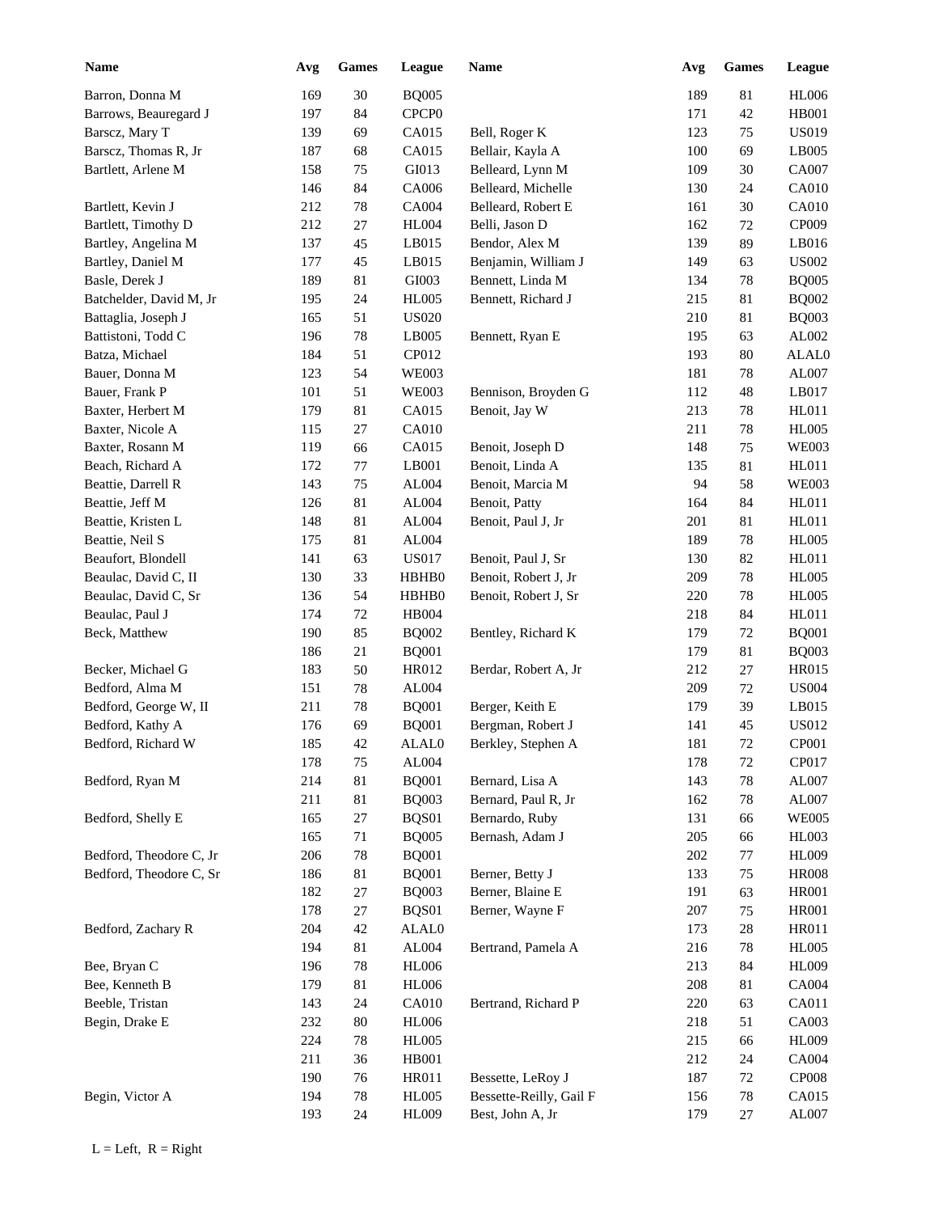| Name | Avg | Games | League | Name | Avg | Games | League |
|---|---|---|---|---|---|---|---|
| Barron, Donna M | 169 | 30 | BQ005 | | 189 | 81 | HL006 |
| Barrows, Beauregard J | 197 | 84 | CPCP0 | | 171 | 42 | HB001 |
| Barscz, Mary T | 139 | 69 | CA015 | Bell, Roger K | 123 | 75 | US019 |
| Barscz, Thomas R, Jr | 187 | 68 | CA015 | Bellair, Kayla A | 100 | 69 | LB005 |
| Bartlett, Arlene M | 158 | 75 | GI013 | Belleard, Lynn M | 109 | 30 | CA007 |
| | 146 | 84 | CA006 | Belleard, Michelle | 130 | 24 | CA010 |
| Bartlett, Kevin J | 212 | 78 | CA004 | Belleard, Robert E | 161 | 30 | CA010 |
| Bartlett, Timothy D | 212 | 27 | HL004 | Belli, Jason D | 162 | 72 | CP009 |
| Bartley, Angelina M | 137 | 45 | LB015 | Bendor, Alex M | 139 | 89 | LB016 |
| Bartley, Daniel M | 177 | 45 | LB015 | Benjamin, William J | 149 | 63 | US002 |
| Basle, Derek J | 189 | 81 | GI003 | Bennett, Linda M | 134 | 78 | BQ005 |
| Batchelder, David M, Jr | 195 | 24 | HL005 | Bennett, Richard J | 215 | 81 | BQ002 |
| Battaglia, Joseph J | 165 | 51 | US020 | | 210 | 81 | BQ003 |
| Battistoni, Todd C | 196 | 78 | LB005 | Bennett, Ryan E | 195 | 63 | AL002 |
| Batza, Michael | 184 | 51 | CP012 | | 193 | 80 | ALAL0 |
| Bauer, Donna M | 123 | 54 | WE003 | | 181 | 78 | AL007 |
| Bauer, Frank P | 101 | 51 | WE003 | Bennison, Broyden G | 112 | 48 | LB017 |
| Baxter, Herbert M | 179 | 81 | CA015 | Benoit, Jay W | 213 | 78 | HL011 |
| Baxter, Nicole A | 115 | 27 | CA010 | | 211 | 78 | HL005 |
| Baxter, Rosann M | 119 | 66 | CA015 | Benoit, Joseph D | 148 | 75 | WE003 |
| Beach, Richard A | 172 | 77 | LB001 | Benoit, Linda A | 135 | 81 | HL011 |
| Beattie, Darrell R | 143 | 75 | AL004 | Benoit, Marcia M | 94 | 58 | WE003 |
| Beattie, Jeff M | 126 | 81 | AL004 | Benoit, Patty | 164 | 84 | HL011 |
| Beattie, Kristen L | 148 | 81 | AL004 | Benoit, Paul J, Jr | 201 | 81 | HL011 |
| Beattie, Neil S | 175 | 81 | AL004 | | 189 | 78 | HL005 |
| Beaufort, Blondell | 141 | 63 | US017 | Benoit, Paul J, Sr | 130 | 82 | HL011 |
| Beaulac, David C, II | 130 | 33 | HBHB0 | Benoit, Robert J, Jr | 209 | 78 | HL005 |
| Beaulac, David C, Sr | 136 | 54 | HBHB0 | Benoit, Robert J, Sr | 220 | 78 | HL005 |
| Beaulac, Paul J | 174 | 72 | HB004 | | 218 | 84 | HL011 |
| Beck, Matthew | 190 | 85 | BQ002 | Bentley, Richard K | 179 | 72 | BQ001 |
| | 186 | 21 | BQ001 | | 179 | 81 | BQ003 |
| Becker, Michael G | 183 | 50 | HR012 | Berdar, Robert A, Jr | 212 | 27 | HR015 |
| Bedford, Alma M | 151 | 78 | AL004 | | 209 | 72 | US004 |
| Bedford, George W, II | 211 | 78 | BQ001 | Berger, Keith E | 179 | 39 | LB015 |
| Bedford, Kathy A | 176 | 69 | BQ001 | Bergman, Robert J | 141 | 45 | US012 |
| Bedford, Richard W | 185 | 42 | ALAL0 | Berkley, Stephen A | 181 | 72 | CP001 |
| | 178 | 75 | AL004 | | 178 | 72 | CP017 |
| Bedford, Ryan M | 214 | 81 | BQ001 | Bernard, Lisa A | 143 | 78 | AL007 |
| | 211 | 81 | BQ003 | Bernard, Paul R, Jr | 162 | 78 | AL007 |
| Bedford, Shelly E | 165 | 27 | BQS01 | Bernardo, Ruby | 131 | 66 | WE005 |
| | 165 | 71 | BQ005 | Bernash, Adam J | 205 | 66 | HL003 |
| Bedford, Theodore C, Jr | 206 | 78 | BQ001 | | 202 | 77 | HL009 |
| Bedford, Theodore C, Sr | 186 | 81 | BQ001 | Berner, Betty J | 133 | 75 | HR008 |
| | 182 | 27 | BQ003 | Berner, Blaine E | 191 | 63 | HR001 |
| | 178 | 27 | BQS01 | Berner, Wayne F | 207 | 75 | HR001 |
| Bedford, Zachary R | 204 | 42 | ALAL0 | | 173 | 28 | HR011 |
| | 194 | 81 | AL004 | Bertrand, Pamela A | 216 | 78 | HL005 |
| Bee, Bryan C | 196 | 78 | HL006 | | 213 | 84 | HL009 |
| Bee, Kenneth B | 179 | 81 | HL006 | | 208 | 81 | CA004 |
| Beeble, Tristan | 143 | 24 | CA010 | Bertrand, Richard P | 220 | 63 | CA011 |
| Begin, Drake E | 232 | 80 | HL006 | | 218 | 51 | CA003 |
| | 224 | 78 | HL005 | | 215 | 66 | HL009 |
| | 211 | 36 | HB001 | | 212 | 24 | CA004 |
| | 190 | 76 | HR011 | Bessette, LeRoy J | 187 | 72 | CP008 |
| Begin, Victor A | 194 | 78 | HL005 | Bessette-Reilly, Gail F | 156 | 78 | CA015 |
| | 193 | 24 | HL009 | Best, John A, Jr | 179 | 27 | AL007 |

L = Left, R = Right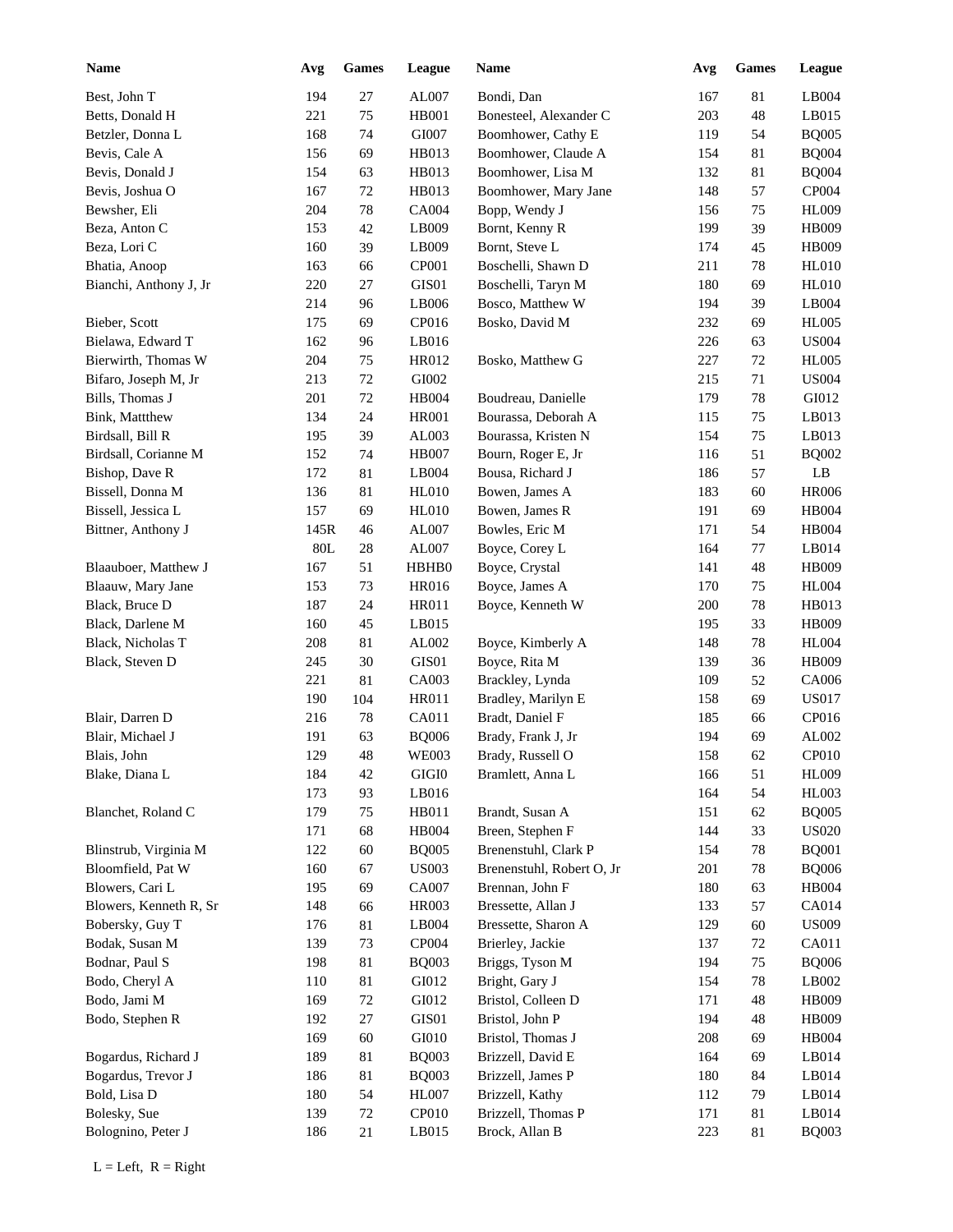| Name | Avg | Games | League | Name | Avg | Games | League |
|---|---|---|---|---|---|---|---|
| Best, John T | 194 | 27 | AL007 | Bondi, Dan | 167 | 81 | LB004 |
| Betts, Donald H | 221 | 75 | HB001 | Bonesteel, Alexander C | 203 | 48 | LB015 |
| Betzler, Donna L | 168 | 74 | GI007 | Boomhower, Cathy E | 119 | 54 | BQ005 |
| Bevis, Cale A | 156 | 69 | HB013 | Boomhower, Claude A | 154 | 81 | BQ004 |
| Bevis, Donald J | 154 | 63 | HB013 | Boomhower, Lisa M | 132 | 81 | BQ004 |
| Bevis, Joshua O | 167 | 72 | HB013 | Boomhower, Mary Jane | 148 | 57 | CP004 |
| Bewsher, Eli | 204 | 78 | CA004 | Bopp, Wendy J | 156 | 75 | HL009 |
| Beza, Anton C | 153 | 42 | LB009 | Bornt, Kenny R | 199 | 39 | HB009 |
| Beza, Lori C | 160 | 39 | LB009 | Bornt, Steve L | 174 | 45 | HB009 |
| Bhatia, Anoop | 163 | 66 | CP001 | Boschelli, Shawn D | 211 | 78 | HL010 |
| Bianchi, Anthony J, Jr | 220 | 27 | GIS01 | Boschelli, Taryn M | 180 | 69 | HL010 |
| | 214 | 96 | LB006 | Bosco, Matthew W | 194 | 39 | LB004 |
| Bieber, Scott | 175 | 69 | CP016 | Bosko, David M | 232 | 69 | HL005 |
| Bielawa, Edward T | 162 | 96 | LB016 | | 226 | 63 | US004 |
| Bierwirth, Thomas W | 204 | 75 | HR012 | Bosko, Matthew G | 227 | 72 | HL005 |
| Bifaro, Joseph M, Jr | 213 | 72 | GI002 | | 215 | 71 | US004 |
| Bills, Thomas J | 201 | 72 | HB004 | Boudreau, Danielle | 179 | 78 | GI012 |
| Bink, Mattthew | 134 | 24 | HR001 | Bourassa, Deborah A | 115 | 75 | LB013 |
| Birdsall, Bill R | 195 | 39 | AL003 | Bourassa, Kristen N | 154 | 75 | LB013 |
| Birdsall, Corianne M | 152 | 74 | HB007 | Bourn, Roger E, Jr | 116 | 51 | BQ002 |
| Bishop, Dave R | 172 | 81 | LB004 | Bousa, Richard J | 186 | 57 | LB |
| Bissell, Donna M | 136 | 81 | HL010 | Bowen, James A | 183 | 60 | HR006 |
| Bissell, Jessica L | 157 | 69 | HL010 | Bowen, James R | 191 | 69 | HB004 |
| Bittner, Anthony J | 145R | 46 | AL007 | Bowles, Eric M | 171 | 54 | HB004 |
| | 80L | 28 | AL007 | Boyce, Corey L | 164 | 77 | LB014 |
| Blaauboer, Matthew J | 167 | 51 | HBHB0 | Boyce, Crystal | 141 | 48 | HB009 |
| Blaauw, Mary Jane | 153 | 73 | HR016 | Boyce, James A | 170 | 75 | HL004 |
| Black, Bruce D | 187 | 24 | HR011 | Boyce, Kenneth W | 200 | 78 | HB013 |
| Black, Darlene M | 160 | 45 | LB015 | | 195 | 33 | HB009 |
| Black, Nicholas T | 208 | 81 | AL002 | Boyce, Kimberly A | 148 | 78 | HL004 |
| Black, Steven D | 245 | 30 | GIS01 | Boyce, Rita M | 139 | 36 | HB009 |
| | 221 | 81 | CA003 | Brackley, Lynda | 109 | 52 | CA006 |
| | 190 | 104 | HR011 | Bradley, Marilyn E | 158 | 69 | US017 |
| Blair, Darren D | 216 | 78 | CA011 | Bradt, Daniel F | 185 | 66 | CP016 |
| Blair, Michael J | 191 | 63 | BQ006 | Brady, Frank J, Jr | 194 | 69 | AL002 |
| Blais, John | 129 | 48 | WE003 | Brady, Russell O | 158 | 62 | CP010 |
| Blake, Diana L | 184 | 42 | GIGI0 | Bramlett, Anna L | 166 | 51 | HL009 |
| | 173 | 93 | LB016 | | 164 | 54 | HL003 |
| Blanchet, Roland C | 179 | 75 | HB011 | Brandt, Susan A | 151 | 62 | BQ005 |
| | 171 | 68 | HB004 | Breen, Stephen F | 144 | 33 | US020 |
| Blinstrub, Virginia M | 122 | 60 | BQ005 | Brenenstuhl, Clark P | 154 | 78 | BQ001 |
| Bloomfield, Pat W | 160 | 67 | US003 | Brenenstuhl, Robert O, Jr | 201 | 78 | BQ006 |
| Blowers, Cari L | 195 | 69 | CA007 | Brennan, John F | 180 | 63 | HB004 |
| Blowers, Kenneth R, Sr | 148 | 66 | HR003 | Bressette, Allan J | 133 | 57 | CA014 |
| Bobersky, Guy T | 176 | 81 | LB004 | Bressette, Sharon A | 129 | 60 | US009 |
| Bodak, Susan M | 139 | 73 | CP004 | Brierley, Jackie | 137 | 72 | CA011 |
| Bodnar, Paul S | 198 | 81 | BQ003 | Briggs, Tyson M | 194 | 75 | BQ006 |
| Bodo, Cheryl A | 110 | 81 | GI012 | Bright, Gary J | 154 | 78 | LB002 |
| Bodo, Jami M | 169 | 72 | GI012 | Bristol, Colleen D | 171 | 48 | HB009 |
| Bodo, Stephen R | 192 | 27 | GIS01 | Bristol, John P | 194 | 48 | HB009 |
| | 169 | 60 | GI010 | Bristol, Thomas J | 208 | 69 | HB004 |
| Bogardus, Richard J | 189 | 81 | BQ003 | Brizzell, David E | 164 | 69 | LB014 |
| Bogardus, Trevor J | 186 | 81 | BQ003 | Brizzell, James P | 180 | 84 | LB014 |
| Bold, Lisa D | 180 | 54 | HL007 | Brizzell, Kathy | 112 | 79 | LB014 |
| Bolesky, Sue | 139 | 72 | CP010 | Brizzell, Thomas P | 171 | 81 | LB014 |
| Bolognino, Peter J | 186 | 21 | LB015 | Brock, Allan B | 223 | 81 | BQ003 |

L = Left, R = Right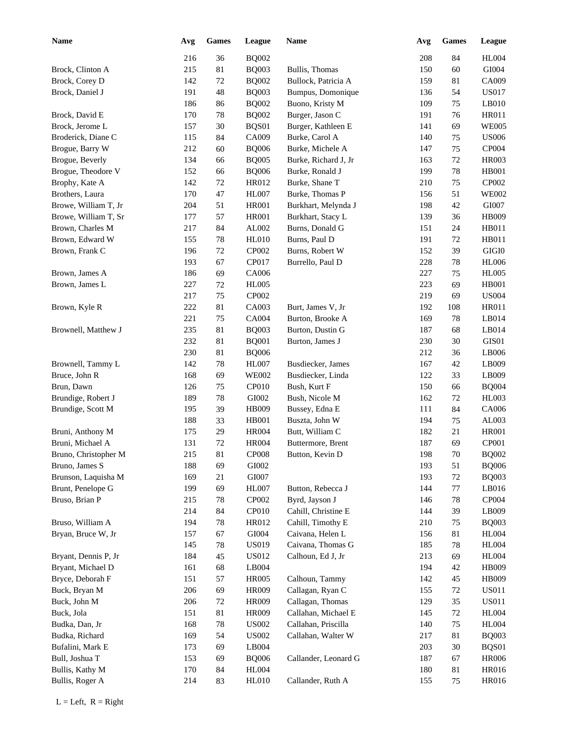| Name | Avg | Games | League | Name | Avg | Games | League |
|---|---|---|---|---|---|---|---|
| | 216 | 36 | BQ002 | | 208 | 84 | HL004 |
| Brock, Clinton A | 215 | 81 | BQ003 | Bullis, Thomas | 150 | 60 | GI004 |
| Brock, Corey D | 142 | 72 | BQ002 | Bullock, Patricia A | 159 | 81 | CA009 |
| Brock, Daniel J | 191 | 48 | BQ003 | Bumpus, Domonique | 136 | 54 | US017 |
| | 186 | 86 | BQ002 | Buono, Kristy M | 109 | 75 | LB010 |
| Brock, David E | 170 | 78 | BQ002 | Burger, Jason C | 191 | 76 | HR011 |
| Brock, Jerome L | 157 | 30 | BQS01 | Burger, Kathleen E | 141 | 69 | WE005 |
| Broderick, Diane C | 115 | 84 | CA009 | Burke, Carol A | 140 | 75 | US006 |
| Brogue, Barry W | 212 | 60 | BQ006 | Burke, Michele A | 147 | 75 | CP004 |
| Brogue, Beverly | 134 | 66 | BQ005 | Burke, Richard J, Jr | 163 | 72 | HR003 |
| Brogue, Theodore V | 152 | 66 | BQ006 | Burke, Ronald J | 199 | 78 | HB001 |
| Brophy, Kate A | 142 | 72 | HR012 | Burke, Shane T | 210 | 75 | CP002 |
| Brothers, Laura | 170 | 47 | HL007 | Burke, Thomas P | 156 | 51 | WE002 |
| Browe, William T, Jr | 204 | 51 | HR001 | Burkhart, Melynda J | 198 | 42 | GI007 |
| Browe, William T, Sr | 177 | 57 | HR001 | Burkhart, Stacy L | 139 | 36 | HB009 |
| Brown, Charles M | 217 | 84 | AL002 | Burns, Donald G | 151 | 24 | HB011 |
| Brown, Edward W | 155 | 78 | HL010 | Burns, Paul D | 191 | 72 | HB011 |
| Brown, Frank C | 196 | 72 | CP002 | Burns, Robert W | 152 | 39 | GIGI0 |
| | 193 | 67 | CP017 | Burrello, Paul D | 228 | 78 | HL006 |
| Brown, James A | 186 | 69 | CA006 | | 227 | 75 | HL005 |
| Brown, James L | 227 | 72 | HL005 | | 223 | 69 | HB001 |
| | 217 | 75 | CP002 | | 219 | 69 | US004 |
| Brown, Kyle R | 222 | 81 | CA003 | Burt, James V, Jr | 192 | 108 | HR011 |
| | 221 | 75 | CA004 | Burton, Brooke A | 169 | 78 | LB014 |
| Brownell, Matthew J | 235 | 81 | BQ003 | Burton, Dustin G | 187 | 68 | LB014 |
| | 232 | 81 | BQ001 | Burton, James J | 230 | 30 | GIS01 |
| | 230 | 81 | BQ006 | | 212 | 36 | LB006 |
| Brownell, Tammy L | 142 | 78 | HL007 | Busdiecker, James | 167 | 42 | LB009 |
| Bruce, John R | 168 | 69 | WE002 | Busdiecker, Linda | 122 | 33 | LB009 |
| Brun, Dawn | 126 | 75 | CP010 | Bush, Kurt F | 150 | 66 | BQ004 |
| Brundige, Robert J | 189 | 78 | GI002 | Bush, Nicole M | 162 | 72 | HL003 |
| Brundige, Scott M | 195 | 39 | HB009 | Bussey, Edna E | 111 | 84 | CA006 |
| | 188 | 33 | HB001 | Buszta, John W | 194 | 75 | AL003 |
| Bruni, Anthony M | 175 | 29 | HR004 | Butt, William C | 182 | 21 | HR001 |
| Bruni, Michael A | 131 | 72 | HR004 | Buttermore, Brent | 187 | 69 | CP001 |
| Bruno, Christopher M | 215 | 81 | CP008 | Button, Kevin D | 198 | 70 | BQ002 |
| Bruno, James S | 188 | 69 | GI002 | | 193 | 51 | BQ006 |
| Brunson, Laquisha M | 169 | 21 | GI007 | | 193 | 72 | BQ003 |
| Brunt, Penelope G | 199 | 69 | HL007 | Button, Rebecca J | 144 | 77 | LB016 |
| Bruso, Brian P | 215 | 78 | CP002 | Byrd, Jayson J | 146 | 78 | CP004 |
| | 214 | 84 | CP010 | Cahill, Christine E | 144 | 39 | LB009 |
| Bruso, William A | 194 | 78 | HR012 | Cahill, Timothy E | 210 | 75 | BQ003 |
| Bryan, Bruce W, Jr | 157 | 67 | GI004 | Caivana, Helen L | 156 | 81 | HL004 |
| | 145 | 78 | US019 | Caivana, Thomas G | 185 | 78 | HL004 |
| Bryant, Dennis P, Jr | 184 | 45 | US012 | Calhoun, Ed J, Jr | 213 | 69 | HL004 |
| Bryant, Michael D | 161 | 68 | LB004 | | 194 | 42 | HB009 |
| Bryce, Deborah F | 151 | 57 | HR005 | Calhoun, Tammy | 142 | 45 | HB009 |
| Buck, Bryan M | 206 | 69 | HR009 | Callagan, Ryan C | 155 | 72 | US011 |
| Buck, John M | 206 | 72 | HR009 | Callagan, Thomas | 129 | 35 | US011 |
| Buck, Jola | 151 | 81 | HR009 | Callahan, Michael E | 145 | 72 | HL004 |
| Budka, Dan, Jr | 168 | 78 | US002 | Callahan, Priscilla | 140 | 75 | HL004 |
| Budka, Richard | 169 | 54 | US002 | Callahan, Walter W | 217 | 81 | BQ003 |
| Bufalini, Mark E | 173 | 69 | LB004 | | 203 | 30 | BQS01 |
| Bull, Joshua T | 153 | 69 | BQ006 | Callander, Leonard G | 187 | 67 | HR006 |
| Bullis, Kathy M | 170 | 84 | HL004 | | 180 | 81 | HR016 |
| Bullis, Roger A | 214 | 83 | HL010 | Callander, Ruth A | 155 | 75 | HR016 |

L = Left, R = Right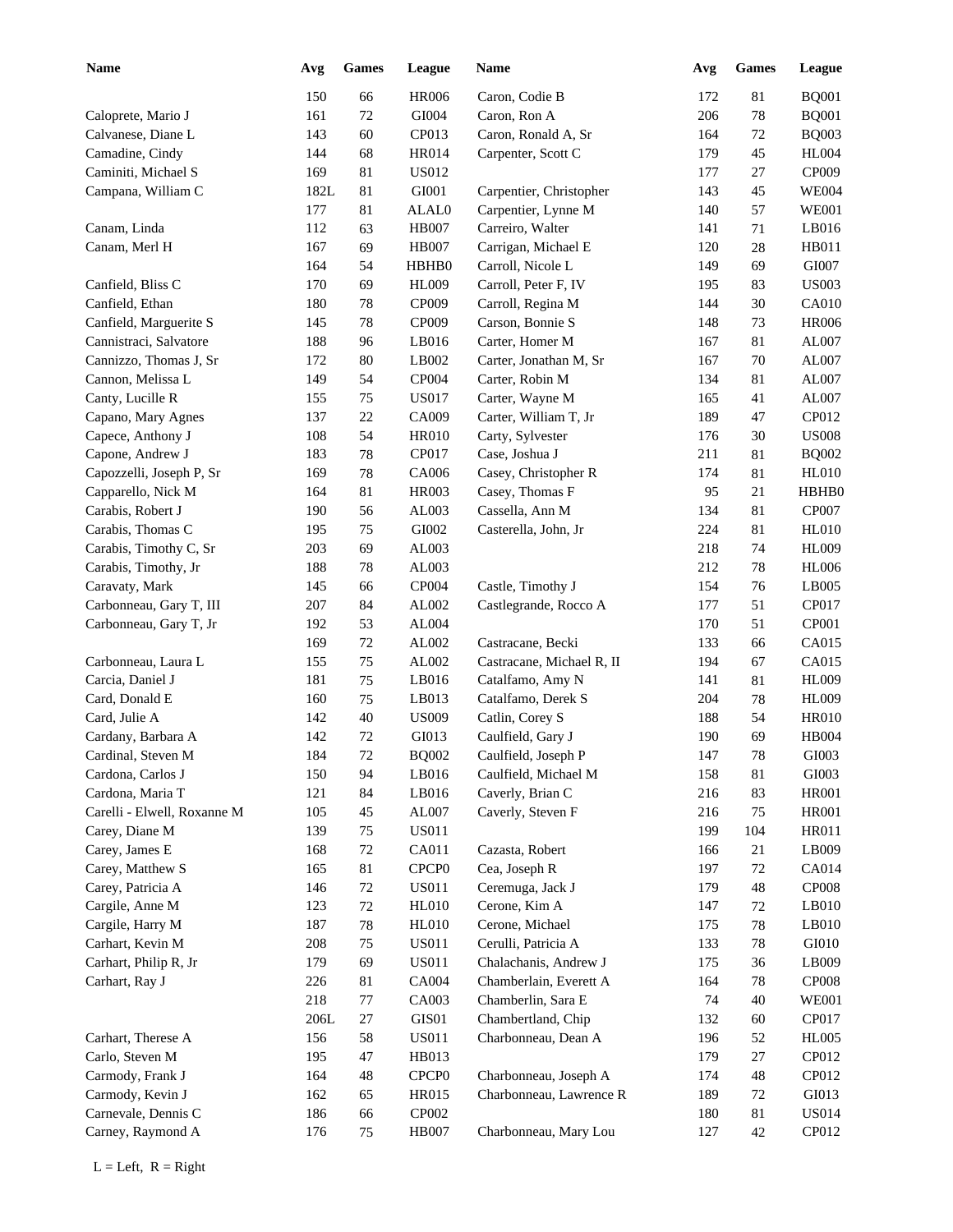| Name | Avg | Games | League | Name | Avg | Games | League |
|---|---|---|---|---|---|---|---|
| | 150 | 66 | HR006 | Caron, Codie B | 172 | 81 | BQ001 |
| Caloprete, Mario J | 161 | 72 | GI004 | Caron, Ron A | 206 | 78 | BQ001 |
| Calvanese, Diane L | 143 | 60 | CP013 | Caron, Ronald A, Sr | 164 | 72 | BQ003 |
| Camadine, Cindy | 144 | 68 | HR014 | Carpenter, Scott C | 179 | 45 | HL004 |
| Caminiti, Michael S | 169 | 81 | US012 | | 177 | 27 | CP009 |
| Campana, William C | 182L | 81 | GI001 | Carpentier, Christopher | 143 | 45 | WE004 |
| | 177 | 81 | ALAL0 | Carpentier, Lynne M | 140 | 57 | WE001 |
| Canam, Linda | 112 | 63 | HB007 | Carreiro, Walter | 141 | 71 | LB016 |
| Canam, Merl H | 167 | 69 | HB007 | Carrigan, Michael E | 120 | 28 | HB011 |
| | 164 | 54 | HBHB0 | Carroll, Nicole L | 149 | 69 | GI007 |
| Canfield, Bliss C | 170 | 69 | HL009 | Carroll, Peter F, IV | 195 | 83 | US003 |
| Canfield, Ethan | 180 | 78 | CP009 | Carroll, Regina M | 144 | 30 | CA010 |
| Canfield, Marguerite S | 145 | 78 | CP009 | Carson, Bonnie S | 148 | 73 | HR006 |
| Cannistraci, Salvatore | 188 | 96 | LB016 | Carter, Homer M | 167 | 81 | AL007 |
| Cannizzo, Thomas J, Sr | 172 | 80 | LB002 | Carter, Jonathan M, Sr | 167 | 70 | AL007 |
| Cannon, Melissa L | 149 | 54 | CP004 | Carter, Robin M | 134 | 81 | AL007 |
| Canty, Lucille R | 155 | 75 | US017 | Carter, Wayne M | 165 | 41 | AL007 |
| Capano, Mary Agnes | 137 | 22 | CA009 | Carter, William T, Jr | 189 | 47 | CP012 |
| Capece, Anthony J | 108 | 54 | HR010 | Carty, Sylvester | 176 | 30 | US008 |
| Capone, Andrew J | 183 | 78 | CP017 | Case, Joshua J | 211 | 81 | BQ002 |
| Capozzelli, Joseph P, Sr | 169 | 78 | CA006 | Casey, Christopher R | 174 | 81 | HL010 |
| Capparello, Nick M | 164 | 81 | HR003 | Casey, Thomas F | 95 | 21 | HBHB0 |
| Carabis, Robert J | 190 | 56 | AL003 | Cassella, Ann M | 134 | 81 | CP007 |
| Carabis, Thomas C | 195 | 75 | GI002 | Casterella, John, Jr | 224 | 81 | HL010 |
| Carabis, Timothy C, Sr | 203 | 69 | AL003 | | 218 | 74 | HL009 |
| Carabis, Timothy, Jr | 188 | 78 | AL003 | | 212 | 78 | HL006 |
| Caravaty, Mark | 145 | 66 | CP004 | Castle, Timothy J | 154 | 76 | LB005 |
| Carbonneau, Gary T, III | 207 | 84 | AL002 | Castlegrande, Rocco A | 177 | 51 | CP017 |
| Carbonneau, Gary T, Jr | 192 | 53 | AL004 | | 170 | 51 | CP001 |
| | 169 | 72 | AL002 | Castracane, Becki | 133 | 66 | CA015 |
| Carbonneau, Laura L | 155 | 75 | AL002 | Castracane, Michael R, II | 194 | 67 | CA015 |
| Carcia, Daniel J | 181 | 75 | LB016 | Catalfamo, Amy N | 141 | 81 | HL009 |
| Card, Donald E | 160 | 75 | LB013 | Catalfamo, Derek S | 204 | 78 | HL009 |
| Card, Julie A | 142 | 40 | US009 | Catlin, Corey S | 188 | 54 | HR010 |
| Cardany, Barbara A | 142 | 72 | GI013 | Caulfield, Gary J | 190 | 69 | HB004 |
| Cardinal, Steven M | 184 | 72 | BQ002 | Caulfield, Joseph P | 147 | 78 | GI003 |
| Cardona, Carlos J | 150 | 94 | LB016 | Caulfield, Michael M | 158 | 81 | GI003 |
| Cardona, Maria T | 121 | 84 | LB016 | Caverly, Brian C | 216 | 83 | HR001 |
| Carelli - Elwell, Roxanne M | 105 | 45 | AL007 | Caverly, Steven F | 216 | 75 | HR001 |
| Carey, Diane M | 139 | 75 | US011 | | 199 | 104 | HR011 |
| Carey, James E | 168 | 72 | CA011 | Cazasta, Robert | 166 | 21 | LB009 |
| Carey, Matthew S | 165 | 81 | CPCP0 | Cea, Joseph R | 197 | 72 | CA014 |
| Carey, Patricia A | 146 | 72 | US011 | Ceremuga, Jack J | 179 | 48 | CP008 |
| Cargile, Anne M | 123 | 72 | HL010 | Cerone, Kim A | 147 | 72 | LB010 |
| Cargile, Harry M | 187 | 78 | HL010 | Cerone, Michael | 175 | 78 | LB010 |
| Carhart, Kevin M | 208 | 75 | US011 | Cerulli, Patricia A | 133 | 78 | GI010 |
| Carhart, Philip R, Jr | 179 | 69 | US011 | Chalachanis, Andrew J | 175 | 36 | LB009 |
| Carhart, Ray J | 226 | 81 | CA004 | Chamberlain, Everett A | 164 | 78 | CP008 |
| | 218 | 77 | CA003 | Chamberlin, Sara E | 74 | 40 | WE001 |
| | 206L | 27 | GIS01 | Chambertland, Chip | 132 | 60 | CP017 |
| Carhart, Therese A | 156 | 58 | US011 | Charbonneau, Dean A | 196 | 52 | HL005 |
| Carlo, Steven M | 195 | 47 | HB013 | | 179 | 27 | CP012 |
| Carmody, Frank J | 164 | 48 | CPCP0 | Charbonneau, Joseph A | 174 | 48 | CP012 |
| Carmody, Kevin J | 162 | 65 | HR015 | Charbonneau, Lawrence R | 189 | 72 | GI013 |
| Carnevale, Dennis C | 186 | 66 | CP002 | | 180 | 81 | US014 |
| Carney, Raymond A | 176 | 75 | HB007 | Charbonneau, Mary Lou | 127 | 42 | CP012 |

L = Left, R = Right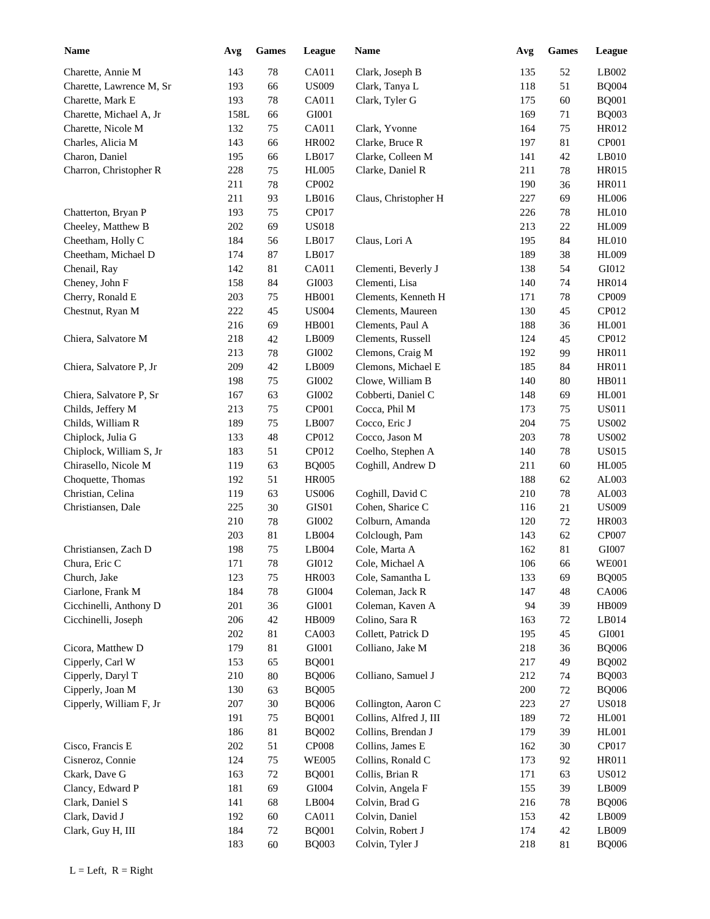| Name | Avg | Games | League |
|---|---|---|---|
| Charette, Annie M | 143 | 78 | CA011 |
| Charette, Lawrence M, Sr | 193 | 66 | US009 |
| Charette, Mark E | 193 | 78 | CA011 |
| Charette, Michael A, Jr | 158L | 66 | GI001 |
| Charette, Nicole M | 132 | 75 | CA011 |
| Charles, Alicia M | 143 | 66 | HR002 |
| Charon, Daniel | 195 | 66 | LB017 |
| Charron, Christopher R | 228 | 75 | HL005 |
| | 211 | 78 | CP002 |
| | 211 | 93 | LB016 |
| Chatterton, Bryan P | 193 | 75 | CP017 |
| Cheeley, Matthew B | 202 | 69 | US018 |
| Cheetham, Holly C | 184 | 56 | LB017 |
| Cheetham, Michael D | 174 | 87 | LB017 |
| Chenail, Ray | 142 | 81 | CA011 |
| Cheney, John F | 158 | 84 | GI003 |
| Cherry, Ronald E | 203 | 75 | HB001 |
| Chestnut, Ryan M | 222 | 45 | US004 |
| | 216 | 69 | HB001 |
| Chiera, Salvatore M | 218 | 42 | LB009 |
| | 213 | 78 | GI002 |
| Chiera, Salvatore P, Jr | 209 | 42 | LB009 |
| | 198 | 75 | GI002 |
| Chiera, Salvatore P, Sr | 167 | 63 | GI002 |
| Childs, Jeffery M | 213 | 75 | CP001 |
| Childs, William R | 189 | 75 | LB007 |
| Chiplock, Julia G | 133 | 48 | CP012 |
| Chiplock, William S, Jr | 183 | 51 | CP012 |
| Chirasello, Nicole M | 119 | 63 | BQ005 |
| Choquette, Thomas | 192 | 51 | HR005 |
| Christian, Celina | 119 | 63 | US006 |
| Christiansen, Dale | 225 | 30 | GIS01 |
| | 210 | 78 | GI002 |
| | 203 | 81 | LB004 |
| Christiansen, Zach D | 198 | 75 | LB004 |
| Chura, Eric C | 171 | 78 | GI012 |
| Church, Jake | 123 | 75 | HR003 |
| Ciarlone, Frank M | 184 | 78 | GI004 |
| Cicchinelli, Anthony D | 201 | 36 | GI001 |
| Cicchinelli, Joseph | 206 | 42 | HB009 |
| | 202 | 81 | CA003 |
| Cicora, Matthew D | 179 | 81 | GI001 |
| Cipperly, Carl W | 153 | 65 | BQ001 |
| Cipperly, Daryl T | 210 | 80 | BQ006 |
| Cipperly, Joan M | 130 | 63 | BQ005 |
| Cipperly, William F, Jr | 207 | 30 | BQ006 |
| | 191 | 75 | BQ001 |
| | 186 | 81 | BQ002 |
| Cisco, Francis E | 202 | 51 | CP008 |
| Cisneroz, Connie | 124 | 75 | WE005 |
| Ckark, Dave G | 163 | 72 | BQ001 |
| Clancy, Edward P | 181 | 69 | GI004 |
| Clark, Daniel S | 141 | 68 | LB004 |
| Clark, David J | 192 | 60 | CA011 |
| Clark, Guy H, III | 184 | 72 | BQ001 |
| | 183 | 60 | BQ003 |
| Clark, Joseph B | 135 | 52 | LB002 |
| Clark, Tanya L | 118 | 51 | BQ004 |
| Clark, Tyler G | 175 | 60 | BQ001 |
| | 169 | 71 | BQ003 |
| Clark, Yvonne | 164 | 75 | HR012 |
| Clarke, Bruce R | 197 | 81 | CP001 |
| Clarke, Colleen M | 141 | 42 | LB010 |
| Clarke, Daniel R | 211 | 78 | HR015 |
| | 190 | 36 | HR011 |
| Claus, Christopher H | 227 | 69 | HL006 |
| | 226 | 78 | HL010 |
| | 213 | 22 | HL009 |
| Claus, Lori A | 195 | 84 | HL010 |
| | 189 | 38 | HL009 |
| Clementi, Beverly J | 138 | 54 | GI012 |
| Clementi, Lisa | 140 | 74 | HR014 |
| Clements, Kenneth H | 171 | 78 | CP009 |
| Clements, Maureen | 130 | 45 | CP012 |
| Clements, Paul A | 188 | 36 | HL001 |
| Clements, Russell | 124 | 45 | CP012 |
| Clemons, Craig M | 192 | 99 | HR011 |
| Clemons, Michael E | 185 | 84 | HR011 |
| Clowe, William B | 140 | 80 | HB011 |
| Cobberti, Daniel C | 148 | 69 | HL001 |
| Cocca, Phil M | 173 | 75 | US011 |
| Cocco, Eric J | 204 | 75 | US002 |
| Cocco, Jason M | 203 | 78 | US002 |
| Coelho, Stephen A | 140 | 78 | US015 |
| Coghill, Andrew D | 211 | 60 | HL005 |
| | 188 | 62 | AL003 |
| Coghill, David C | 210 | 78 | AL003 |
| Cohen, Sharice C | 116 | 21 | US009 |
| Colburn, Amanda | 120 | 72 | HR003 |
| Colclough, Pam | 143 | 62 | CP007 |
| Cole, Marta A | 162 | 81 | GI007 |
| Cole, Michael A | 106 | 66 | WE001 |
| Cole, Samantha L | 133 | 69 | BQ005 |
| Coleman, Jack R | 147 | 48 | CA006 |
| Coleman, Kaven A | 94 | 39 | HB009 |
| Colino, Sara R | 163 | 72 | LB014 |
| Collett, Patrick D | 195 | 45 | GI001 |
| Colliano, Jake M | 218 | 36 | BQ006 |
| | 217 | 49 | BQ002 |
| Colliano, Samuel J | 212 | 74 | BQ003 |
| | 200 | 72 | BQ006 |
| Collington, Aaron C | 223 | 27 | US018 |
| Collins, Alfred J, III | 189 | 72 | HL001 |
| Collins, Brendan J | 179 | 39 | HL001 |
| Collins, James E | 162 | 30 | CP017 |
| Collins, Ronald C | 173 | 92 | HR011 |
| Collis, Brian R | 171 | 63 | US012 |
| Colvin, Angela F | 155 | 39 | LB009 |
| Colvin, Brad G | 216 | 78 | BQ006 |
| Colvin, Daniel | 153 | 42 | LB009 |
| Colvin, Robert J | 174 | 42 | LB009 |
| Colvin, Tyler J | 218 | 81 | BQ006 |

L = Left, R = Right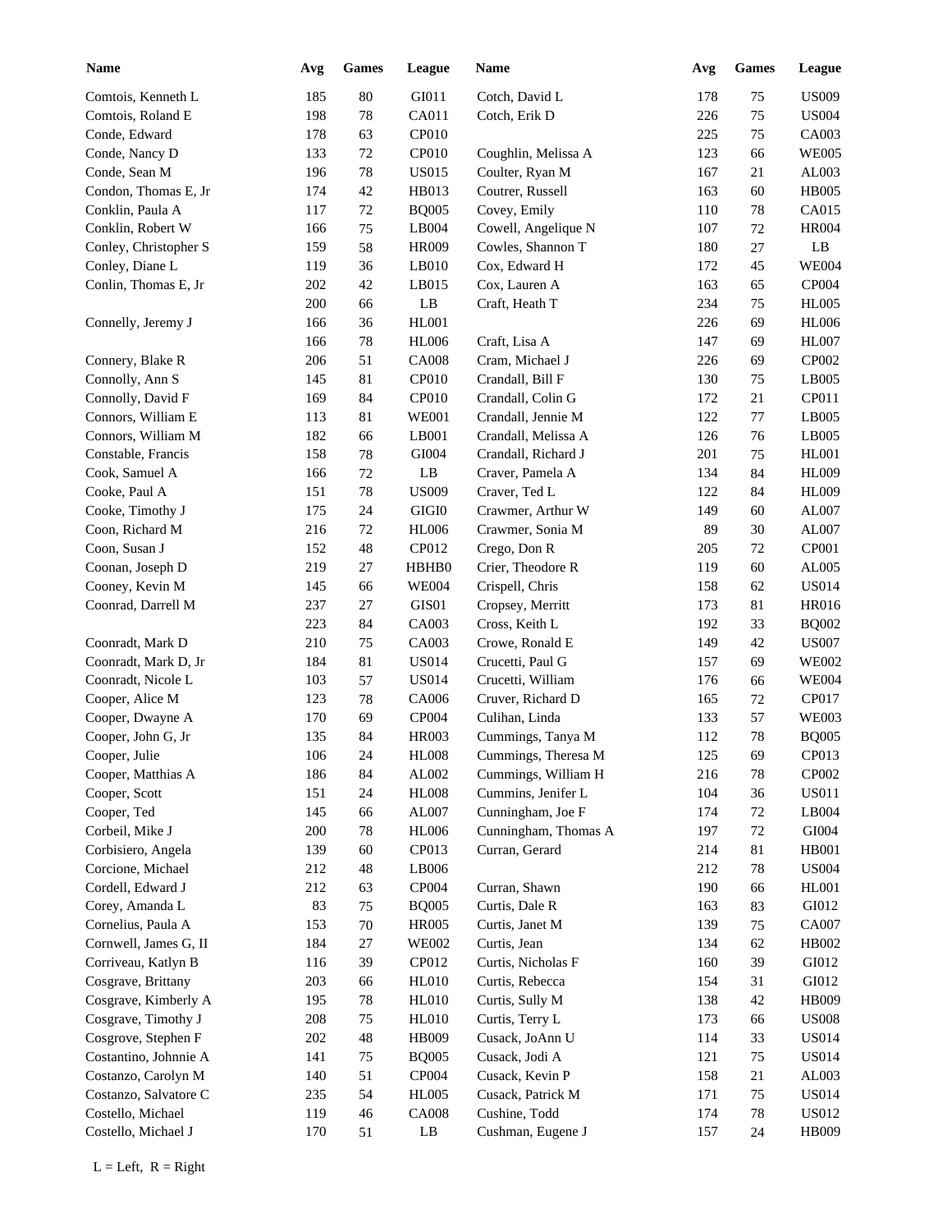| Name | Avg | Games | League | Name | Avg | Games | League |
|---|---|---|---|---|---|---|---|
| Comtois, Kenneth L | 185 | 80 | GI011 | Cotch, David L | 178 | 75 | US009 |
| Comtois, Roland E | 198 | 78 | CA011 | Cotch, Erik D | 226 | 75 | US004 |
| Conde, Edward | 178 | 63 | CP010 | | 225 | 75 | CA003 |
| Conde, Nancy D | 133 | 72 | CP010 | Coughlin, Melissa A | 123 | 66 | WE005 |
| Conde, Sean M | 196 | 78 | US015 | Coulter, Ryan M | 167 | 21 | AL003 |
| Condon, Thomas E, Jr | 174 | 42 | HB013 | Coutrer, Russell | 163 | 60 | HB005 |
| Conklin, Paula A | 117 | 72 | BQ005 | Covey, Emily | 110 | 78 | CA015 |
| Conklin, Robert W | 166 | 75 | LB004 | Cowell, Angelique N | 107 | 72 | HR004 |
| Conley, Christopher S | 159 | 58 | HR009 | Cowles, Shannon T | 180 | 27 | LB |
| Conley, Diane L | 119 | 36 | LB010 | Cox, Edward H | 172 | 45 | WE004 |
| Conlin, Thomas E, Jr | 202 | 42 | LB015 | Cox, Lauren A | 163 | 65 | CP004 |
| | 200 | 66 | LB | Craft, Heath T | 234 | 75 | HL005 |
| Connelly, Jeremy J | 166 | 36 | HL001 | | 226 | 69 | HL006 |
| | 166 | 78 | HL006 | Craft, Lisa A | 147 | 69 | HL007 |
| Connery, Blake R | 206 | 51 | CA008 | Cram, Michael J | 226 | 69 | CP002 |
| Connolly, Ann S | 145 | 81 | CP010 | Crandall, Bill F | 130 | 75 | LB005 |
| Connolly, David F | 169 | 84 | CP010 | Crandall, Colin G | 172 | 21 | CP011 |
| Connors, William E | 113 | 81 | WE001 | Crandall, Jennie M | 122 | 77 | LB005 |
| Connors, William M | 182 | 66 | LB001 | Crandall, Melissa A | 126 | 76 | LB005 |
| Constable, Francis | 158 | 78 | GI004 | Crandall, Richard J | 201 | 75 | HL001 |
| Cook, Samuel A | 166 | 72 | LB | Craver, Pamela A | 134 | 84 | HL009 |
| Cooke, Paul A | 151 | 78 | US009 | Craver, Ted L | 122 | 84 | HL009 |
| Cooke, Timothy J | 175 | 24 | GIGI0 | Crawmer, Arthur W | 149 | 60 | AL007 |
| Coon, Richard M | 216 | 72 | HL006 | Crawmer, Sonia M | 89 | 30 | AL007 |
| Coon, Susan J | 152 | 48 | CP012 | Crego, Don R | 205 | 72 | CP001 |
| Coonan, Joseph D | 219 | 27 | HBHB0 | Crier, Theodore R | 119 | 60 | AL005 |
| Cooney, Kevin M | 145 | 66 | WE004 | Crispell, Chris | 158 | 62 | US014 |
| Coonrad, Darrell M | 237 | 27 | GIS01 | Cropsey, Merritt | 173 | 81 | HR016 |
| | 223 | 84 | CA003 | Cross, Keith L | 192 | 33 | BQ002 |
| Coonradt, Mark D | 210 | 75 | CA003 | Crowe, Ronald E | 149 | 42 | US007 |
| Coonradt, Mark D, Jr | 184 | 81 | US014 | Crucetti, Paul G | 157 | 69 | WE002 |
| Coonradt, Nicole L | 103 | 57 | US014 | Crucetti, William | 176 | 66 | WE004 |
| Cooper, Alice M | 123 | 78 | CA006 | Cruver, Richard D | 165 | 72 | CP017 |
| Cooper, Dwayne A | 170 | 69 | CP004 | Culihan, Linda | 133 | 57 | WE003 |
| Cooper, John G, Jr | 135 | 84 | HR003 | Cummings, Tanya M | 112 | 78 | BQ005 |
| Cooper, Julie | 106 | 24 | HL008 | Cummings, Theresa M | 125 | 69 | CP013 |
| Cooper, Matthias A | 186 | 84 | AL002 | Cummings, William H | 216 | 78 | CP002 |
| Cooper, Scott | 151 | 24 | HL008 | Cummins, Jenifer L | 104 | 36 | US011 |
| Cooper, Ted | 145 | 66 | AL007 | Cunningham, Joe F | 174 | 72 | LB004 |
| Corbeil, Mike J | 200 | 78 | HL006 | Cunningham, Thomas A | 197 | 72 | GI004 |
| Corbisiero, Angela | 139 | 60 | CP013 | Curran, Gerard | 214 | 81 | HB001 |
| Corcione, Michael | 212 | 48 | LB006 | | 212 | 78 | US004 |
| Cordell, Edward J | 212 | 63 | CP004 | Curran, Shawn | 190 | 66 | HL001 |
| Corey, Amanda L | 83 | 75 | BQ005 | Curtis, Dale R | 163 | 83 | GI012 |
| Cornelius, Paula A | 153 | 70 | HR005 | Curtis, Janet M | 139 | 75 | CA007 |
| Cornwell, James G, II | 184 | 27 | WE002 | Curtis, Jean | 134 | 62 | HB002 |
| Corriveau, Katlyn B | 116 | 39 | CP012 | Curtis, Nicholas F | 160 | 39 | GI012 |
| Cosgrave, Brittany | 203 | 66 | HL010 | Curtis, Rebecca | 154 | 31 | GI012 |
| Cosgrave, Kimberly A | 195 | 78 | HL010 | Curtis, Sully M | 138 | 42 | HB009 |
| Cosgrave, Timothy J | 208 | 75 | HL010 | Curtis, Terry L | 173 | 66 | US008 |
| Cosgrove, Stephen F | 202 | 48 | HB009 | Cusack, JoAnn U | 114 | 33 | US014 |
| Costantino, Johnnie A | 141 | 75 | BQ005 | Cusack, Jodi A | 121 | 75 | US014 |
| Costanzo, Carolyn M | 140 | 51 | CP004 | Cusack, Kevin P | 158 | 21 | AL003 |
| Costanzo, Salvatore C | 235 | 54 | HL005 | Cusack, Patrick M | 171 | 75 | US014 |
| Costello, Michael | 119 | 46 | CA008 | Cushine, Todd | 174 | 78 | US012 |
| Costello, Michael J | 170 | 51 | LB | Cushman, Eugene J | 157 | 24 | HB009 |

L = Left, R = Right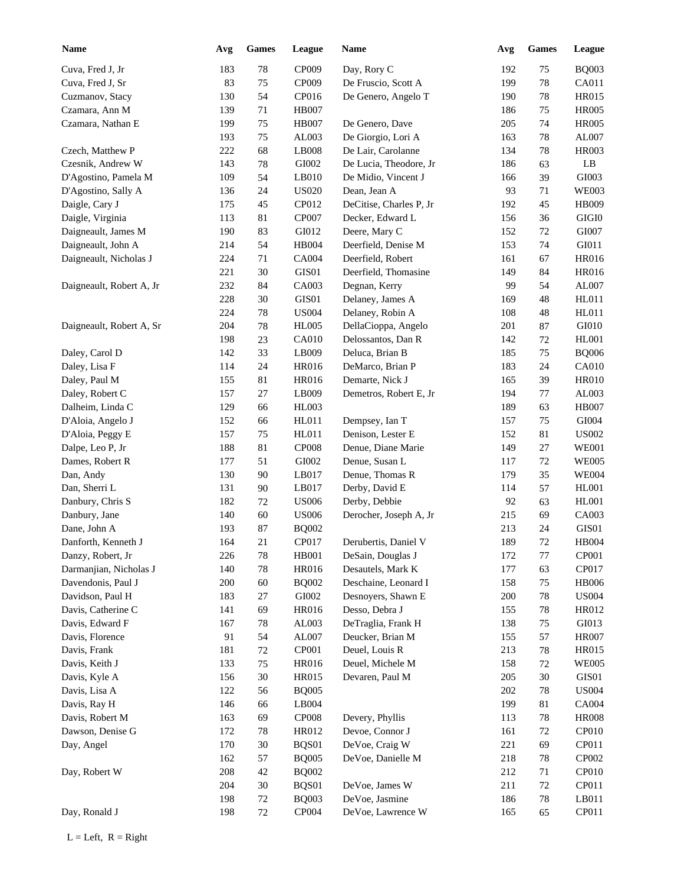| Name | Avg | Games | League | Name | Avg | Games | League |
|---|---|---|---|---|---|---|---|
| Cuva, Fred J, Jr | 183 | 78 | CP009 | Day, Rory C | 192 | 75 | BQ003 |
| Cuva, Fred J, Sr | 83 | 75 | CP009 | De Fruscio, Scott A | 199 | 78 | CA011 |
| Cuzmanov, Stacy | 130 | 54 | CP016 | De Genero, Angelo T | 190 | 78 | HR015 |
| Czamara, Ann M | 139 | 71 | HB007 | | 186 | 75 | HR005 |
| Czamara, Nathan E | 199 | 75 | HB007 | De Genero, Dave | 205 | 74 | HR005 |
| | 193 | 75 | AL003 | De Giorgio, Lori A | 163 | 78 | AL007 |
| Czech, Matthew P | 222 | 68 | LB008 | De Lair, Carolanne | 134 | 78 | HR003 |
| Czesnik, Andrew W | 143 | 78 | GI002 | De Lucia, Theodore, Jr | 186 | 63 | LB |
| D'Agostino, Pamela M | 109 | 54 | LB010 | De Midio, Vincent J | 166 | 39 | GI003 |
| D'Agostino, Sally A | 136 | 24 | US020 | Dean, Jean A | 93 | 71 | WE003 |
| Daigle, Cary J | 175 | 45 | CP012 | DeCitise, Charles P, Jr | 192 | 45 | HB009 |
| Daigle, Virginia | 113 | 81 | CP007 | Decker, Edward L | 156 | 36 | GIGI0 |
| Daigneault, James M | 190 | 83 | GI012 | Deere, Mary C | 152 | 72 | GI007 |
| Daigneault, John A | 214 | 54 | HB004 | Deerfield, Denise M | 153 | 74 | GI011 |
| Daigneault, Nicholas J | 224 | 71 | CA004 | Deerfield, Robert | 161 | 67 | HR016 |
| | 221 | 30 | GIS01 | Deerfield, Thomasine | 149 | 84 | HR016 |
| Daigneault, Robert A, Jr | 232 | 84 | CA003 | Degnan, Kerry | 99 | 54 | AL007 |
| | 228 | 30 | GIS01 | Delaney, James A | 169 | 48 | HL011 |
| | 224 | 78 | US004 | Delaney, Robin A | 108 | 48 | HL011 |
| Daigneault, Robert A, Sr | 204 | 78 | HL005 | DellaCioppa, Angelo | 201 | 87 | GI010 |
| | 198 | 23 | CA010 | Delossantos, Dan R | 142 | 72 | HL001 |
| Daley, Carol D | 142 | 33 | LB009 | Deluca, Brian B | 185 | 75 | BQ006 |
| Daley, Lisa F | 114 | 24 | HR016 | DeMarco, Brian P | 183 | 24 | CA010 |
| Daley, Paul M | 155 | 81 | HR016 | Demarte, Nick J | 165 | 39 | HR010 |
| Daley, Robert C | 157 | 27 | LB009 | Demetros, Robert E, Jr | 194 | 77 | AL003 |
| Dalheim, Linda C | 129 | 66 | HL003 | | 189 | 63 | HB007 |
| D'Aloia, Angelo J | 152 | 66 | HL011 | Dempsey, Ian T | 157 | 75 | GI004 |
| D'Aloia, Peggy E | 157 | 75 | HL011 | Denison, Lester E | 152 | 81 | US002 |
| Dalpe, Leo P, Jr | 188 | 81 | CP008 | Denue, Diane Marie | 149 | 27 | WE001 |
| Dames, Robert R | 177 | 51 | GI002 | Denue, Susan L | 117 | 72 | WE005 |
| Dan, Andy | 130 | 90 | LB017 | Denue, Thomas R | 179 | 35 | WE004 |
| Dan, Sherri L | 131 | 90 | LB017 | Derby, David E | 114 | 57 | HL001 |
| Danbury, Chris S | 182 | 72 | US006 | Derby, Debbie | 92 | 63 | HL001 |
| Danbury, Jane | 140 | 60 | US006 | Derocher, Joseph A, Jr | 215 | 69 | CA003 |
| Dane, John A | 193 | 87 | BQ002 | | 213 | 24 | GIS01 |
| Danforth, Kenneth J | 164 | 21 | CP017 | Derubertis, Daniel V | 189 | 72 | HB004 |
| Danzy, Robert, Jr | 226 | 78 | HB001 | DeSain, Douglas J | 172 | 77 | CP001 |
| Darmanjian, Nicholas J | 140 | 78 | HR016 | Desautels, Mark K | 177 | 63 | CP017 |
| Davendonis, Paul J | 200 | 60 | BQ002 | Deschaine, Leonard I | 158 | 75 | HB006 |
| Davidson, Paul H | 183 | 27 | GI002 | Desnoyers, Shawn E | 200 | 78 | US004 |
| Davis, Catherine C | 141 | 69 | HR016 | Desso, Debra J | 155 | 78 | HR012 |
| Davis, Edward F | 167 | 78 | AL003 | DeTraglia, Frank H | 138 | 75 | GI013 |
| Davis, Florence | 91 | 54 | AL007 | Deucker, Brian M | 155 | 57 | HR007 |
| Davis, Frank | 181 | 72 | CP001 | Deuel, Louis R | 213 | 78 | HR015 |
| Davis, Keith J | 133 | 75 | HR016 | Deuel, Michele M | 158 | 72 | WE005 |
| Davis, Kyle A | 156 | 30 | HR015 | Devaren, Paul M | 205 | 30 | GIS01 |
| Davis, Lisa A | 122 | 56 | BQ005 | | 202 | 78 | US004 |
| Davis, Ray H | 146 | 66 | LB004 | | 199 | 81 | CA004 |
| Davis, Robert M | 163 | 69 | CP008 | Devery, Phyllis | 113 | 78 | HR008 |
| Dawson, Denise G | 172 | 78 | HR012 | Devoe, Connor J | 161 | 72 | CP010 |
| Day, Angel | 170 | 30 | BQS01 | DeVoe, Craig W | 221 | 69 | CP011 |
| | 162 | 57 | BQ005 | DeVoe, Danielle M | 218 | 78 | CP002 |
| Day, Robert W | 208 | 42 | BQ002 | | 212 | 71 | CP010 |
| | 204 | 30 | BQS01 | DeVoe, James W | 211 | 72 | CP011 |
| | 198 | 72 | BQ003 | DeVoe, Jasmine | 186 | 78 | LB011 |
| Day, Ronald J | 198 | 72 | CP004 | DeVoe, Lawrence W | 165 | 65 | CP011 |

L = Left, R = Right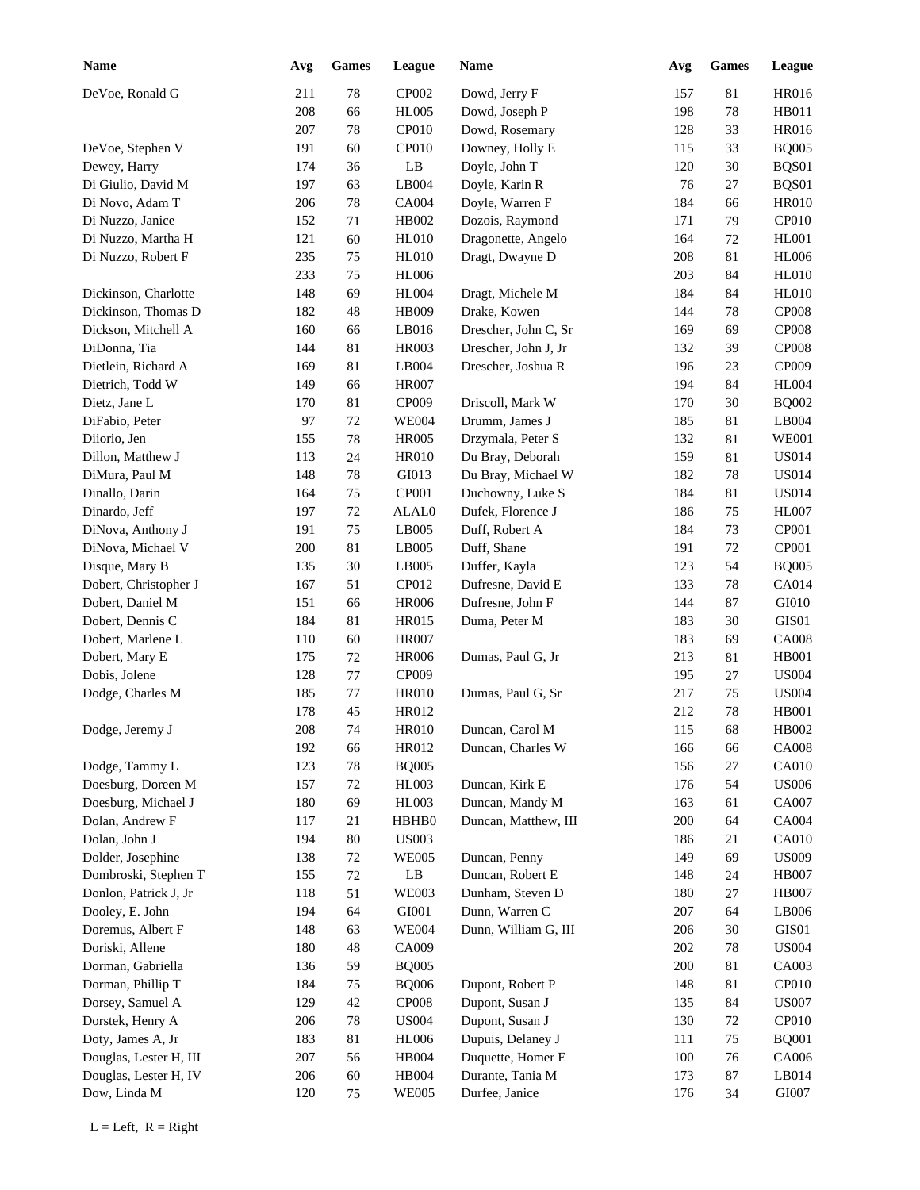| Name | Avg | Games | League | Name | Avg | Games | League |
|---|---|---|---|---|---|---|---|
| DeVoe, Ronald G | 211 | 78 | CP002 | Dowd, Jerry F | 157 | 81 | HR016 |
| | 208 | 66 | HL005 | Dowd, Joseph P | 198 | 78 | HB011 |
| | 207 | 78 | CP010 | Dowd, Rosemary | 128 | 33 | HR016 |
| DeVoe, Stephen V | 191 | 60 | CP010 | Downey, Holly E | 115 | 33 | BQ005 |
| Dewey, Harry | 174 | 36 | LB | Doyle, John T | 120 | 30 | BQS01 |
| Di Giulio, David M | 197 | 63 | LB004 | Doyle, Karin R | 76 | 27 | BQS01 |
| Di Novo, Adam T | 206 | 78 | CA004 | Doyle, Warren F | 184 | 66 | HR010 |
| Di Nuzzo, Janice | 152 | 71 | HB002 | Dozois, Raymond | 171 | 79 | CP010 |
| Di Nuzzo, Martha H | 121 | 60 | HL010 | Dragonette, Angelo | 164 | 72 | HL001 |
| Di Nuzzo, Robert F | 235 | 75 | HL010 | Dragt, Dwayne D | 208 | 81 | HL006 |
| | 233 | 75 | HL006 | | 203 | 84 | HL010 |
| Dickinson, Charlotte | 148 | 69 | HL004 | Dragt, Michele M | 184 | 84 | HL010 |
| Dickinson, Thomas D | 182 | 48 | HB009 | Drake, Kowen | 144 | 78 | CP008 |
| Dickson, Mitchell A | 160 | 66 | LB016 | Drescher, John C, Sr | 169 | 69 | CP008 |
| DiDonna, Tia | 144 | 81 | HR003 | Drescher, John J, Jr | 132 | 39 | CP008 |
| Dietlein, Richard A | 169 | 81 | LB004 | Drescher, Joshua R | 196 | 23 | CP009 |
| Dietrich, Todd W | 149 | 66 | HR007 | | 194 | 84 | HL004 |
| Dietz, Jane L | 170 | 81 | CP009 | Driscoll, Mark W | 170 | 30 | BQ002 |
| DiFabio, Peter | 97 | 72 | WE004 | Drumm, James J | 185 | 81 | LB004 |
| Diiorio, Jen | 155 | 78 | HR005 | Drzymala, Peter S | 132 | 81 | WE001 |
| Dillon, Matthew J | 113 | 24 | HR010 | Du Bray, Deborah | 159 | 81 | US014 |
| DiMura, Paul M | 148 | 78 | GI013 | Du Bray, Michael W | 182 | 78 | US014 |
| Dinallo, Darin | 164 | 75 | CP001 | Duchowny, Luke S | 184 | 81 | US014 |
| Dinardo, Jeff | 197 | 72 | ALAL0 | Dufek, Florence J | 186 | 75 | HL007 |
| DiNova, Anthony J | 191 | 75 | LB005 | Duff, Robert A | 184 | 73 | CP001 |
| DiNova, Michael V | 200 | 81 | LB005 | Duff, Shane | 191 | 72 | CP001 |
| Disque, Mary B | 135 | 30 | LB005 | Duffer, Kayla | 123 | 54 | BQ005 |
| Dobert, Christopher J | 167 | 51 | CP012 | Dufresne, David E | 133 | 78 | CA014 |
| Dobert, Daniel M | 151 | 66 | HR006 | Dufresne, John F | 144 | 87 | GI010 |
| Dobert, Dennis C | 184 | 81 | HR015 | Duma, Peter M | 183 | 30 | GIS01 |
| Dobert, Marlene L | 110 | 60 | HR007 | | 183 | 69 | CA008 |
| Dobert, Mary E | 175 | 72 | HR006 | Dumas, Paul G, Jr | 213 | 81 | HB001 |
| Dobis, Jolene | 128 | 77 | CP009 | | 195 | 27 | US004 |
| Dodge, Charles M | 185 | 77 | HR010 | Dumas, Paul G, Sr | 217 | 75 | US004 |
| | 178 | 45 | HR012 | | 212 | 78 | HB001 |
| Dodge, Jeremy J | 208 | 74 | HR010 | Duncan, Carol M | 115 | 68 | HB002 |
| | 192 | 66 | HR012 | Duncan, Charles W | 166 | 66 | CA008 |
| Dodge, Tammy L | 123 | 78 | BQ005 | | 156 | 27 | CA010 |
| Doesburg, Doreen M | 157 | 72 | HL003 | Duncan, Kirk E | 176 | 54 | US006 |
| Doesburg, Michael J | 180 | 69 | HL003 | Duncan, Mandy M | 163 | 61 | CA007 |
| Dolan, Andrew F | 117 | 21 | HBHB0 | Duncan, Matthew, III | 200 | 64 | CA004 |
| Dolan, John J | 194 | 80 | US003 | | 186 | 21 | CA010 |
| Dolder, Josephine | 138 | 72 | WE005 | Duncan, Penny | 149 | 69 | US009 |
| Dombroski, Stephen T | 155 | 72 | LB | Duncan, Robert E | 148 | 24 | HB007 |
| Donlon, Patrick J, Jr | 118 | 51 | WE003 | Dunham, Steven D | 180 | 27 | HB007 |
| Dooley, E. John | 194 | 64 | GI001 | Dunn, Warren C | 207 | 64 | LB006 |
| Doremus, Albert F | 148 | 63 | WE004 | Dunn, William G, III | 206 | 30 | GIS01 |
| Doriski, Allene | 180 | 48 | CA009 | | 202 | 78 | US004 |
| Dorman, Gabriella | 136 | 59 | BQ005 | | 200 | 81 | CA003 |
| Dorman, Phillip T | 184 | 75 | BQ006 | Dupont, Robert P | 148 | 81 | CP010 |
| Dorsey, Samuel A | 129 | 42 | CP008 | Dupont, Susan J | 135 | 84 | US007 |
| Dorstek, Henry A | 206 | 78 | US004 | Dupont, Susan J | 130 | 72 | CP010 |
| Doty, James A, Jr | 183 | 81 | HL006 | Dupuis, Delaney J | 111 | 75 | BQ001 |
| Douglas, Lester H, III | 207 | 56 | HB004 | Duquette, Homer E | 100 | 76 | CA006 |
| Douglas, Lester H, IV | 206 | 60 | HB004 | Durante, Tania M | 173 | 87 | LB014 |
| Dow, Linda M | 120 | 75 | WE005 | Durfee, Janice | 176 | 34 | GI007 |

L = Left, R = Right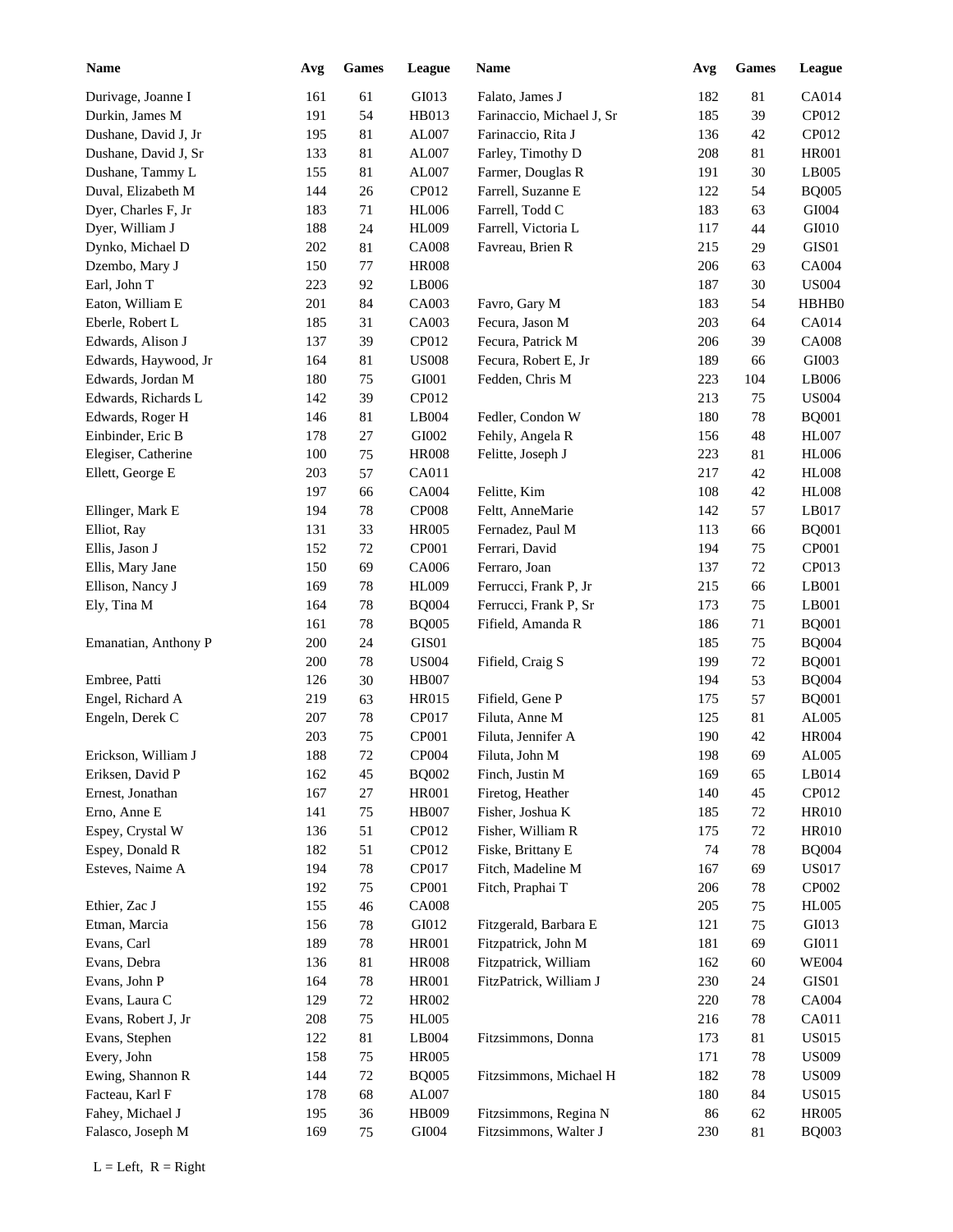| Name | Avg | Games | League | Name | Avg | Games | League |
|---|---|---|---|---|---|---|---|
| Durivage, Joanne I | 161 | 61 | GI013 | Falato, James J | 182 | 81 | CA014 |
| Durkin, James M | 191 | 54 | HB013 | Farinaccio, Michael J, Sr | 185 | 39 | CP012 |
| Dushane, David J, Jr | 195 | 81 | AL007 | Farinaccio, Rita J | 136 | 42 | CP012 |
| Dushane, David J, Sr | 133 | 81 | AL007 | Farley, Timothy D | 208 | 81 | HR001 |
| Dushane, Tammy L | 155 | 81 | AL007 | Farmer, Douglas R | 191 | 30 | LB005 |
| Duval, Elizabeth M | 144 | 26 | CP012 | Farrell, Suzanne E | 122 | 54 | BQ005 |
| Dyer, Charles F, Jr | 183 | 71 | HL006 | Farrell, Todd C | 183 | 63 | GI004 |
| Dyer, William J | 188 | 24 | HL009 | Farrell, Victoria L | 117 | 44 | GI010 |
| Dynko, Michael D | 202 | 81 | CA008 | Favreau, Brien R | 215 | 29 | GIS01 |
| Dzembo, Mary J | 150 | 77 | HR008 | | 206 | 63 | CA004 |
| Earl, John T | 223 | 92 | LB006 | | 187 | 30 | US004 |
| Eaton, William E | 201 | 84 | CA003 | Favro, Gary M | 183 | 54 | HBHB0 |
| Eberle, Robert L | 185 | 31 | CA003 | Fecura, Jason M | 203 | 64 | CA014 |
| Edwards, Alison J | 137 | 39 | CP012 | Fecura, Patrick M | 206 | 39 | CA008 |
| Edwards, Haywood, Jr | 164 | 81 | US008 | Fecura, Robert E, Jr | 189 | 66 | GI003 |
| Edwards, Jordan M | 180 | 75 | GI001 | Fedden, Chris M | 223 | 104 | LB006 |
| Edwards, Richards L | 142 | 39 | CP012 | | 213 | 75 | US004 |
| Edwards, Roger H | 146 | 81 | LB004 | Fedler, Condon W | 180 | 78 | BQ001 |
| Einbinder, Eric B | 178 | 27 | GI002 | Fehily, Angela R | 156 | 48 | HL007 |
| Elegiser, Catherine | 100 | 75 | HR008 | Felitte, Joseph J | 223 | 81 | HL006 |
| Ellett, George E | 203 | 57 | CA011 | | 217 | 42 | HL008 |
| | 197 | 66 | CA004 | Felitte, Kim | 108 | 42 | HL008 |
| Ellinger, Mark E | 194 | 78 | CP008 | Feltt, AnneMarie | 142 | 57 | LB017 |
| Elliot, Ray | 131 | 33 | HR005 | Fernadez, Paul M | 113 | 66 | BQ001 |
| Ellis, Jason J | 152 | 72 | CP001 | Ferrari, David | 194 | 75 | CP001 |
| Ellis, Mary Jane | 150 | 69 | CA006 | Ferraro, Joan | 137 | 72 | CP013 |
| Ellison, Nancy J | 169 | 78 | HL009 | Ferrucci, Frank P, Jr | 215 | 66 | LB001 |
| Ely, Tina M | 164 | 78 | BQ004 | Ferrucci, Frank P, Sr | 173 | 75 | LB001 |
| | 161 | 78 | BQ005 | Fifield, Amanda R | 186 | 71 | BQ001 |
| Emanatian, Anthony P | 200 | 24 | GIS01 | | 185 | 75 | BQ004 |
| | 200 | 78 | US004 | Fifield, Craig S | 199 | 72 | BQ001 |
| Embree, Patti | 126 | 30 | HB007 | | 194 | 53 | BQ004 |
| Engel, Richard A | 219 | 63 | HR015 | Fifield, Gene P | 175 | 57 | BQ001 |
| Engeln, Derek C | 207 | 78 | CP017 | Filuta, Anne M | 125 | 81 | AL005 |
| | 203 | 75 | CP001 | Filuta, Jennifer A | 190 | 42 | HR004 |
| Erickson, William J | 188 | 72 | CP004 | Filuta, John M | 198 | 69 | AL005 |
| Eriksen, David P | 162 | 45 | BQ002 | Finch, Justin M | 169 | 65 | LB014 |
| Ernest, Jonathan | 167 | 27 | HR001 | Firetog, Heather | 140 | 45 | CP012 |
| Erno, Anne E | 141 | 75 | HB007 | Fisher, Joshua K | 185 | 72 | HR010 |
| Espey, Crystal W | 136 | 51 | CP012 | Fisher, William R | 175 | 72 | HR010 |
| Espey, Donald R | 182 | 51 | CP012 | Fiske, Brittany E | 74 | 78 | BQ004 |
| Esteves, Naime A | 194 | 78 | CP017 | Fitch, Madeline M | 167 | 69 | US017 |
| | 192 | 75 | CP001 | Fitch, Praphai T | 206 | 78 | CP002 |
| Ethier, Zac J | 155 | 46 | CA008 | | 205 | 75 | HL005 |
| Etman, Marcia | 156 | 78 | GI012 | Fitzgerald, Barbara E | 121 | 75 | GI013 |
| Evans, Carl | 189 | 78 | HR001 | Fitzpatrick, John M | 181 | 69 | GI011 |
| Evans, Debra | 136 | 81 | HR008 | Fitzpatrick, William | 162 | 60 | WE004 |
| Evans, John P | 164 | 78 | HR001 | FitzPatrick, William J | 230 | 24 | GIS01 |
| Evans, Laura C | 129 | 72 | HR002 | | 220 | 78 | CA004 |
| Evans, Robert J, Jr | 208 | 75 | HL005 | | 216 | 78 | CA011 |
| Evans, Stephen | 122 | 81 | LB004 | Fitzsimmons, Donna | 173 | 81 | US015 |
| Every, John | 158 | 75 | HR005 | | 171 | 78 | US009 |
| Ewing, Shannon R | 144 | 72 | BQ005 | Fitzsimmons, Michael H | 182 | 78 | US009 |
| Facteau, Karl F | 178 | 68 | AL007 | | 180 | 84 | US015 |
| Fahey, Michael J | 195 | 36 | HB009 | Fitzsimmons, Regina N | 86 | 62 | HR005 |
| Falasco, Joseph M | 169 | 75 | GI004 | Fitzsimmons, Walter J | 230 | 81 | BQ003 |

L = Left, R = Right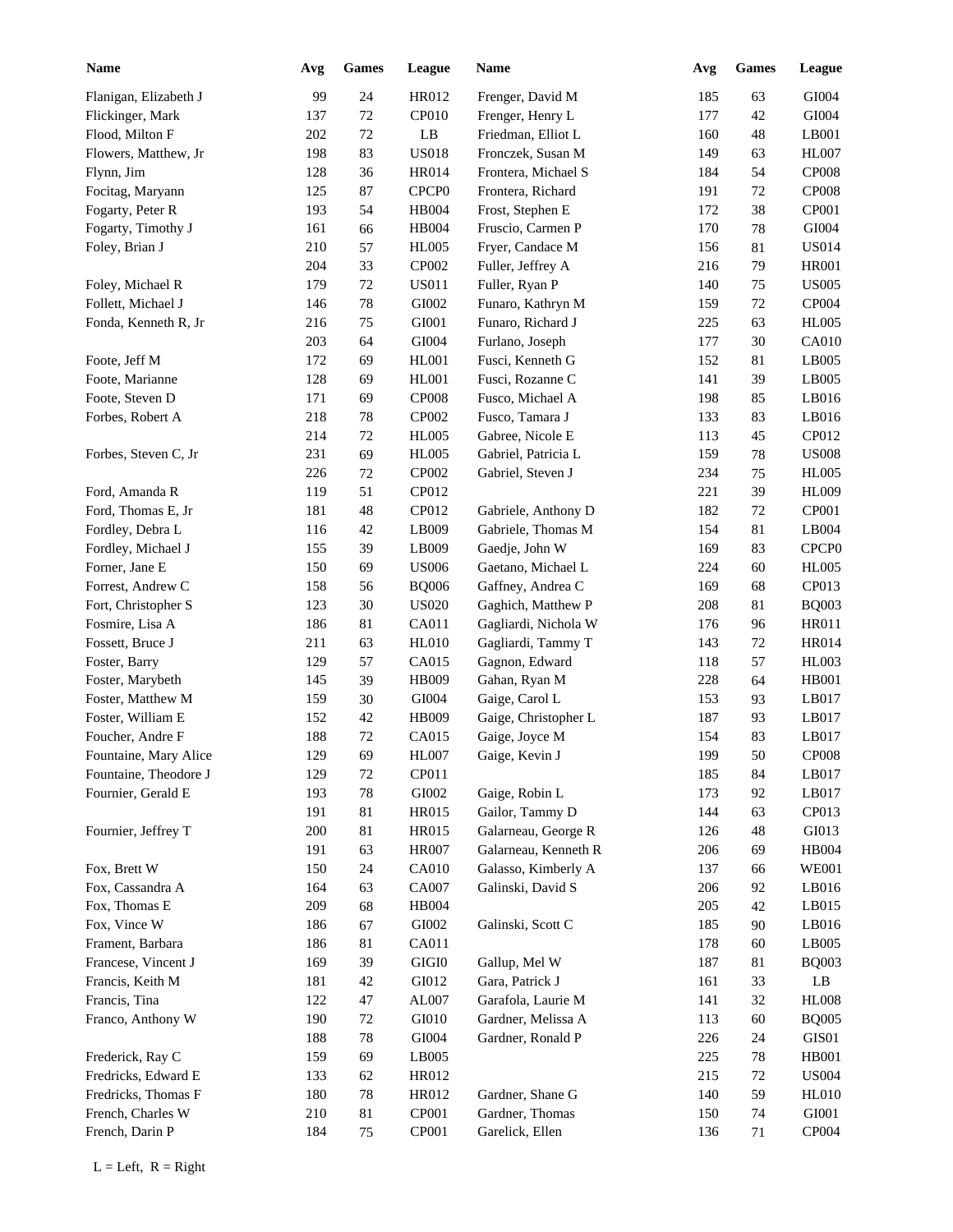| Name | Avg | Games | League | Name | Avg | Games | League |
|---|---|---|---|---|---|---|---|
| Flanigan, Elizabeth J | 99 | 24 | HR012 | Frenger, David M | 185 | 63 | GI004 |
| Flickinger, Mark | 137 | 72 | CP010 | Frenger, Henry L | 177 | 42 | GI004 |
| Flood, Milton F | 202 | 72 | LB | Friedman, Elliot L | 160 | 48 | LB001 |
| Flowers, Matthew, Jr | 198 | 83 | US018 | Fronczek, Susan M | 149 | 63 | HL007 |
| Flynn, Jim | 128 | 36 | HR014 | Frontera, Michael S | 184 | 54 | CP008 |
| Focitag, Maryann | 125 | 87 | CPCP0 | Frontera, Richard | 191 | 72 | CP008 |
| Fogarty, Peter R | 193 | 54 | HB004 | Frost, Stephen E | 172 | 38 | CP001 |
| Fogarty, Timothy J | 161 | 66 | HB004 | Fruscio, Carmen P | 170 | 78 | GI004 |
| Foley, Brian J | 210 | 57 | HL005 | Fryer, Candace M | 156 | 81 | US014 |
| | 204 | 33 | CP002 | Fuller, Jeffrey A | 216 | 79 | HR001 |
| Foley, Michael R | 179 | 72 | US011 | Fuller, Ryan P | 140 | 75 | US005 |
| Follett, Michael J | 146 | 78 | GI002 | Funaro, Kathryn M | 159 | 72 | CP004 |
| Fonda, Kenneth R, Jr | 216 | 75 | GI001 | Funaro, Richard J | 225 | 63 | HL005 |
| | 203 | 64 | GI004 | Furlano, Joseph | 177 | 30 | CA010 |
| Foote, Jeff M | 172 | 69 | HL001 | Fusci, Kenneth G | 152 | 81 | LB005 |
| Foote, Marianne | 128 | 69 | HL001 | Fusci, Rozanne C | 141 | 39 | LB005 |
| Foote, Steven D | 171 | 69 | CP008 | Fusco, Michael A | 198 | 85 | LB016 |
| Forbes, Robert A | 218 | 78 | CP002 | Fusco, Tamara J | 133 | 83 | LB016 |
| | 214 | 72 | HL005 | Gabree, Nicole E | 113 | 45 | CP012 |
| Forbes, Steven C, Jr | 231 | 69 | HL005 | Gabriel, Patricia L | 159 | 78 | US008 |
| | 226 | 72 | CP002 | Gabriel, Steven J | 234 | 75 | HL005 |
| Ford, Amanda R | 119 | 51 | CP012 | | 221 | 39 | HL009 |
| Ford, Thomas E, Jr | 181 | 48 | CP012 | Gabriele, Anthony D | 182 | 72 | CP001 |
| Fordley, Debra L | 116 | 42 | LB009 | Gabriele, Thomas M | 154 | 81 | LB004 |
| Fordley, Michael J | 155 | 39 | LB009 | Gaedje, John W | 169 | 83 | CPCP0 |
| Forner, Jane E | 150 | 69 | US006 | Gaetano, Michael L | 224 | 60 | HL005 |
| Forrest, Andrew C | 158 | 56 | BQ006 | Gaffney, Andrea C | 169 | 68 | CP013 |
| Fort, Christopher S | 123 | 30 | US020 | Gaghich, Matthew P | 208 | 81 | BQ003 |
| Fosmire, Lisa A | 186 | 81 | CA011 | Gagliardi, Nichola W | 176 | 96 | HR011 |
| Fossett, Bruce J | 211 | 63 | HL010 | Gagliardi, Tammy T | 143 | 72 | HR014 |
| Foster, Barry | 129 | 57 | CA015 | Gagnon, Edward | 118 | 57 | HL003 |
| Foster, Marybeth | 145 | 39 | HB009 | Gahan, Ryan M | 228 | 64 | HB001 |
| Foster, Matthew M | 159 | 30 | GI004 | Gaige, Carol L | 153 | 93 | LB017 |
| Foster, William E | 152 | 42 | HB009 | Gaige, Christopher L | 187 | 93 | LB017 |
| Foucher, Andre F | 188 | 72 | CA015 | Gaige, Joyce M | 154 | 83 | LB017 |
| Fountaine, Mary Alice | 129 | 69 | HL007 | Gaige, Kevin J | 199 | 50 | CP008 |
| Fountaine, Theodore J | 129 | 72 | CP011 | | 185 | 84 | LB017 |
| Fournier, Gerald E | 193 | 78 | GI002 | Gaige, Robin L | 173 | 92 | LB017 |
| | 191 | 81 | HR015 | Gailor, Tammy D | 144 | 63 | CP013 |
| Fournier, Jeffrey T | 200 | 81 | HR015 | Galarneau, George R | 126 | 48 | GI013 |
| | 191 | 63 | HR007 | Galarneau, Kenneth R | 206 | 69 | HB004 |
| Fox, Brett W | 150 | 24 | CA010 | Galasso, Kimberly A | 137 | 66 | WE001 |
| Fox, Cassandra A | 164 | 63 | CA007 | Galinski, David S | 206 | 92 | LB016 |
| Fox, Thomas E | 209 | 68 | HB004 | | 205 | 42 | LB015 |
| Fox, Vince W | 186 | 67 | GI002 | Galinski, Scott C | 185 | 90 | LB016 |
| Frament, Barbara | 186 | 81 | CA011 | | 178 | 60 | LB005 |
| Francese, Vincent J | 169 | 39 | GIGI0 | Gallup, Mel W | 187 | 81 | BQ003 |
| Francis, Keith M | 181 | 42 | GI012 | Gara, Patrick J | 161 | 33 | LB |
| Francis, Tina | 122 | 47 | AL007 | Garafola, Laurie M | 141 | 32 | HL008 |
| Franco, Anthony W | 190 | 72 | GI010 | Gardner, Melissa A | 113 | 60 | BQ005 |
| | 188 | 78 | GI004 | Gardner, Ronald P | 226 | 24 | GIS01 |
| Frederick, Ray C | 159 | 69 | LB005 | | 225 | 78 | HB001 |
| Fredricks, Edward E | 133 | 62 | HR012 | | 215 | 72 | US004 |
| Fredricks, Thomas F | 180 | 78 | HR012 | Gardner, Shane G | 140 | 59 | HL010 |
| French, Charles W | 210 | 81 | CP001 | Gardner, Thomas | 150 | 74 | GI001 |
| French, Darin P | 184 | 75 | CP001 | Garelick, Ellen | 136 | 71 | CP004 |

L = Left, R = Right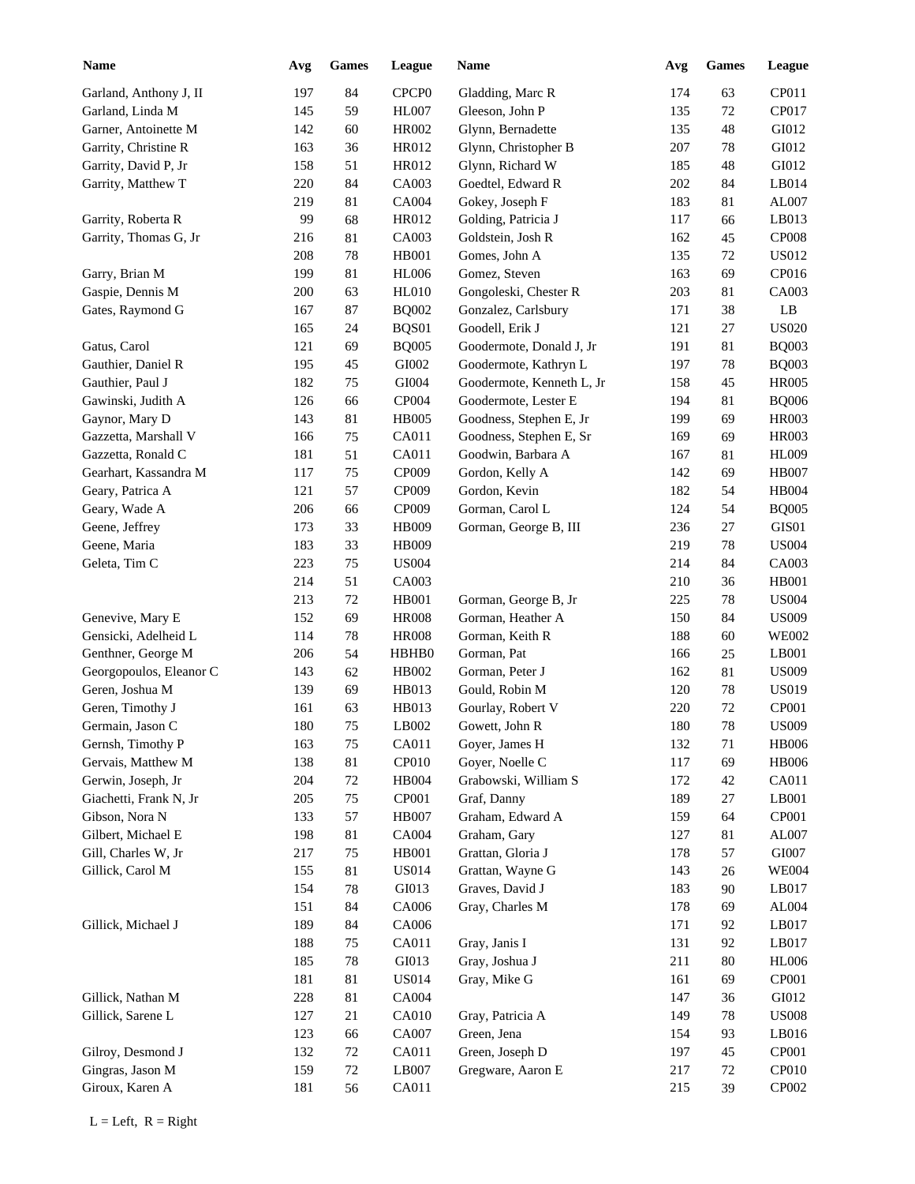| Name | Avg | Games | League | Name | Avg | Games | League |
|---|---|---|---|---|---|---|---|
| Garland, Anthony J, II | 197 | 84 | CPCP0 | Gladding, Marc R | 174 | 63 | CP011 |
| Garland, Linda M | 145 | 59 | HL007 | Gleeson, John P | 135 | 72 | CP017 |
| Garner, Antoinette M | 142 | 60 | HR002 | Glynn, Bernadette | 135 | 48 | GI012 |
| Garrity, Christine R | 163 | 36 | HR012 | Glynn, Christopher B | 207 | 78 | GI012 |
| Garrity, David P, Jr | 158 | 51 | HR012 | Glynn, Richard W | 185 | 48 | GI012 |
| Garrity, Matthew T | 220 | 84 | CA003 | Goedtel, Edward R | 202 | 84 | LB014 |
| | 219 | 81 | CA004 | Gokey, Joseph F | 183 | 81 | AL007 |
| Garrity, Roberta R | 99 | 68 | HR012 | Golding, Patricia J | 117 | 66 | LB013 |
| Garrity, Thomas G, Jr | 216 | 81 | CA003 | Goldstein, Josh R | 162 | 45 | CP008 |
| | 208 | 78 | HB001 | Gomes, John A | 135 | 72 | US012 |
| Garry, Brian M | 199 | 81 | HL006 | Gomez, Steven | 163 | 69 | CP016 |
| Gaspie, Dennis M | 200 | 63 | HL010 | Gongoleski, Chester R | 203 | 81 | CA003 |
| Gates, Raymond G | 167 | 87 | BQ002 | Gonzalez, Carlsbury | 171 | 38 | LB |
| | 165 | 24 | BQS01 | Goodell, Erik J | 121 | 27 | US020 |
| Gatus, Carol | 121 | 69 | BQ005 | Goodermote, Donald J, Jr | 191 | 81 | BQ003 |
| Gauthier, Daniel R | 195 | 45 | GI002 | Goodermote, Kathryn L | 197 | 78 | BQ003 |
| Gauthier, Paul J | 182 | 75 | GI004 | Goodermote, Kenneth L, Jr | 158 | 45 | HR005 |
| Gawinski, Judith A | 126 | 66 | CP004 | Goodermote, Lester E | 194 | 81 | BQ006 |
| Gaynor, Mary D | 143 | 81 | HB005 | Goodness, Stephen E, Jr | 199 | 69 | HR003 |
| Gazzetta, Marshall V | 166 | 75 | CA011 | Goodness, Stephen E, Sr | 169 | 69 | HR003 |
| Gazzetta, Ronald C | 181 | 51 | CA011 | Goodwin, Barbara A | 167 | 81 | HL009 |
| Gearhart, Kassandra M | 117 | 75 | CP009 | Gordon, Kelly A | 142 | 69 | HB007 |
| Geary, Patrica A | 121 | 57 | CP009 | Gordon, Kevin | 182 | 54 | HB004 |
| Geary, Wade A | 206 | 66 | CP009 | Gorman, Carol L | 124 | 54 | BQ005 |
| Geene, Jeffrey | 173 | 33 | HB009 | Gorman, George B, III | 236 | 27 | GIS01 |
| Geene, Maria | 183 | 33 | HB009 | | 219 | 78 | US004 |
| Geleta, Tim C | 223 | 75 | US004 | | 214 | 84 | CA003 |
| | 214 | 51 | CA003 | | 210 | 36 | HB001 |
| | 213 | 72 | HB001 | Gorman, George B, Jr | 225 | 78 | US004 |
| Genevive, Mary E | 152 | 69 | HR008 | Gorman, Heather A | 150 | 84 | US009 |
| Gensicki, Adelheid L | 114 | 78 | HR008 | Gorman, Keith R | 188 | 60 | WE002 |
| Genthner, George M | 206 | 54 | HBHB0 | Gorman, Pat | 166 | 25 | LB001 |
| Georgopoulos, Eleanor C | 143 | 62 | HB002 | Gorman, Peter J | 162 | 81 | US009 |
| Geren, Joshua M | 139 | 69 | HB013 | Gould, Robin M | 120 | 78 | US019 |
| Geren, Timothy J | 161 | 63 | HB013 | Gourlay, Robert V | 220 | 72 | CP001 |
| Germain, Jason C | 180 | 75 | LB002 | Gowett, John R | 180 | 78 | US009 |
| Gernsh, Timothy P | 163 | 75 | CA011 | Goyer, James H | 132 | 71 | HB006 |
| Gervais, Matthew M | 138 | 81 | CP010 | Goyer, Noelle C | 117 | 69 | HB006 |
| Gerwin, Joseph, Jr | 204 | 72 | HB004 | Grabowski, William S | 172 | 42 | CA011 |
| Giachetti, Frank N, Jr | 205 | 75 | CP001 | Graf, Danny | 189 | 27 | LB001 |
| Gibson, Nora N | 133 | 57 | HB007 | Graham, Edward A | 159 | 64 | CP001 |
| Gilbert, Michael E | 198 | 81 | CA004 | Graham, Gary | 127 | 81 | AL007 |
| Gill, Charles W, Jr | 217 | 75 | HB001 | Grattan, Gloria J | 178 | 57 | GI007 |
| Gillick, Carol M | 155 | 81 | US014 | Grattan, Wayne G | 143 | 26 | WE004 |
| | 154 | 78 | GI013 | Graves, David J | 183 | 90 | LB017 |
| | 151 | 84 | CA006 | Gray, Charles M | 178 | 69 | AL004 |
| Gillick, Michael J | 189 | 84 | CA006 | | 171 | 92 | LB017 |
| | 188 | 75 | CA011 | Gray, Janis I | 131 | 92 | LB017 |
| | 185 | 78 | GI013 | Gray, Joshua J | 211 | 80 | HL006 |
| | 181 | 81 | US014 | Gray, Mike G | 161 | 69 | CP001 |
| Gillick, Nathan M | 228 | 81 | CA004 | | 147 | 36 | GI012 |
| Gillick, Sarene L | 127 | 21 | CA010 | Gray, Patricia A | 149 | 78 | US008 |
| | 123 | 66 | CA007 | Green, Jena | 154 | 93 | LB016 |
| Gilroy, Desmond J | 132 | 72 | CA011 | Green, Joseph D | 197 | 45 | CP001 |
| Gingras, Jason M | 159 | 72 | LB007 | Gregware, Aaron E | 217 | 72 | CP010 |
| Giroux, Karen A | 181 | 56 | CA011 | | 215 | 39 | CP002 |

L = Left, R = Right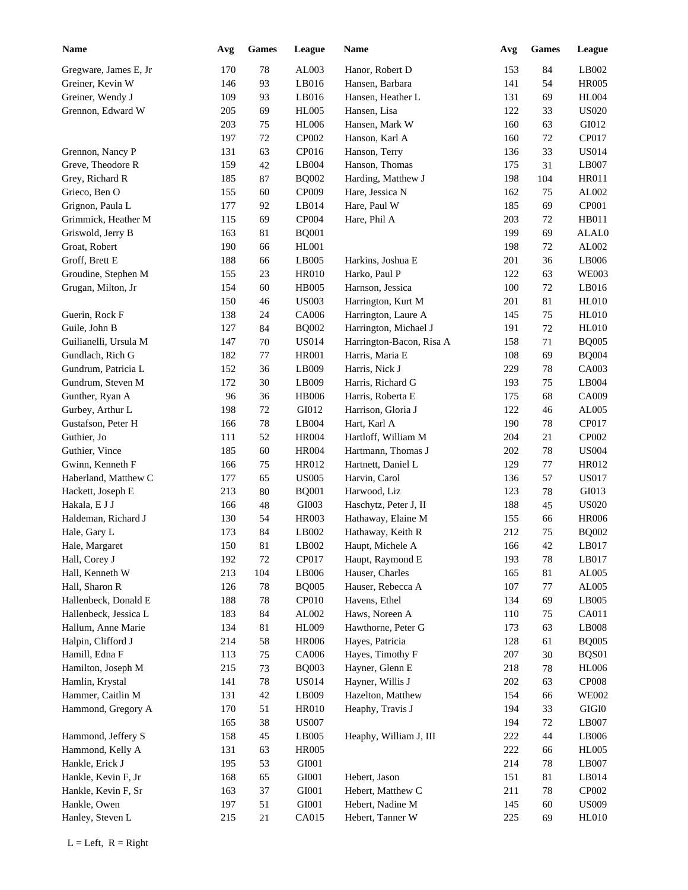| Name | Avg | Games | League | Name | Avg | Games | League |
|---|---|---|---|---|---|---|---|
| Gregware, James E, Jr | 170 | 78 | AL003 | Hanor, Robert D | 153 | 84 | LB002 |
| Greiner, Kevin W | 146 | 93 | LB016 | Hansen, Barbara | 141 | 54 | HR005 |
| Greiner, Wendy J | 109 | 93 | LB016 | Hansen, Heather L | 131 | 69 | HL004 |
| Grennon, Edward W | 205 | 69 | HL005 | Hansen, Lisa | 122 | 33 | US020 |
| | 203 | 75 | HL006 | Hansen, Mark W | 160 | 63 | GI012 |
| | 197 | 72 | CP002 | Hanson, Karl A | 160 | 72 | CP017 |
| Grennon, Nancy P | 131 | 63 | CP016 | Hanson, Terry | 136 | 33 | US014 |
| Greve, Theodore R | 159 | 42 | LB004 | Hanson, Thomas | 175 | 31 | LB007 |
| Grey, Richard R | 185 | 87 | BQ002 | Harding, Matthew J | 198 | 104 | HR011 |
| Grieco, Ben O | 155 | 60 | CP009 | Hare, Jessica N | 162 | 75 | AL002 |
| Grignon, Paula L | 177 | 92 | LB014 | Hare, Paul W | 185 | 69 | CP001 |
| Grimmick, Heather M | 115 | 69 | CP004 | Hare, Phil A | 203 | 72 | HB011 |
| Griswold, Jerry B | 163 | 81 | BQ001 | | 199 | 69 | ALAL0 |
| Groat, Robert | 190 | 66 | HL001 | | 198 | 72 | AL002 |
| Groff, Brett E | 188 | 66 | LB005 | Harkins, Joshua E | 201 | 36 | LB006 |
| Groudine, Stephen M | 155 | 23 | HR010 | Harko, Paul P | 122 | 63 | WE003 |
| Grugan, Milton, Jr | 154 | 60 | HB005 | Harnson, Jessica | 100 | 72 | LB016 |
| | 150 | 46 | US003 | Harrington, Kurt M | 201 | 81 | HL010 |
| Guerin, Rock F | 138 | 24 | CA006 | Harrington, Laure A | 145 | 75 | HL010 |
| Guile, John B | 127 | 84 | BQ002 | Harrington, Michael J | 191 | 72 | HL010 |
| Guilianelli, Ursula M | 147 | 70 | US014 | Harrington-Bacon, Risa A | 158 | 71 | BQ005 |
| Gundlach, Rich G | 182 | 77 | HR001 | Harris, Maria E | 108 | 69 | BQ004 |
| Gundrum, Patricia L | 152 | 36 | LB009 | Harris, Nick J | 229 | 78 | CA003 |
| Gundrum, Steven M | 172 | 30 | LB009 | Harris, Richard G | 193 | 75 | LB004 |
| Gunther, Ryan A | 96 | 36 | HB006 | Harris, Roberta E | 175 | 68 | CA009 |
| Gurbey, Arthur L | 198 | 72 | GI012 | Harrison, Gloria J | 122 | 46 | AL005 |
| Gustafson, Peter H | 166 | 78 | LB004 | Hart, Karl A | 190 | 78 | CP017 |
| Guthier, Jo | 111 | 52 | HR004 | Hartloff, William M | 204 | 21 | CP002 |
| Guthier, Vince | 185 | 60 | HR004 | Hartmann, Thomas J | 202 | 78 | US004 |
| Gwinn, Kenneth F | 166 | 75 | HR012 | Hartnett, Daniel L | 129 | 77 | HR012 |
| Haberland, Matthew C | 177 | 65 | US005 | Harvin, Carol | 136 | 57 | US017 |
| Hackett, Joseph E | 213 | 80 | BQ001 | Harwood, Liz | 123 | 78 | GI013 |
| Hakala, E J J | 166 | 48 | GI003 | Haschytz, Peter J, II | 188 | 45 | US020 |
| Haldeman, Richard J | 130 | 54 | HR003 | Hathaway, Elaine M | 155 | 66 | HR006 |
| Hale, Gary L | 173 | 84 | LB002 | Hathaway, Keith R | 212 | 75 | BQ002 |
| Hale, Margaret | 150 | 81 | LB002 | Haupt, Michele A | 166 | 42 | LB017 |
| Hall, Corey J | 192 | 72 | CP017 | Haupt, Raymond E | 193 | 78 | LB017 |
| Hall, Kenneth W | 213 | 104 | LB006 | Hauser, Charles | 165 | 81 | AL005 |
| Hall, Sharon R | 126 | 78 | BQ005 | Hauser, Rebecca A | 107 | 77 | AL005 |
| Hallenbeck, Donald E | 188 | 78 | CP010 | Havens, Ethel | 134 | 69 | LB005 |
| Hallenbeck, Jessica L | 183 | 84 | AL002 | Haws, Noreen A | 110 | 75 | CA011 |
| Hallum, Anne Marie | 134 | 81 | HL009 | Hawthorne, Peter G | 173 | 63 | LB008 |
| Halpin, Clifford J | 214 | 58 | HR006 | Hayes, Patricia | 128 | 61 | BQ005 |
| Hamill, Edna F | 113 | 75 | CA006 | Hayes, Timothy F | 207 | 30 | BQS01 |
| Hamilton, Joseph M | 215 | 73 | BQ003 | Hayner, Glenn E | 218 | 78 | HL006 |
| Hamlin, Krystal | 141 | 78 | US014 | Hayner, Willis J | 202 | 63 | CP008 |
| Hammer, Caitlin M | 131 | 42 | LB009 | Hazelton, Matthew | 154 | 66 | WE002 |
| Hammond, Gregory A | 170 | 51 | HR010 | Heaphy, Travis J | 194 | 33 | GIGI0 |
| | 165 | 38 | US007 | | 194 | 72 | LB007 |
| Hammond, Jeffery S | 158 | 45 | LB005 | Heaphy, William J, III | 222 | 44 | LB006 |
| Hammond, Kelly A | 131 | 63 | HR005 | | 222 | 66 | HL005 |
| Hankle, Erick J | 195 | 53 | GI001 | | 214 | 78 | LB007 |
| Hankle, Kevin F, Jr | 168 | 65 | GI001 | Hebert, Jason | 151 | 81 | LB014 |
| Hankle, Kevin F, Sr | 163 | 37 | GI001 | Hebert, Matthew C | 211 | 78 | CP002 |
| Hankle, Owen | 197 | 51 | GI001 | Hebert, Nadine M | 145 | 60 | US009 |
| Hanley, Steven L | 215 | 21 | CA015 | Hebert, Tanner W | 225 | 69 | HL010 |

L = Left, R = Right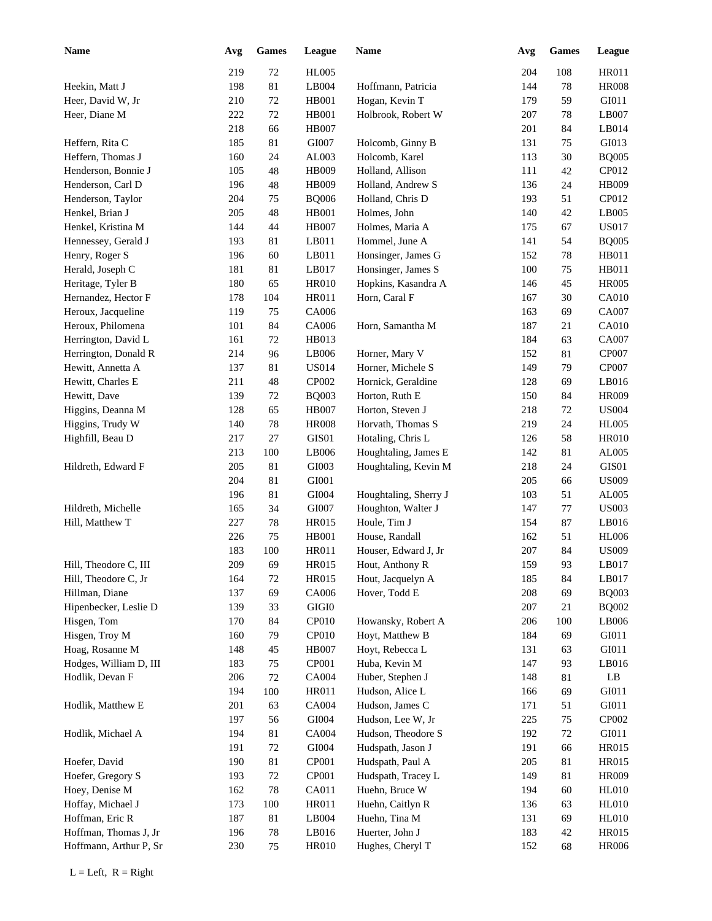| Name | Avg | Games | League | Name | Avg | Games | League |
|---|---|---|---|---|---|---|---|
| | 219 | 72 | HL005 | | 204 | 108 | HR011 |
| Heekin, Matt J | 198 | 81 | LB004 | Hoffmann, Patricia | 144 | 78 | HR008 |
| Heer, David W, Jr | 210 | 72 | HB001 | Hogan, Kevin T | 179 | 59 | GI011 |
| Heer, Diane M | 222 | 72 | HB001 | Holbrook, Robert W | 207 | 78 | LB007 |
| | 218 | 66 | HB007 | | 201 | 84 | LB014 |
| Heffern, Rita C | 185 | 81 | GI007 | Holcomb, Ginny B | 131 | 75 | GI013 |
| Heffern, Thomas J | 160 | 24 | AL003 | Holcomb, Karel | 113 | 30 | BQ005 |
| Henderson, Bonnie J | 105 | 48 | HB009 | Holland, Allison | 111 | 42 | CP012 |
| Henderson, Carl D | 196 | 48 | HB009 | Holland, Andrew S | 136 | 24 | HB009 |
| Henderson, Taylor | 204 | 75 | BQ006 | Holland, Chris D | 193 | 51 | CP012 |
| Henkel, Brian J | 205 | 48 | HB001 | Holmes, John | 140 | 42 | LB005 |
| Henkel, Kristina M | 144 | 44 | HB007 | Holmes, Maria A | 175 | 67 | US017 |
| Hennessey, Gerald J | 193 | 81 | LB011 | Hommel, June A | 141 | 54 | BQ005 |
| Henry, Roger S | 196 | 60 | LB011 | Honsinger, James G | 152 | 78 | HB011 |
| Herald, Joseph C | 181 | 81 | LB017 | Honsinger, James S | 100 | 75 | HB011 |
| Heritage, Tyler B | 180 | 65 | HR010 | Hopkins, Kasandra A | 146 | 45 | HR005 |
| Hernandez, Hector F | 178 | 104 | HR011 | Horn, Caral F | 167 | 30 | CA010 |
| Heroux, Jacqueline | 119 | 75 | CA006 | | 163 | 69 | CA007 |
| Heroux, Philomena | 101 | 84 | CA006 | Horn, Samantha M | 187 | 21 | CA010 |
| Herrington, David L | 161 | 72 | HB013 | | 184 | 63 | CA007 |
| Herrington, Donald R | 214 | 96 | LB006 | Horner, Mary V | 152 | 81 | CP007 |
| Hewitt, Annetta A | 137 | 81 | US014 | Horner, Michele S | 149 | 79 | CP007 |
| Hewitt, Charles E | 211 | 48 | CP002 | Hornick, Geraldine | 128 | 69 | LB016 |
| Hewitt, Dave | 139 | 72 | BQ003 | Horton, Ruth E | 150 | 84 | HR009 |
| Higgins, Deanna M | 128 | 65 | HB007 | Horton, Steven J | 218 | 72 | US004 |
| Higgins, Trudy W | 140 | 78 | HR008 | Horvath, Thomas S | 219 | 24 | HL005 |
| Highfill, Beau D | 217 | 27 | GIS01 | Hotaling, Chris L | 126 | 58 | HR010 |
| | 213 | 100 | LB006 | Houghtaling, James E | 142 | 81 | AL005 |
| Hildreth, Edward F | 205 | 81 | GI003 | Houghtaling, Kevin M | 218 | 24 | GIS01 |
| | 204 | 81 | GI001 | | 205 | 66 | US009 |
| | 196 | 81 | GI004 | Houghtaling, Sherry J | 103 | 51 | AL005 |
| Hildreth, Michelle | 165 | 34 | GI007 | Houghton, Walter J | 147 | 77 | US003 |
| Hill, Matthew T | 227 | 78 | HR015 | Houle, Tim J | 154 | 87 | LB016 |
| | 226 | 75 | HB001 | House, Randall | 162 | 51 | HL006 |
| | 183 | 100 | HR011 | Houser, Edward J, Jr | 207 | 84 | US009 |
| Hill, Theodore C, III | 209 | 69 | HR015 | Hout, Anthony R | 159 | 93 | LB017 |
| Hill, Theodore C, Jr | 164 | 72 | HR015 | Hout, Jacquelyn A | 185 | 84 | LB017 |
| Hillman, Diane | 137 | 69 | CA006 | Hover, Todd E | 208 | 69 | BQ003 |
| Hipenbecker, Leslie D | 139 | 33 | GIGI0 | | 207 | 21 | BQ002 |
| Hisgen, Tom | 170 | 84 | CP010 | Howansky, Robert A | 206 | 100 | LB006 |
| Hisgen, Troy M | 160 | 79 | CP010 | Hoyt, Matthew B | 184 | 69 | GI011 |
| Hoag, Rosanne M | 148 | 45 | HB007 | Hoyt, Rebecca L | 131 | 63 | GI011 |
| Hodges, William D, III | 183 | 75 | CP001 | Huba, Kevin M | 147 | 93 | LB016 |
| Hodlik, Devan F | 206 | 72 | CA004 | Huber, Stephen J | 148 | 81 | LB |
| | 194 | 100 | HR011 | Hudson, Alice L | 166 | 69 | GI011 |
| Hodlik, Matthew E | 201 | 63 | CA004 | Hudson, James C | 171 | 51 | GI011 |
| | 197 | 56 | GI004 | Hudson, Lee W, Jr | 225 | 75 | CP002 |
| Hodlik, Michael A | 194 | 81 | CA004 | Hudson, Theodore S | 192 | 72 | GI011 |
| | 191 | 72 | GI004 | Hudspath, Jason J | 191 | 66 | HR015 |
| Hoefer, David | 190 | 81 | CP001 | Hudspath, Paul A | 205 | 81 | HR015 |
| Hoefer, Gregory S | 193 | 72 | CP001 | Hudspath, Tracey L | 149 | 81 | HR009 |
| Hoey, Denise M | 162 | 78 | CA011 | Huehn, Bruce W | 194 | 60 | HL010 |
| Hoffay, Michael J | 173 | 100 | HR011 | Huehn, Caitlyn R | 136 | 63 | HL010 |
| Hoffman, Eric R | 187 | 81 | LB004 | Huehn, Tina M | 131 | 69 | HL010 |
| Hoffman, Thomas J, Jr | 196 | 78 | LB016 | Huerter, John J | 183 | 42 | HR015 |
| Hoffmann, Arthur P, Sr | 230 | 75 | HR010 | Hughes, Cheryl T | 152 | 68 | HR006 |

L = Left, R = Right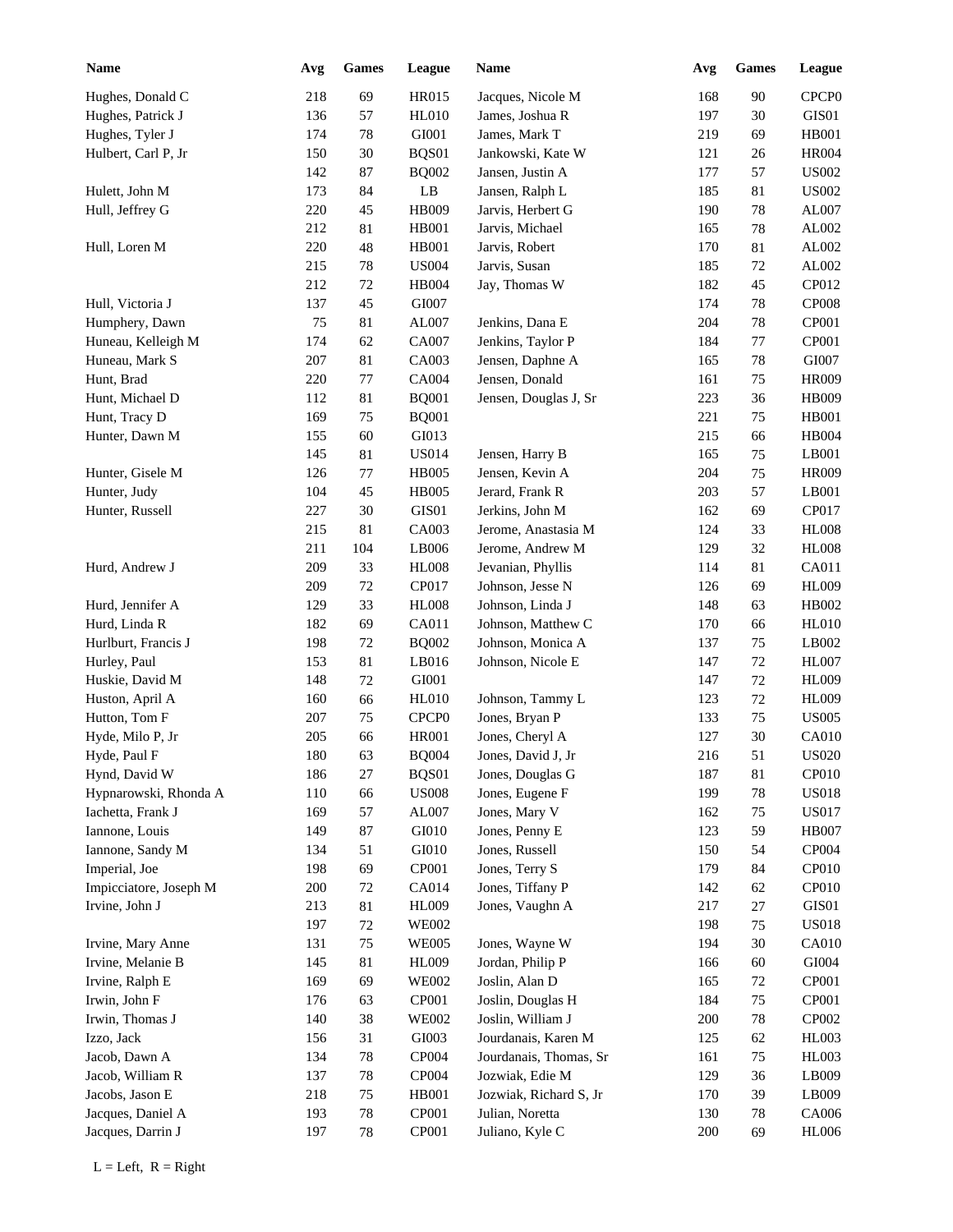| Name | Avg | Games | League | Name | Avg | Games | League |
|---|---|---|---|---|---|---|---|
| Hughes, Donald C | 218 | 69 | HR015 | Jacques, Nicole M | 168 | 90 | CPCP0 |
| Hughes, Patrick J | 136 | 57 | HL010 | James, Joshua R | 197 | 30 | GIS01 |
| Hughes, Tyler J | 174 | 78 | GI001 | James, Mark T | 219 | 69 | HB001 |
| Hulbert, Carl P, Jr | 150 | 30 | BQS01 | Jankowski, Kate W | 121 | 26 | HR004 |
| | 142 | 87 | BQ002 | Jansen, Justin A | 177 | 57 | US002 |
| Hulett, John M | 173 | 84 | LB | Jansen, Ralph L | 185 | 81 | US002 |
| Hull, Jeffrey G | 220 | 45 | HB009 | Jarvis, Herbert G | 190 | 78 | AL007 |
| | 212 | 81 | HB001 | Jarvis, Michael | 165 | 78 | AL002 |
| Hull, Loren M | 220 | 48 | HB001 | Jarvis, Robert | 170 | 81 | AL002 |
| | 215 | 78 | US004 | Jarvis, Susan | 185 | 72 | AL002 |
| | 212 | 72 | HB004 | Jay, Thomas W | 182 | 45 | CP012 |
| Hull, Victoria J | 137 | 45 | GI007 | | 174 | 78 | CP008 |
| Humphery, Dawn | 75 | 81 | AL007 | Jenkins, Dana E | 204 | 78 | CP001 |
| Huneau, Kelleigh M | 174 | 62 | CA007 | Jenkins, Taylor P | 184 | 77 | CP001 |
| Huneau, Mark S | 207 | 81 | CA003 | Jensen, Daphne A | 165 | 78 | GI007 |
| Hunt, Brad | 220 | 77 | CA004 | Jensen, Donald | 161 | 75 | HR009 |
| Hunt, Michael D | 112 | 81 | BQ001 | Jensen, Douglas J, Sr | 223 | 36 | HB009 |
| Hunt, Tracy D | 169 | 75 | BQ001 | | 221 | 75 | HB001 |
| Hunter, Dawn M | 155 | 60 | GI013 | | 215 | 66 | HB004 |
| | 145 | 81 | US014 | Jensen, Harry B | 165 | 75 | LB001 |
| Hunter, Gisele M | 126 | 77 | HB005 | Jensen, Kevin A | 204 | 75 | HR009 |
| Hunter, Judy | 104 | 45 | HB005 | Jerard, Frank R | 203 | 57 | LB001 |
| Hunter, Russell | 227 | 30 | GIS01 | Jerkins, John M | 162 | 69 | CP017 |
| | 215 | 81 | CA003 | Jerome, Anastasia M | 124 | 33 | HL008 |
| | 211 | 104 | LB006 | Jerome, Andrew M | 129 | 32 | HL008 |
| Hurd, Andrew J | 209 | 33 | HL008 | Jevanian, Phyllis | 114 | 81 | CA011 |
| | 209 | 72 | CP017 | Johnson, Jesse N | 126 | 69 | HL009 |
| Hurd, Jennifer A | 129 | 33 | HL008 | Johnson, Linda J | 148 | 63 | HB002 |
| Hurd, Linda R | 182 | 69 | CA011 | Johnson, Matthew C | 170 | 66 | HL010 |
| Hurlburt, Francis J | 198 | 72 | BQ002 | Johnson, Monica A | 137 | 75 | LB002 |
| Hurley, Paul | 153 | 81 | LB016 | Johnson, Nicole E | 147 | 72 | HL007 |
| Huskie, David M | 148 | 72 | GI001 | | 147 | 72 | HL009 |
| Huston, April A | 160 | 66 | HL010 | Johnson, Tammy L | 123 | 72 | HL009 |
| Hutton, Tom F | 207 | 75 | CPCP0 | Jones, Bryan P | 133 | 75 | US005 |
| Hyde, Milo P, Jr | 205 | 66 | HR001 | Jones, Cheryl A | 127 | 30 | CA010 |
| Hyde, Paul F | 180 | 63 | BQ004 | Jones, David J, Jr | 216 | 51 | US020 |
| Hynd, David W | 186 | 27 | BQS01 | Jones, Douglas G | 187 | 81 | CP010 |
| Hypnarowski, Rhonda A | 110 | 66 | US008 | Jones, Eugene F | 199 | 78 | US018 |
| Iachetta, Frank J | 169 | 57 | AL007 | Jones, Mary V | 162 | 75 | US017 |
| Iannone, Louis | 149 | 87 | GI010 | Jones, Penny E | 123 | 59 | HB007 |
| Iannone, Sandy M | 134 | 51 | GI010 | Jones, Russell | 150 | 54 | CP004 |
| Imperial, Joe | 198 | 69 | CP001 | Jones, Terry S | 179 | 84 | CP010 |
| Impicciatore, Joseph M | 200 | 72 | CA014 | Jones, Tiffany P | 142 | 62 | CP010 |
| Irvine, John J | 213 | 81 | HL009 | Jones, Vaughn A | 217 | 27 | GIS01 |
| | 197 | 72 | WE002 | | 198 | 75 | US018 |
| Irvine, Mary Anne | 131 | 75 | WE005 | Jones, Wayne W | 194 | 30 | CA010 |
| Irvine, Melanie B | 145 | 81 | HL009 | Jordan, Philip P | 166 | 60 | GI004 |
| Irvine, Ralph E | 169 | 69 | WE002 | Joslin, Alan D | 165 | 72 | CP001 |
| Irwin, John F | 176 | 63 | CP001 | Joslin, Douglas H | 184 | 75 | CP001 |
| Irwin, Thomas J | 140 | 38 | WE002 | Joslin, William J | 200 | 78 | CP002 |
| Izzo, Jack | 156 | 31 | GI003 | Jourdanais, Karen M | 125 | 62 | HL003 |
| Jacob, Dawn A | 134 | 78 | CP004 | Jourdanais, Thomas, Sr | 161 | 75 | HL003 |
| Jacob, William R | 137 | 78 | CP004 | Jozwiak, Edie M | 129 | 36 | LB009 |
| Jacobs, Jason E | 218 | 75 | HB001 | Jozwiak, Richard S, Jr | 170 | 39 | LB009 |
| Jacques, Daniel A | 193 | 78 | CP001 | Julian, Noretta | 130 | 78 | CA006 |
| Jacques, Darrin J | 197 | 78 | CP001 | Juliano, Kyle C | 200 | 69 | HL006 |

L = Left, R = Right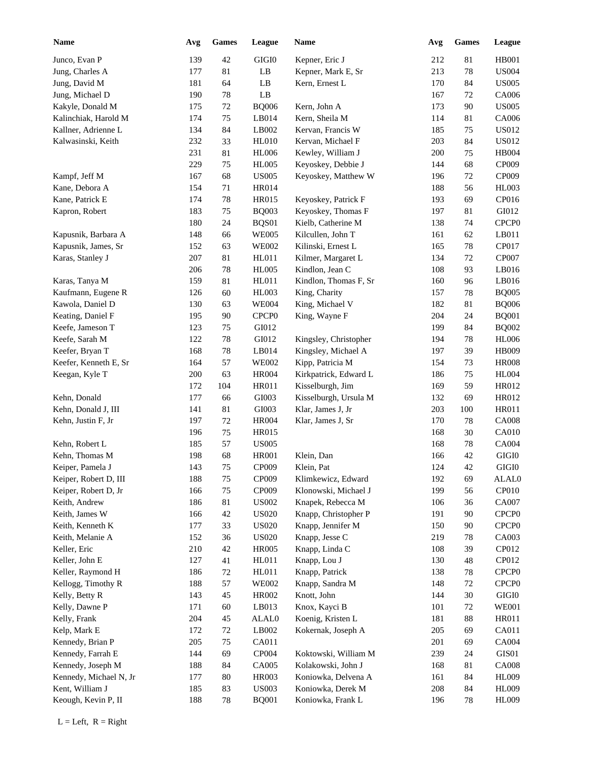| Name | Avg | Games | League | Name | Avg | Games | League |
|---|---|---|---|---|---|---|---|
| Junco, Evan P | 139 | 42 | GIGI0 | Kepner, Eric J | 212 | 81 | HB001 |
| Jung, Charles A | 177 | 81 | LB | Kepner, Mark E, Sr | 213 | 78 | US004 |
| Jung, David M | 181 | 64 | LB | Kern, Ernest L | 170 | 84 | US005 |
| Jung, Michael D | 190 | 78 | LB | | 167 | 72 | CA006 |
| Kakyle, Donald M | 175 | 72 | BQ006 | Kern, John A | 173 | 90 | US005 |
| Kalinchiak, Harold M | 174 | 75 | LB014 | Kern, Sheila M | 114 | 81 | CA006 |
| Kallner, Adrienne L | 134 | 84 | LB002 | Kervan, Francis W | 185 | 75 | US012 |
| Kalwasinski, Keith | 232 | 33 | HL010 | Kervan, Michael F | 203 | 84 | US012 |
| | 231 | 81 | HL006 | Kewley, William J | 200 | 75 | HB004 |
| | 229 | 75 | HL005 | Keyoskey, Debbie J | 144 | 68 | CP009 |
| Kampf, Jeff M | 167 | 68 | US005 | Keyoskey, Matthew W | 196 | 72 | CP009 |
| Kane, Debora A | 154 | 71 | HR014 | | 188 | 56 | HL003 |
| Kane, Patrick E | 174 | 78 | HR015 | Keyoskey, Patrick F | 193 | 69 | CP016 |
| Kapron, Robert | 183 | 75 | BQ003 | Keyoskey, Thomas F | 197 | 81 | GI012 |
| | 180 | 24 | BQS01 | Kielb, Catherine M | 138 | 74 | CPCP0 |
| Kapusnik, Barbara A | 148 | 66 | WE005 | Kilcullen, John T | 161 | 62 | LB011 |
| Kapusnik, James, Sr | 152 | 63 | WE002 | Kilinski, Ernest L | 165 | 78 | CP017 |
| Karas, Stanley J | 207 | 81 | HL011 | Kilmer, Margaret L | 134 | 72 | CP007 |
| | 206 | 78 | HL005 | Kindlon, Jean C | 108 | 93 | LB016 |
| Karas, Tanya M | 159 | 81 | HL011 | Kindlon, Thomas F, Sr | 160 | 96 | LB016 |
| Kaufmann, Eugene R | 126 | 60 | HL003 | King, Charity | 157 | 78 | BQ005 |
| Kawola, Daniel D | 130 | 63 | WE004 | King, Michael V | 182 | 81 | BQ006 |
| Keating, Daniel F | 195 | 90 | CPCP0 | King, Wayne F | 204 | 24 | BQ001 |
| Keefe, Jameson T | 123 | 75 | GI012 | | 199 | 84 | BQ002 |
| Keefe, Sarah M | 122 | 78 | GI012 | Kingsley, Christopher | 194 | 78 | HL006 |
| Keefer, Bryan T | 168 | 78 | LB014 | Kingsley, Michael A | 197 | 39 | HB009 |
| Keefer, Kenneth E, Sr | 164 | 57 | WE002 | Kipp, Patricia M | 154 | 73 | HR008 |
| Keegan, Kyle T | 200 | 63 | HR004 | Kirkpatrick, Edward L | 186 | 75 | HL004 |
| | 172 | 104 | HR011 | Kisselburgh, Jim | 169 | 59 | HR012 |
| Kehn, Donald | 177 | 66 | GI003 | Kisselburgh, Ursula M | 132 | 69 | HR012 |
| Kehn, Donald J, III | 141 | 81 | GI003 | Klar, James J, Jr | 203 | 100 | HR011 |
| Kehn, Justin F, Jr | 197 | 72 | HR004 | Klar, James J, Sr | 170 | 78 | CA008 |
| | 196 | 75 | HR015 | | 168 | 30 | CA010 |
| Kehn, Robert L | 185 | 57 | US005 | | 168 | 78 | CA004 |
| Kehn, Thomas M | 198 | 68 | HR001 | Klein, Dan | 166 | 42 | GIGI0 |
| Keiper, Pamela J | 143 | 75 | CP009 | Klein, Pat | 124 | 42 | GIGI0 |
| Keiper, Robert D, III | 188 | 75 | CP009 | Klimkewicz, Edward | 192 | 69 | ALAL0 |
| Keiper, Robert D, Jr | 166 | 75 | CP009 | Klonowski, Michael J | 199 | 56 | CP010 |
| Keith, Andrew | 186 | 81 | US002 | Knapek, Rebecca M | 106 | 36 | CA007 |
| Keith, James W | 166 | 42 | US020 | Knapp, Christopher P | 191 | 90 | CPCP0 |
| Keith, Kenneth K | 177 | 33 | US020 | Knapp, Jennifer M | 150 | 90 | CPCP0 |
| Keith, Melanie A | 152 | 36 | US020 | Knapp, Jesse C | 219 | 78 | CA003 |
| Keller, Eric | 210 | 42 | HR005 | Knapp, Linda C | 108 | 39 | CP012 |
| Keller, John E | 127 | 41 | HL011 | Knapp, Lou J | 130 | 48 | CP012 |
| Keller, Raymond H | 186 | 72 | HL011 | Knapp, Patrick | 138 | 78 | CPCP0 |
| Kellogg, Timothy R | 188 | 57 | WE002 | Knapp, Sandra M | 148 | 72 | CPCP0 |
| Kelly, Betty R | 143 | 45 | HR002 | Knott, John | 144 | 30 | GIGI0 |
| Kelly, Dawne P | 171 | 60 | LB013 | Knox, Kayci B | 101 | 72 | WE001 |
| Kelly, Frank | 204 | 45 | ALAL0 | Koenig, Kristen L | 181 | 88 | HR011 |
| Kelp, Mark E | 172 | 72 | LB002 | Kokernak, Joseph A | 205 | 69 | CA011 |
| Kennedy, Brian P | 205 | 75 | CA011 | | 201 | 69 | CA004 |
| Kennedy, Farrah E | 144 | 69 | CP004 | Koktowski, William M | 239 | 24 | GIS01 |
| Kennedy, Joseph M | 188 | 84 | CA005 | Kolakowski, John J | 168 | 81 | CA008 |
| Kennedy, Michael N, Jr | 177 | 80 | HR003 | Koniowka, Delvena A | 161 | 84 | HL009 |
| Kent, William J | 185 | 83 | US003 | Koniowka, Derek M | 208 | 84 | HL009 |
| Keough, Kevin P, II | 188 | 78 | BQ001 | Koniowka, Frank L | 196 | 78 | HL009 |

L = Left, R = Right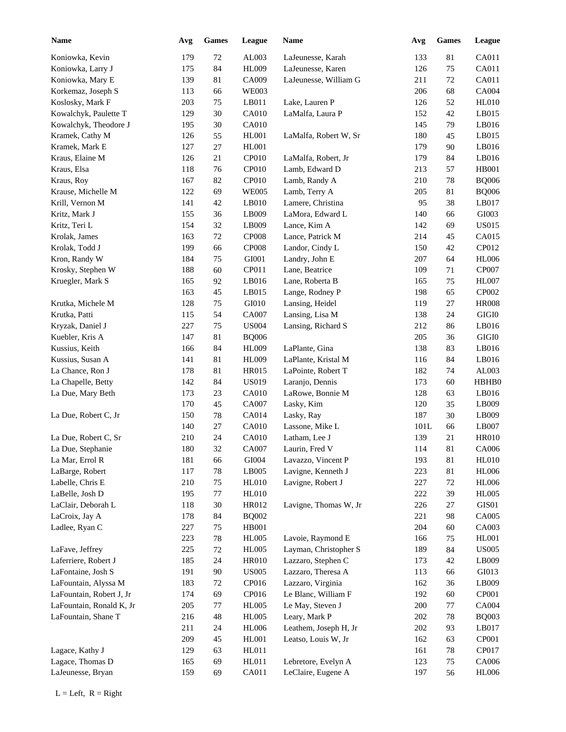| Name | Avg | Games | League | Name | Avg | Games | League |
|---|---|---|---|---|---|---|---|
| Koniowka, Kevin | 179 | 72 | AL003 | LaJeunesse, Karah | 133 | 81 | CA011 |
| Koniowka, Larry J | 175 | 84 | HL009 | LaJeunesse, Karen | 126 | 75 | CA011 |
| Koniowka, Mary E | 139 | 81 | CA009 | LaJeunesse, William G | 211 | 72 | CA011 |
| Korkemaz, Joseph S | 113 | 66 | WE003 | | 206 | 68 | CA004 |
| Koslosky, Mark F | 203 | 75 | LB011 | Lake, Lauren P | 126 | 52 | HL010 |
| Kowalchyk, Paulette T | 129 | 30 | CA010 | LaMalfa, Laura P | 152 | 42 | LB015 |
| Kowalchyk, Theodore J | 195 | 30 | CA010 | | 145 | 79 | LB016 |
| Kramek, Cathy M | 126 | 55 | HL001 | LaMalfa, Robert W, Sr | 180 | 45 | LB015 |
| Kramek, Mark E | 127 | 27 | HL001 | | 179 | 90 | LB016 |
| Kraus, Elaine M | 126 | 21 | CP010 | LaMalfa, Robert, Jr | 179 | 84 | LB016 |
| Kraus, Elsa | 118 | 76 | CP010 | Lamb, Edward D | 213 | 57 | HB001 |
| Kraus, Roy | 167 | 82 | CP010 | Lamb, Randy A | 210 | 78 | BQ006 |
| Krause, Michelle M | 122 | 69 | WE005 | Lamb, Terry A | 205 | 81 | BQ006 |
| Krill, Vernon M | 141 | 42 | LB010 | Lamere, Christina | 95 | 38 | LB017 |
| Kritz, Mark J | 155 | 36 | LB009 | LaMora, Edward L | 140 | 66 | GI003 |
| Kritz, Teri L | 154 | 32 | LB009 | Lance, Kim A | 142 | 69 | US015 |
| Krolak, James | 163 | 72 | CP008 | Lance, Patrick M | 214 | 45 | CA015 |
| Krolak, Todd J | 199 | 66 | CP008 | Landor, Cindy L | 150 | 42 | CP012 |
| Kron, Randy W | 184 | 75 | GI001 | Landry, John E | 207 | 64 | HL006 |
| Krosky, Stephen W | 188 | 60 | CP011 | Lane, Beatrice | 109 | 71 | CP007 |
| Kruegler, Mark S | 165 | 92 | LB016 | Lane, Roberta B | 165 | 75 | HL007 |
| | 163 | 45 | LB015 | Lange, Rodney P | 198 | 65 | CP002 |
| Krutka, Michele M | 128 | 75 | GI010 | Lansing, Heidel | 119 | 27 | HR008 |
| Krutka, Patti | 115 | 54 | CA007 | Lansing, Lisa M | 138 | 24 | GIGI0 |
| Kryzak, Daniel J | 227 | 75 | US004 | Lansing, Richard S | 212 | 86 | LB016 |
| Kuebler, Kris A | 147 | 81 | BQ006 | | 205 | 36 | GIGI0 |
| Kussius, Keith | 166 | 84 | HL009 | LaPlante, Gina | 138 | 83 | LB016 |
| Kussius, Susan A | 141 | 81 | HL009 | LaPlante, Kristal M | 116 | 84 | LB016 |
| La Chance, Ron J | 178 | 81 | HR015 | LaPointe, Robert T | 182 | 74 | AL003 |
| La Chapelle, Betty | 142 | 84 | US019 | Laranjo, Dennis | 173 | 60 | HBHB0 |
| La Due, Mary Beth | 173 | 23 | CA010 | LaRowe, Bonnie M | 128 | 63 | LB016 |
| | 170 | 45 | CA007 | Lasky, Kim | 120 | 35 | LB009 |
| La Due, Robert C, Jr | 150 | 78 | CA014 | Lasky, Ray | 187 | 30 | LB009 |
| | 140 | 27 | CA010 | Lassone, Mike L | 101L | 66 | LB007 |
| La Due, Robert C, Sr | 210 | 24 | CA010 | Latham, Lee J | 139 | 21 | HR010 |
| La Due, Stephanie | 180 | 32 | CA007 | Laurin, Fred V | 114 | 81 | CA006 |
| La Mar, Errol R | 181 | 66 | GI004 | Lavazzo, Vincent P | 193 | 81 | HL010 |
| LaBarge, Robert | 117 | 78 | LB005 | Lavigne, Kenneth J | 223 | 81 | HL006 |
| Labelle, Chris E | 210 | 75 | HL010 | Lavigne, Robert J | 227 | 72 | HL006 |
| LaBelle, Josh D | 195 | 77 | HL010 | | 222 | 39 | HL005 |
| LaClair, Deborah L | 118 | 30 | HR012 | Lavigne, Thomas W, Jr | 226 | 27 | GIS01 |
| LaCroix, Jay A | 178 | 84 | BQ002 | | 221 | 98 | CA005 |
| Ladlee, Ryan C | 227 | 75 | HB001 | | 204 | 60 | CA003 |
| | 223 | 78 | HL005 | Lavoie, Raymond E | 166 | 75 | HL001 |
| LaFave, Jeffrey | 225 | 72 | HL005 | Layman, Christopher S | 189 | 84 | US005 |
| Laferriere, Robert J | 185 | 24 | HR010 | Lazzaro, Stephen C | 173 | 42 | LB009 |
| LaFontaine, Josh S | 191 | 90 | US005 | Lazzaro, Theresa A | 113 | 66 | GI013 |
| LaFountain, Alyssa M | 183 | 72 | CP016 | Lazzaro, Virginia | 162 | 36 | LB009 |
| LaFountain, Robert J, Jr | 174 | 69 | CP016 | Le Blanc, William F | 192 | 60 | CP001 |
| LaFountain, Ronald K, Jr | 205 | 77 | HL005 | Le May, Steven J | 200 | 77 | CA004 |
| LaFountain, Shane T | 216 | 48 | HL005 | Leary, Mark P | 202 | 78 | BQ003 |
| | 211 | 24 | HL006 | Leathem, Joseph H, Jr | 202 | 93 | LB017 |
| | 209 | 45 | HL001 | Leatso, Louis W, Jr | 162 | 63 | CP001 |
| Lagace, Kathy J | 129 | 63 | HL011 | | 161 | 78 | CP017 |
| Lagace, Thomas D | 165 | 69 | HL011 | Lebretore, Evelyn A | 123 | 75 | CA006 |
| LaJeunesse, Bryan | 159 | 69 | CA011 | LeClaire, Eugene A | 197 | 56 | HL006 |

L = Left, R = Right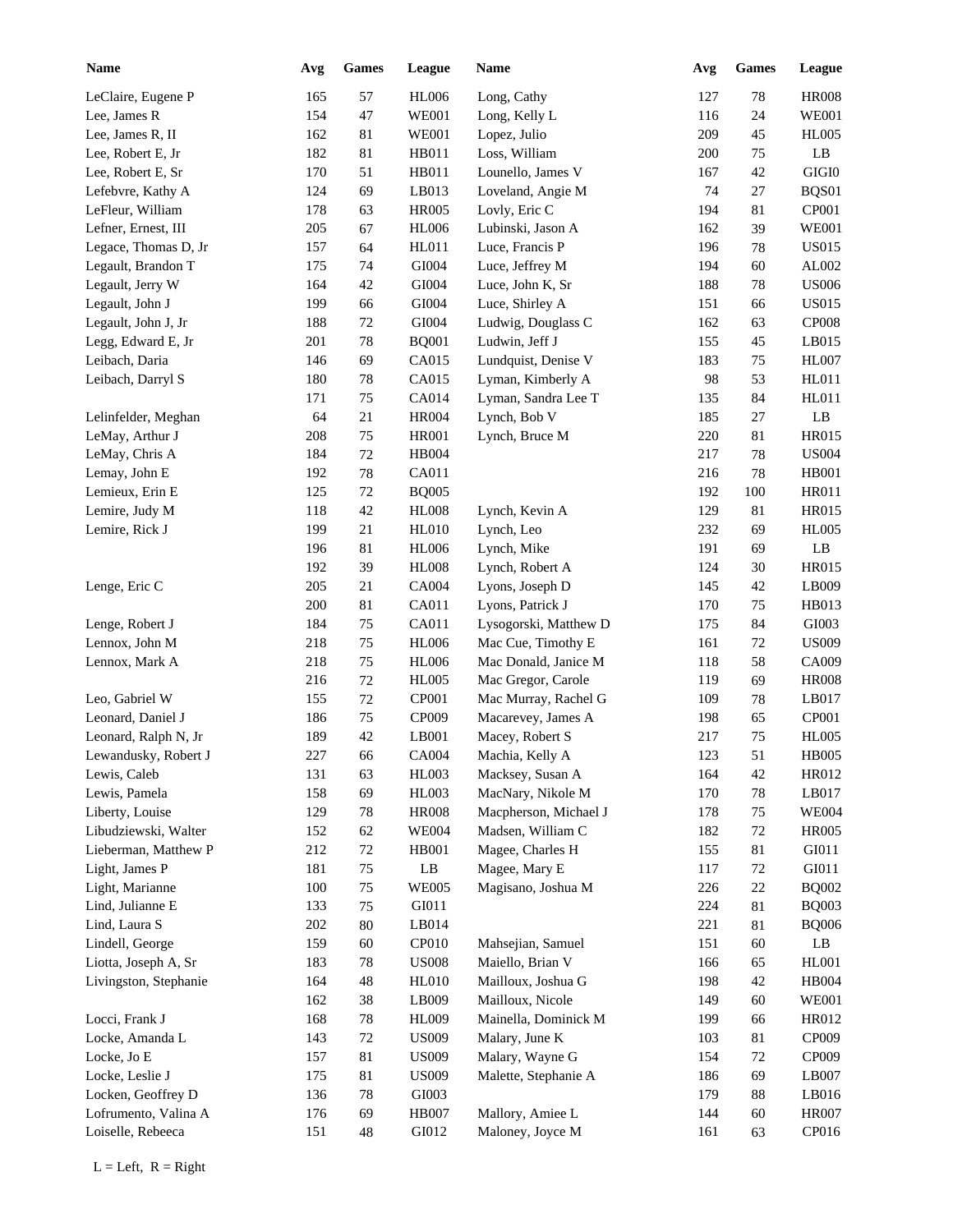| Name | Avg | Games | League |
|---|---|---|---|
| LeClaire, Eugene P | 165 | 57 | HL006 |
| Lee, James R | 154 | 47 | WE001 |
| Lee, James R, II | 162 | 81 | WE001 |
| Lee, Robert E, Jr | 182 | 81 | HB011 |
| Lee, Robert E, Sr | 170 | 51 | HB011 |
| Lefebvre, Kathy A | 124 | 69 | LB013 |
| LeFleur, William | 178 | 63 | HR005 |
| Lefner, Ernest, III | 205 | 67 | HL006 |
| Legace, Thomas D, Jr | 157 | 64 | HL011 |
| Legault, Brandon T | 175 | 74 | GI004 |
| Legault, Jerry W | 164 | 42 | GI004 |
| Legault, John J | 199 | 66 | GI004 |
| Legault, John J, Jr | 188 | 72 | GI004 |
| Legg, Edward E, Jr | 201 | 78 | BQ001 |
| Leibach, Daria | 146 | 69 | CA015 |
| Leibach, Darryl S | 180 | 78 | CA015 |
| | 171 | 75 | CA014 |
| Lelinfelder, Meghan | 64 | 21 | HR004 |
| LeMay, Arthur J | 208 | 75 | HR001 |
| LeMay, Chris A | 184 | 72 | HB004 |
| Lemay, John E | 192 | 78 | CA011 |
| Lemieux, Erin E | 125 | 72 | BQ005 |
| Lemire, Judy M | 118 | 42 | HL008 |
| Lemire, Rick J | 199 | 21 | HL010 |
| | 196 | 81 | HL006 |
| | 192 | 39 | HL008 |
| Lenge, Eric C | 205 | 21 | CA004 |
| | 200 | 81 | CA011 |
| Lenge, Robert J | 184 | 75 | CA011 |
| Lennox, John M | 218 | 75 | HL006 |
| Lennox, Mark A | 218 | 75 | HL006 |
| | 216 | 72 | HL005 |
| Leo, Gabriel W | 155 | 72 | CP001 |
| Leonard, Daniel J | 186 | 75 | CP009 |
| Leonard, Ralph N, Jr | 189 | 42 | LB001 |
| Lewandusky, Robert J | 227 | 66 | CA004 |
| Lewis, Caleb | 131 | 63 | HL003 |
| Lewis, Pamela | 158 | 69 | HL003 |
| Liberty, Louise | 129 | 78 | HR008 |
| Libudziewski, Walter | 152 | 62 | WE004 |
| Lieberman, Matthew P | 212 | 72 | HB001 |
| Light, James P | 181 | 75 | LB |
| Light, Marianne | 100 | 75 | WE005 |
| Lind, Julianne E | 133 | 75 | GI011 |
| Lind, Laura S | 202 | 80 | LB014 |
| Lindell, George | 159 | 60 | CP010 |
| Liotta, Joseph A, Sr | 183 | 78 | US008 |
| Livingston, Stephanie | 164 | 48 | HL010 |
| | 162 | 38 | LB009 |
| Locci, Frank J | 168 | 78 | HL009 |
| Locke, Amanda L | 143 | 72 | US009 |
| Locke, Jo E | 157 | 81 | US009 |
| Locke, Leslie J | 175 | 81 | US009 |
| Locken, Geoffrey D | 136 | 78 | GI003 |
| Lofrumento, Valina A | 176 | 69 | HB007 |
| Loiselle, Rebeeca | 151 | 48 | GI012 |
| Long, Cathy | 127 | 78 | HR008 |
| Long, Kelly L | 116 | 24 | WE001 |
| Lopez, Julio | 209 | 45 | HL005 |
| Loss, William | 200 | 75 | LB |
| Lounello, James V | 167 | 42 | GIGI0 |
| Loveland, Angie M | 74 | 27 | BQS01 |
| Lovly, Eric C | 194 | 81 | CP001 |
| Lubinski, Jason A | 162 | 39 | WE001 |
| Luce, Francis P | 196 | 78 | US015 |
| Luce, Jeffrey M | 194 | 60 | AL002 |
| Luce, John K, Sr | 188 | 78 | US006 |
| Luce, Shirley A | 151 | 66 | US015 |
| Ludwig, Douglass C | 162 | 63 | CP008 |
| Ludwin, Jeff J | 155 | 45 | LB015 |
| Lundquist, Denise V | 183 | 75 | HL007 |
| Lyman, Kimberly A | 98 | 53 | HL011 |
| Lyman, Sandra Lee T | 135 | 84 | HL011 |
| Lynch, Bob V | 185 | 27 | LB |
| Lynch, Bruce M | 220 | 81 | HR015 |
| | 217 | 78 | US004 |
| | 216 | 78 | HB001 |
| | 192 | 100 | HR011 |
| Lynch, Kevin A | 129 | 81 | HR015 |
| Lynch, Leo | 232 | 69 | HL005 |
| Lynch, Mike | 191 | 69 | LB |
| Lynch, Robert A | 124 | 30 | HR015 |
| Lyons, Joseph D | 145 | 42 | LB009 |
| Lyons, Patrick J | 170 | 75 | HB013 |
| Lysogorski, Matthew D | 175 | 84 | GI003 |
| Mac Cue, Timothy E | 161 | 72 | US009 |
| Mac Donald, Janice M | 118 | 58 | CA009 |
| Mac Gregor, Carole | 119 | 69 | HR008 |
| Mac Murray, Rachel G | 109 | 78 | LB017 |
| Macarevey, James A | 198 | 65 | CP001 |
| Macey, Robert S | 217 | 75 | HL005 |
| Machia, Kelly A | 123 | 51 | HB005 |
| Macksey, Susan A | 164 | 42 | HR012 |
| MacNary, Nikole M | 170 | 78 | LB017 |
| Macpherson, Michael J | 178 | 75 | WE004 |
| Madsen, William C | 182 | 72 | HR005 |
| Magee, Charles H | 155 | 81 | GI011 |
| Magee, Mary E | 117 | 72 | GI011 |
| Magisano, Joshua M | 226 | 22 | BQ002 |
| | 224 | 81 | BQ003 |
| | 221 | 81 | BQ006 |
| Mahsejian, Samuel | 151 | 60 | LB |
| Maiello, Brian V | 166 | 65 | HL001 |
| Mailloux, Joshua G | 198 | 42 | HB004 |
| Mailloux, Nicole | 149 | 60 | WE001 |
| Mainella, Dominick M | 199 | 66 | HR012 |
| Malary, June K | 103 | 81 | CP009 |
| Malary, Wayne G | 154 | 72 | CP009 |
| Malette, Stephanie A | 186 | 69 | LB007 |
| | 179 | 88 | LB016 |
| Mallory, Amiee L | 144 | 60 | HR007 |
| Maloney, Joyce M | 161 | 63 | CP016 |

L = Left, R = Right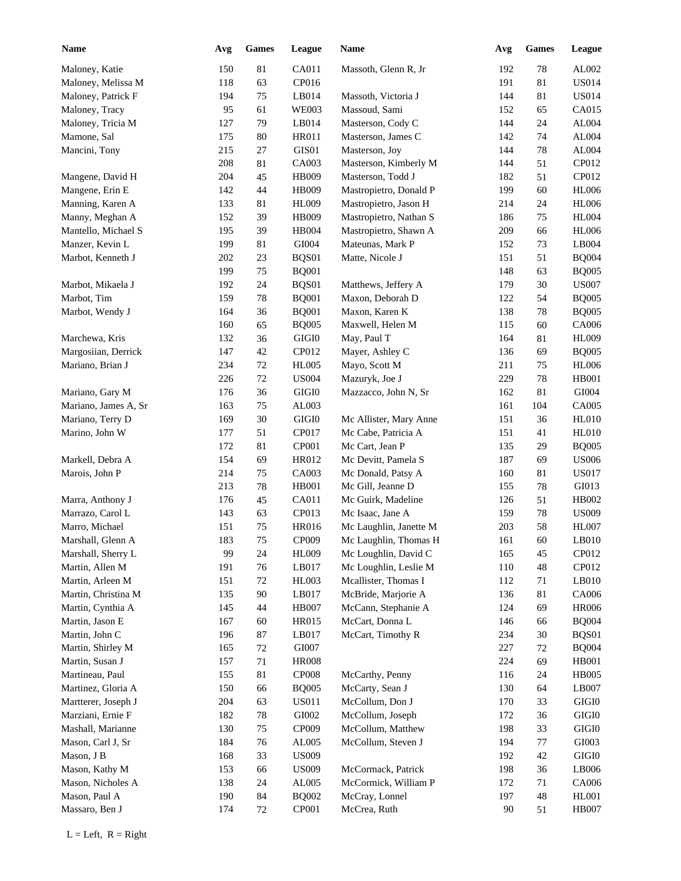| Name | Avg | Games | League | Name | Avg | Games | League |
|---|---|---|---|---|---|---|---|
| Maloney, Katie | 150 | 81 | CA011 | Massoth, Glenn R, Jr | 192 | 78 | AL002 |
| Maloney, Melissa M | 118 | 63 | CP016 | | 191 | 81 | US014 |
| Maloney, Patrick F | 194 | 75 | LB014 | Massoth, Victoria J | 144 | 81 | US014 |
| Maloney, Tracy | 95 | 61 | WE003 | Massoud, Sami | 152 | 65 | CA015 |
| Maloney, Tricia M | 127 | 79 | LB014 | Masterson, Cody C | 144 | 24 | AL004 |
| Mamone, Sal | 175 | 80 | HR011 | Masterson, James C | 142 | 74 | AL004 |
| Mancini, Tony | 215 | 27 | GIS01 | Masterson, Joy | 144 | 78 | AL004 |
| | 208 | 81 | CA003 | Masterson, Kimberly M | 144 | 51 | CP012 |
| Mangene, David H | 204 | 45 | HB009 | Masterson, Todd J | 182 | 51 | CP012 |
| Mangene, Erin E | 142 | 44 | HB009 | Mastropietro, Donald P | 199 | 60 | HL006 |
| Manning, Karen A | 133 | 81 | HL009 | Mastropietro, Jason H | 214 | 24 | HL006 |
| Manny, Meghan A | 152 | 39 | HB009 | Mastropietro, Nathan S | 186 | 75 | HL004 |
| Mantello, Michael S | 195 | 39 | HB004 | Mastropietro, Shawn A | 209 | 66 | HL006 |
| Manzer, Kevin L | 199 | 81 | GI004 | Mateunas, Mark P | 152 | 73 | LB004 |
| Marbot, Kenneth J | 202 | 23 | BQS01 | Matte, Nicole J | 151 | 51 | BQ004 |
| | 199 | 75 | BQ001 | | 148 | 63 | BQ005 |
| Marbot, Mikaela J | 192 | 24 | BQS01 | Matthews, Jeffery A | 179 | 30 | US007 |
| Marbot, Tim | 159 | 78 | BQ001 | Maxon, Deborah D | 122 | 54 | BQ005 |
| Marbot, Wendy J | 164 | 36 | BQ001 | Maxon, Karen K | 138 | 78 | BQ005 |
| | 160 | 65 | BQ005 | Maxwell, Helen M | 115 | 60 | CA006 |
| Marchewa, Kris | 132 | 36 | GIGI0 | May, Paul T | 164 | 81 | HL009 |
| Margosiian, Derrick | 147 | 42 | CP012 | Mayer, Ashley C | 136 | 69 | BQ005 |
| Mariano, Brian J | 234 | 72 | HL005 | Mayo, Scott M | 211 | 75 | HL006 |
| | 226 | 72 | US004 | Mazuryk, Joe J | 229 | 78 | HB001 |
| Mariano, Gary M | 176 | 36 | GIGI0 | Mazzacco, John N, Sr | 162 | 81 | GI004 |
| Mariano, James A, Sr | 163 | 75 | AL003 | | 161 | 104 | CA005 |
| Mariano, Terry D | 169 | 30 | GIGI0 | Mc Allister, Mary Anne | 151 | 36 | HL010 |
| Marino, John W | 177 | 51 | CP017 | Mc Cabe, Patricia A | 151 | 41 | HL010 |
| | 172 | 81 | CP001 | Mc Cart, Jean P | 135 | 29 | BQ005 |
| Markell, Debra A | 154 | 69 | HR012 | Mc Devitt, Pamela S | 187 | 69 | US006 |
| Marois, John P | 214 | 75 | CA003 | Mc Donald, Patsy A | 160 | 81 | US017 |
| | 213 | 78 | HB001 | Mc Gill, Jeanne D | 155 | 78 | GI013 |
| Marra, Anthony J | 176 | 45 | CA011 | Mc Guirk, Madeline | 126 | 51 | HB002 |
| Marrazo, Carol L | 143 | 63 | CP013 | Mc Isaac, Jane A | 159 | 78 | US009 |
| Marro, Michael | 151 | 75 | HR016 | Mc Laughlin, Janette M | 203 | 58 | HL007 |
| Marshall, Glenn A | 183 | 75 | CP009 | Mc Laughlin, Thomas H | 161 | 60 | LB010 |
| Marshall, Sherry L | 99 | 24 | HL009 | Mc Loughlin, David C | 165 | 45 | CP012 |
| Martin, Allen M | 191 | 76 | LB017 | Mc Loughlin, Leslie M | 110 | 48 | CP012 |
| Martin, Arleen M | 151 | 72 | HL003 | Mcallister, Thomas I | 112 | 71 | LB010 |
| Martin, Christina M | 135 | 90 | LB017 | McBride, Marjorie A | 136 | 81 | CA006 |
| Martin, Cynthia A | 145 | 44 | HB007 | McCann, Stephanie A | 124 | 69 | HR006 |
| Martin, Jason E | 167 | 60 | HR015 | McCart, Donna L | 146 | 66 | BQ004 |
| Martin, John C | 196 | 87 | LB017 | McCart, Timothy R | 234 | 30 | BQS01 |
| Martin, Shirley M | 165 | 72 | GI007 | | 227 | 72 | BQ004 |
| Martin, Susan J | 157 | 71 | HR008 | | 224 | 69 | HB001 |
| Martineau, Paul | 155 | 81 | CP008 | McCarthy, Penny | 116 | 24 | HB005 |
| Martinez, Gloria A | 150 | 66 | BQ005 | McCarty, Sean J | 130 | 64 | LB007 |
| Martterer, Joseph J | 204 | 63 | US011 | McCollum, Don J | 170 | 33 | GIGI0 |
| Marziani, Ernie F | 182 | 78 | GI002 | McCollum, Joseph | 172 | 36 | GIGI0 |
| Mashall, Marianne | 130 | 75 | CP009 | McCollum, Matthew | 198 | 33 | GIGI0 |
| Mason, Carl J, Sr | 184 | 76 | AL005 | McCollum, Steven J | 194 | 77 | GI003 |
| Mason, J B | 168 | 33 | US009 | | 192 | 42 | GIGI0 |
| Mason, Kathy M | 153 | 66 | US009 | McCormack, Patrick | 198 | 36 | LB006 |
| Mason, Nicholes A | 138 | 24 | AL005 | McCormick, William P | 172 | 71 | CA006 |
| Mason, Paul A | 190 | 84 | BQ002 | McCray, Lonnel | 197 | 48 | HL001 |
| Massaro, Ben J | 174 | 72 | CP001 | McCrea, Ruth | 90 | 51 | HB007 |

L = Left, R = Right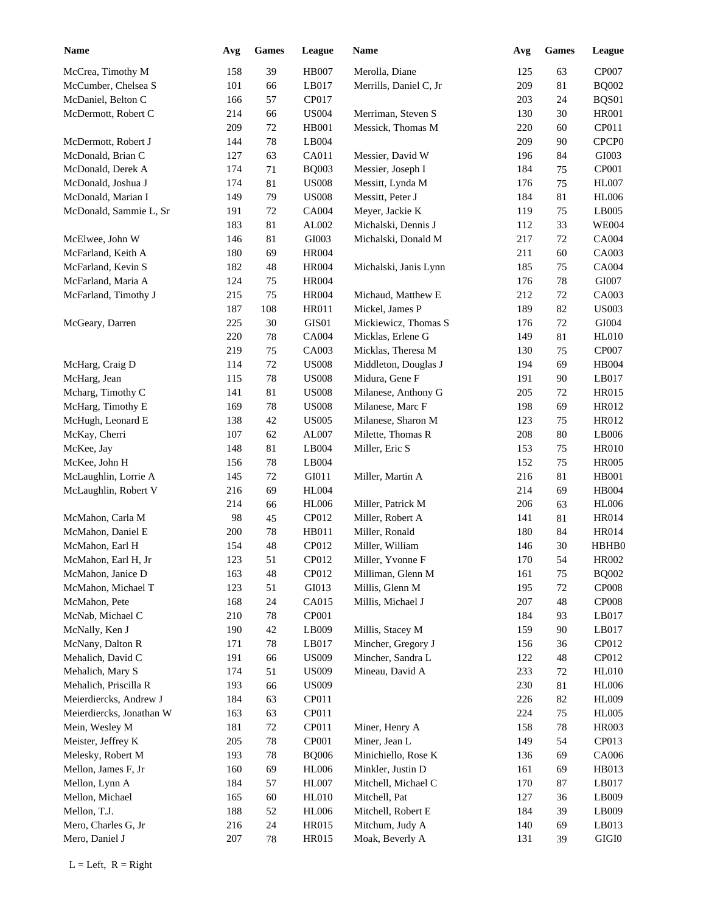| Name | Avg | Games | League | Name | Avg | Games | League |
|---|---|---|---|---|---|---|---|
| McCrea, Timothy M | 158 | 39 | HB007 | Merolla, Diane | 125 | 63 | CP007 |
| McCumber, Chelsea S | 101 | 66 | LB017 | Merrills, Daniel C, Jr | 209 | 81 | BQ002 |
| McDaniel, Belton C | 166 | 57 | CP017 | | 203 | 24 | BQS01 |
| McDermott, Robert C | 214 | 66 | US004 | Merriman, Steven S | 130 | 30 | HR001 |
| | 209 | 72 | HB001 | Messick, Thomas M | 220 | 60 | CP011 |
| McDermott, Robert J | 144 | 78 | LB004 | | 209 | 90 | CPCP0 |
| McDonald, Brian C | 127 | 63 | CA011 | Messier, David W | 196 | 84 | GI003 |
| McDonald, Derek A | 174 | 71 | BQ003 | Messier, Joseph I | 184 | 75 | CP001 |
| McDonald, Joshua J | 174 | 81 | US008 | Messitt, Lynda M | 176 | 75 | HL007 |
| McDonald, Marian I | 149 | 79 | US008 | Messitt, Peter J | 184 | 81 | HL006 |
| McDonald, Sammie L, Sr | 191 | 72 | CA004 | Meyer, Jackie K | 119 | 75 | LB005 |
| | 183 | 81 | AL002 | Michalski, Dennis J | 112 | 33 | WE004 |
| McElwee, John W | 146 | 81 | GI003 | Michalski, Donald M | 217 | 72 | CA004 |
| McFarland, Keith A | 180 | 69 | HR004 | | 211 | 60 | CA003 |
| McFarland, Kevin S | 182 | 48 | HR004 | Michalski, Janis Lynn | 185 | 75 | CA004 |
| McFarland, Maria A | 124 | 75 | HR004 | | 176 | 78 | GI007 |
| McFarland, Timothy J | 215 | 75 | HR004 | Michaud, Matthew E | 212 | 72 | CA003 |
| | 187 | 108 | HR011 | Mickel, James P | 189 | 82 | US003 |
| McGeary, Darren | 225 | 30 | GIS01 | Mickiewicz, Thomas S | 176 | 72 | GI004 |
| | 220 | 78 | CA004 | Micklas, Erlene G | 149 | 81 | HL010 |
| | 219 | 75 | CA003 | Micklas, Theresa M | 130 | 75 | CP007 |
| McHarg, Craig D | 114 | 72 | US008 | Middleton, Douglas J | 194 | 69 | HB004 |
| McHarg, Jean | 115 | 78 | US008 | Midura, Gene F | 191 | 90 | LB017 |
| Mcharg, Timothy C | 141 | 81 | US008 | Milanese, Anthony G | 205 | 72 | HR015 |
| McHarg, Timothy E | 169 | 78 | US008 | Milanese, Marc F | 198 | 69 | HR012 |
| McHugh, Leonard E | 138 | 42 | US005 | Milanese, Sharon M | 123 | 75 | HR012 |
| McKay, Cherri | 107 | 62 | AL007 | Milette, Thomas R | 208 | 80 | LB006 |
| McKee, Jay | 148 | 81 | LB004 | Miller, Eric S | 153 | 75 | HR010 |
| McKee, John H | 156 | 78 | LB004 | | 152 | 75 | HR005 |
| McLaughlin, Lorrie A | 145 | 72 | GI011 | Miller, Martin A | 216 | 81 | HB001 |
| McLaughlin, Robert V | 216 | 69 | HL004 | | 214 | 69 | HB004 |
| | 214 | 66 | HL006 | Miller, Patrick M | 206 | 63 | HL006 |
| McMahon, Carla M | 98 | 45 | CP012 | Miller, Robert A | 141 | 81 | HR014 |
| McMahon, Daniel E | 200 | 78 | HB011 | Miller, Ronald | 180 | 84 | HR014 |
| McMahon, Earl H | 154 | 48 | CP012 | Miller, William | 146 | 30 | HBHB0 |
| McMahon, Earl H, Jr | 123 | 51 | CP012 | Miller, Yvonne F | 170 | 54 | HR002 |
| McMahon, Janice D | 163 | 48 | CP012 | Milliman, Glenn M | 161 | 75 | BQ002 |
| McMahon, Michael T | 123 | 51 | GI013 | Millis, Glenn M | 195 | 72 | CP008 |
| McMahon, Pete | 168 | 24 | CA015 | Millis, Michael J | 207 | 48 | CP008 |
| McNab, Michael C | 210 | 78 | CP001 | | 184 | 93 | LB017 |
| McNally, Ken J | 190 | 42 | LB009 | Millis, Stacey M | 159 | 90 | LB017 |
| McNany, Dalton R | 171 | 78 | LB017 | Mincher, Gregory J | 156 | 36 | CP012 |
| Mehalich, David C | 191 | 66 | US009 | Mincher, Sandra L | 122 | 48 | CP012 |
| Mehalich, Mary S | 174 | 51 | US009 | Mineau, David A | 233 | 72 | HL010 |
| Mehalich, Priscilla R | 193 | 66 | US009 | | 230 | 81 | HL006 |
| Meierdiercks, Andrew J | 184 | 63 | CP011 | | 226 | 82 | HL009 |
| Meierdiercks, Jonathan W | 163 | 63 | CP011 | | 224 | 75 | HL005 |
| Mein, Wesley M | 181 | 72 | CP011 | Miner, Henry A | 158 | 78 | HR003 |
| Meister, Jeffrey K | 205 | 78 | CP001 | Miner, Jean L | 149 | 54 | CP013 |
| Melesky, Robert M | 193 | 78 | BQ006 | Minichiello, Rose K | 136 | 69 | CA006 |
| Mellon, James F, Jr | 160 | 69 | HL006 | Minkler, Justin D | 161 | 69 | HB013 |
| Mellon, Lynn A | 184 | 57 | HL007 | Mitchell, Michael C | 170 | 87 | LB017 |
| Mellon, Michael | 165 | 60 | HL010 | Mitchell, Pat | 127 | 36 | LB009 |
| Mellon, T.J. | 188 | 52 | HL006 | Mitchell, Robert E | 184 | 39 | LB009 |
| Mero, Charles G, Jr | 216 | 24 | HR015 | Mitchum, Judy A | 140 | 69 | LB013 |
| Mero, Daniel J | 207 | 78 | HR015 | Moak, Beverly A | 131 | 39 | GIGI0 |

L = Left, R = Right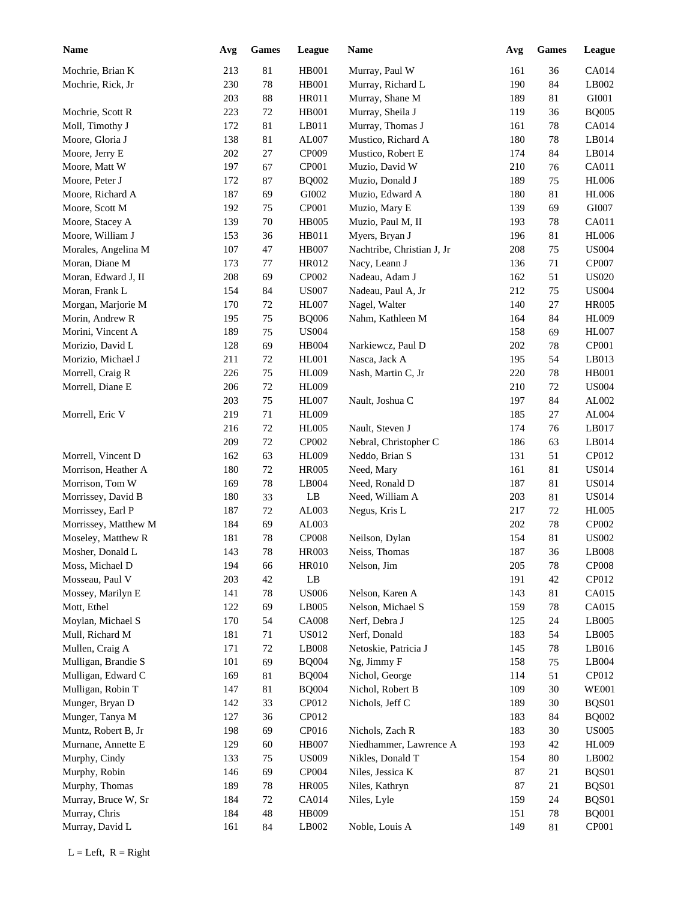| Name | Avg | Games | League | Name | Avg | Games | League |
|---|---|---|---|---|---|---|---|
| Mochrie, Brian K | 213 | 81 | HB001 | Murray, Paul W | 161 | 36 | CA014 |
| Mochrie, Rick, Jr | 230 | 78 | HB001 | Murray, Richard L | 190 | 84 | LB002 |
| | 203 | 88 | HR011 | Murray, Shane M | 189 | 81 | GI001 |
| Mochrie, Scott R | 223 | 72 | HB001 | Murray, Sheila J | 119 | 36 | BQ005 |
| Moll, Timothy J | 172 | 81 | LB011 | Murray, Thomas J | 161 | 78 | CA014 |
| Moore, Gloria J | 138 | 81 | AL007 | Mustico, Richard A | 180 | 78 | LB014 |
| Moore, Jerry E | 202 | 27 | CP009 | Mustico, Robert E | 174 | 84 | LB014 |
| Moore, Matt W | 197 | 67 | CP001 | Muzio, David W | 210 | 76 | CA011 |
| Moore, Peter J | 172 | 87 | BQ002 | Muzio, Donald J | 189 | 75 | HL006 |
| Moore, Richard A | 187 | 69 | GI002 | Muzio, Edward A | 180 | 81 | HL006 |
| Moore, Scott M | 192 | 75 | CP001 | Muzio, Mary E | 139 | 69 | GI007 |
| Moore, Stacey A | 139 | 70 | HB005 | Muzio, Paul M, II | 193 | 78 | CA011 |
| Moore, William J | 153 | 36 | HB011 | Myers, Bryan J | 196 | 81 | HL006 |
| Morales, Angelina M | 107 | 47 | HB007 | Nachtribe, Christian J, Jr | 208 | 75 | US004 |
| Moran, Diane M | 173 | 77 | HR012 | Nacy, Leann J | 136 | 71 | CP007 |
| Moran, Edward J, II | 208 | 69 | CP002 | Nadeau, Adam J | 162 | 51 | US020 |
| Moran, Frank L | 154 | 84 | US007 | Nadeau, Paul A, Jr | 212 | 75 | US004 |
| Morgan, Marjorie M | 170 | 72 | HL007 | Nagel, Walter | 140 | 27 | HR005 |
| Morin, Andrew R | 195 | 75 | BQ006 | Nahm, Kathleen M | 164 | 84 | HL009 |
| Morini, Vincent A | 189 | 75 | US004 | | 158 | 69 | HL007 |
| Morizio, David L | 128 | 69 | HB004 | Narkiewcz, Paul D | 202 | 78 | CP001 |
| Morizio, Michael J | 211 | 72 | HL001 | Nasca, Jack A | 195 | 54 | LB013 |
| Morrell, Craig R | 226 | 75 | HL009 | Nash, Martin C, Jr | 220 | 78 | HB001 |
| Morrell, Diane E | 206 | 72 | HL009 | | 210 | 72 | US004 |
| | 203 | 75 | HL007 | Nault, Joshua C | 197 | 84 | AL002 |
| Morrell, Eric V | 219 | 71 | HL009 | | 185 | 27 | AL004 |
| | 216 | 72 | HL005 | Nault, Steven J | 174 | 76 | LB017 |
| | 209 | 72 | CP002 | Nebral, Christopher C | 186 | 63 | LB014 |
| Morrell, Vincent D | 162 | 63 | HL009 | Neddo, Brian S | 131 | 51 | CP012 |
| Morrison, Heather A | 180 | 72 | HR005 | Need, Mary | 161 | 81 | US014 |
| Morrison, Tom W | 169 | 78 | LB004 | Need, Ronald D | 187 | 81 | US014 |
| Morrissey, David B | 180 | 33 | LB | Need, William A | 203 | 81 | US014 |
| Morrissey, Earl P | 187 | 72 | AL003 | Negus, Kris L | 217 | 72 | HL005 |
| Morrissey, Matthew M | 184 | 69 | AL003 | | 202 | 78 | CP002 |
| Moseley, Matthew R | 181 | 78 | CP008 | Neilson, Dylan | 154 | 81 | US002 |
| Mosher, Donald L | 143 | 78 | HR003 | Neiss, Thomas | 187 | 36 | LB008 |
| Moss, Michael D | 194 | 66 | HR010 | Nelson, Jim | 205 | 78 | CP008 |
| Mosseau, Paul V | 203 | 42 | LB | | 191 | 42 | CP012 |
| Mossey, Marilyn E | 141 | 78 | US006 | Nelson, Karen A | 143 | 81 | CA015 |
| Mott, Ethel | 122 | 69 | LB005 | Nelson, Michael S | 159 | 78 | CA015 |
| Moylan, Michael S | 170 | 54 | CA008 | Nerf, Debra J | 125 | 24 | LB005 |
| Mull, Richard M | 181 | 71 | US012 | Nerf, Donald | 183 | 54 | LB005 |
| Mullen, Craig A | 171 | 72 | LB008 | Netoskie, Patricia J | 145 | 78 | LB016 |
| Mulligan, Brandie S | 101 | 69 | BQ004 | Ng, Jimmy F | 158 | 75 | LB004 |
| Mulligan, Edward C | 169 | 81 | BQ004 | Nichol, George | 114 | 51 | CP012 |
| Mulligan, Robin T | 147 | 81 | BQ004 | Nichol, Robert B | 109 | 30 | WE001 |
| Munger, Bryan D | 142 | 33 | CP012 | Nichols, Jeff C | 189 | 30 | BQS01 |
| Munger, Tanya M | 127 | 36 | CP012 | | 183 | 84 | BQ002 |
| Muntz, Robert B, Jr | 198 | 69 | CP016 | Nichols, Zach R | 183 | 30 | US005 |
| Murnane, Annette E | 129 | 60 | HB007 | Niedhammer, Lawrence A | 193 | 42 | HL009 |
| Murphy, Cindy | 133 | 75 | US009 | Nikles, Donald T | 154 | 80 | LB002 |
| Murphy, Robin | 146 | 69 | CP004 | Niles, Jessica K | 87 | 21 | BQS01 |
| Murphy, Thomas | 189 | 78 | HR005 | Niles, Kathryn | 87 | 21 | BQS01 |
| Murray, Bruce W, Sr | 184 | 72 | CA014 | Niles, Lyle | 159 | 24 | BQS01 |
| Murray, Chris | 184 | 48 | HB009 | | 151 | 78 | BQ001 |
| Murray, David L | 161 | 84 | LB002 | Noble, Louis A | 149 | 81 | CP001 |

L = Left, R = Right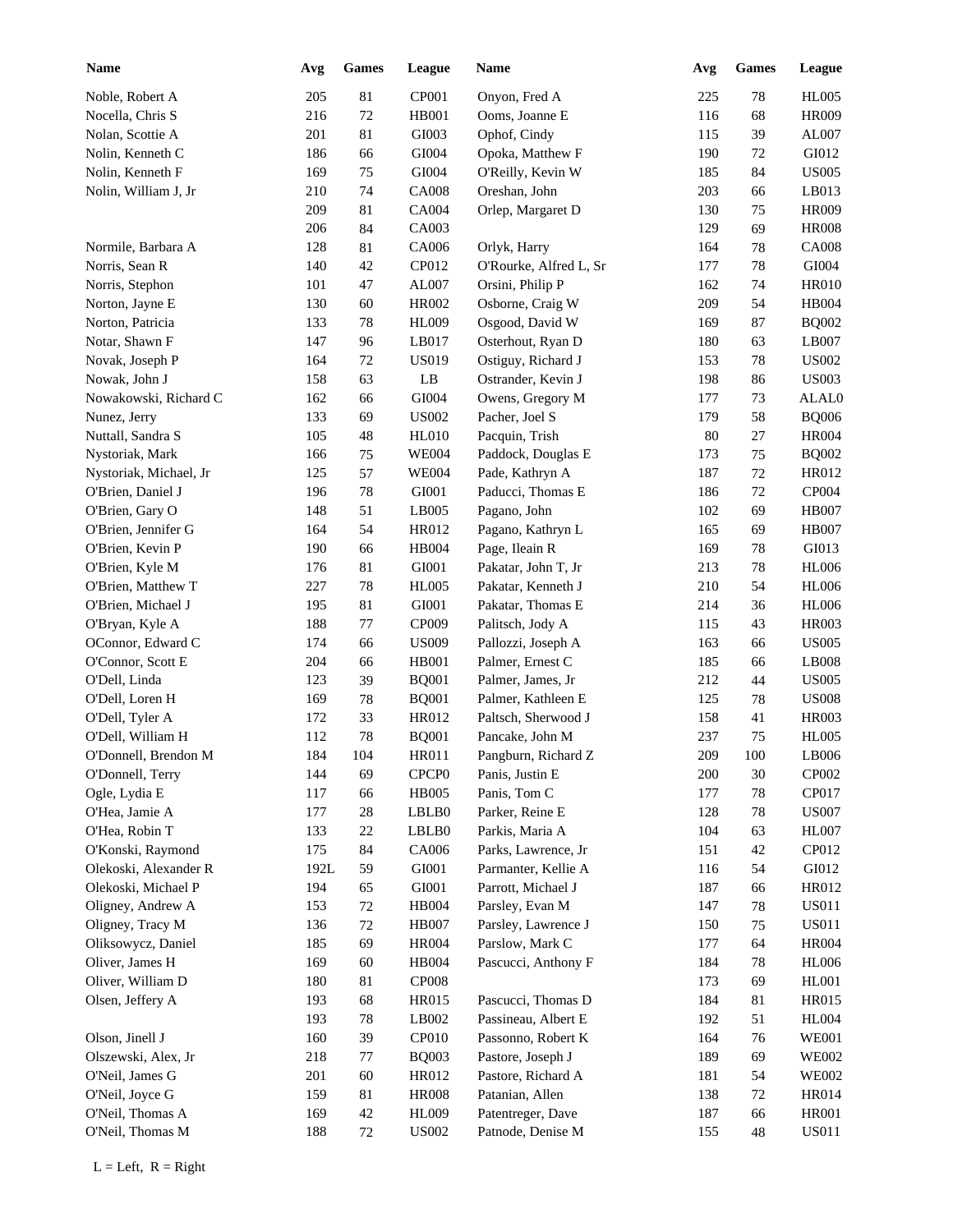| Name | Avg | Games | League | Name | Avg | Games | League |
|---|---|---|---|---|---|---|---|
| Noble, Robert A | 205 | 81 | CP001 | Onyon, Fred A | 225 | 78 | HL005 |
| Nocella, Chris S | 216 | 72 | HB001 | Ooms, Joanne E | 116 | 68 | HR009 |
| Nolan, Scottie A | 201 | 81 | GI003 | Ophof, Cindy | 115 | 39 | AL007 |
| Nolin, Kenneth C | 186 | 66 | GI004 | Opoka, Matthew F | 190 | 72 | GI012 |
| Nolin, Kenneth F | 169 | 75 | GI004 | O'Reilly, Kevin W | 185 | 84 | US005 |
| Nolin, William J, Jr | 210 | 74 | CA008 | Oreshan, John | 203 | 66 | LB013 |
| | 209 | 81 | CA004 | Orlep, Margaret D | 130 | 75 | HR009 |
| | 206 | 84 | CA003 | | 129 | 69 | HR008 |
| Normile, Barbara A | 128 | 81 | CA006 | Orlyk, Harry | 164 | 78 | CA008 |
| Norris, Sean R | 140 | 42 | CP012 | O'Rourke, Alfred L, Sr | 177 | 78 | GI004 |
| Norris, Stephon | 101 | 47 | AL007 | Orsini, Philip P | 162 | 74 | HR010 |
| Norton, Jayne E | 130 | 60 | HR002 | Osborne, Craig W | 209 | 54 | HB004 |
| Norton, Patricia | 133 | 78 | HL009 | Osgood, David W | 169 | 87 | BQ002 |
| Notar, Shawn F | 147 | 96 | LB017 | Osterhout, Ryan D | 180 | 63 | LB007 |
| Novak, Joseph P | 164 | 72 | US019 | Ostiguy, Richard J | 153 | 78 | US002 |
| Nowak, John J | 158 | 63 | LB | Ostrander, Kevin J | 198 | 86 | US003 |
| Nowakowski, Richard C | 162 | 66 | GI004 | Owens, Gregory M | 177 | 73 | ALAL0 |
| Nunez, Jerry | 133 | 69 | US002 | Pacher, Joel S | 179 | 58 | BQ006 |
| Nuttall, Sandra S | 105 | 48 | HL010 | Pacquin, Trish | 80 | 27 | HR004 |
| Nystoriak, Mark | 166 | 75 | WE004 | Paddock, Douglas E | 173 | 75 | BQ002 |
| Nystoriak, Michael, Jr | 125 | 57 | WE004 | Pade, Kathryn A | 187 | 72 | HR012 |
| O'Brien, Daniel J | 196 | 78 | GI001 | Paducci, Thomas E | 186 | 72 | CP004 |
| O'Brien, Gary O | 148 | 51 | LB005 | Pagano, John | 102 | 69 | HB007 |
| O'Brien, Jennifer G | 164 | 54 | HR012 | Pagano, Kathryn L | 165 | 69 | HB007 |
| O'Brien, Kevin P | 190 | 66 | HB004 | Page, Ileain R | 169 | 78 | GI013 |
| O'Brien, Kyle M | 176 | 81 | GI001 | Pakatar, John T, Jr | 213 | 78 | HL006 |
| O'Brien, Matthew T | 227 | 78 | HL005 | Pakatar, Kenneth J | 210 | 54 | HL006 |
| O'Brien, Michael J | 195 | 81 | GI001 | Pakatar, Thomas E | 214 | 36 | HL006 |
| O'Bryan, Kyle A | 188 | 77 | CP009 | Palitsch, Jody A | 115 | 43 | HR003 |
| OConnor, Edward C | 174 | 66 | US009 | Pallozzi, Joseph A | 163 | 66 | US005 |
| O'Connor, Scott E | 204 | 66 | HB001 | Palmer, Ernest C | 185 | 66 | LB008 |
| O'Dell, Linda | 123 | 39 | BQ001 | Palmer, James, Jr | 212 | 44 | US005 |
| O'Dell, Loren H | 169 | 78 | BQ001 | Palmer, Kathleen E | 125 | 78 | US008 |
| O'Dell, Tyler A | 172 | 33 | HR012 | Paltsch, Sherwood J | 158 | 41 | HR003 |
| O'Dell, William H | 112 | 78 | BQ001 | Pancake, John M | 237 | 75 | HL005 |
| O'Donnell, Brendon M | 184 | 104 | HR011 | Pangburn, Richard Z | 209 | 100 | LB006 |
| O'Donnell, Terry | 144 | 69 | CPCP0 | Panis, Justin E | 200 | 30 | CP002 |
| Ogle, Lydia E | 117 | 66 | HB005 | Panis, Tom C | 177 | 78 | CP017 |
| O'Hea, Jamie A | 177 | 28 | LBLB0 | Parker, Reine E | 128 | 78 | US007 |
| O'Hea, Robin T | 133 | 22 | LBLB0 | Parkis, Maria A | 104 | 63 | HL007 |
| O'Konski, Raymond | 175 | 84 | CA006 | Parks, Lawrence, Jr | 151 | 42 | CP012 |
| Olekoski, Alexander R | 192L | 59 | GI001 | Parmanter, Kellie A | 116 | 54 | GI012 |
| Olekoski, Michael P | 194 | 65 | GI001 | Parrott, Michael J | 187 | 66 | HR012 |
| Oligney, Andrew A | 153 | 72 | HB004 | Parsley, Evan M | 147 | 78 | US011 |
| Oligney, Tracy M | 136 | 72 | HB007 | Parsley, Lawrence J | 150 | 75 | US011 |
| Oliksowycz, Daniel | 185 | 69 | HR004 | Parslow, Mark C | 177 | 64 | HR004 |
| Oliver, James H | 169 | 60 | HB004 | Pascucci, Anthony F | 184 | 78 | HL006 |
| Oliver, William D | 180 | 81 | CP008 | | 173 | 69 | HL001 |
| Olsen, Jeffery A | 193 | 68 | HR015 | Pascucci, Thomas D | 184 | 81 | HR015 |
| | 193 | 78 | LB002 | Passineau, Albert E | 192 | 51 | HL004 |
| Olson, Jinell J | 160 | 39 | CP010 | Passonno, Robert K | 164 | 76 | WE001 |
| Olszewski, Alex, Jr | 218 | 77 | BQ003 | Pastore, Joseph J | 189 | 69 | WE002 |
| O'Neil, James G | 201 | 60 | HR012 | Pastore, Richard A | 181 | 54 | WE002 |
| O'Neil, Joyce G | 159 | 81 | HR008 | Patanian, Allen | 138 | 72 | HR014 |
| O'Neil, Thomas A | 169 | 42 | HL009 | Patentreger, Dave | 187 | 66 | HR001 |
| O'Neil, Thomas M | 188 | 72 | US002 | Patnode, Denise M | 155 | 48 | US011 |

L = Left, R = Right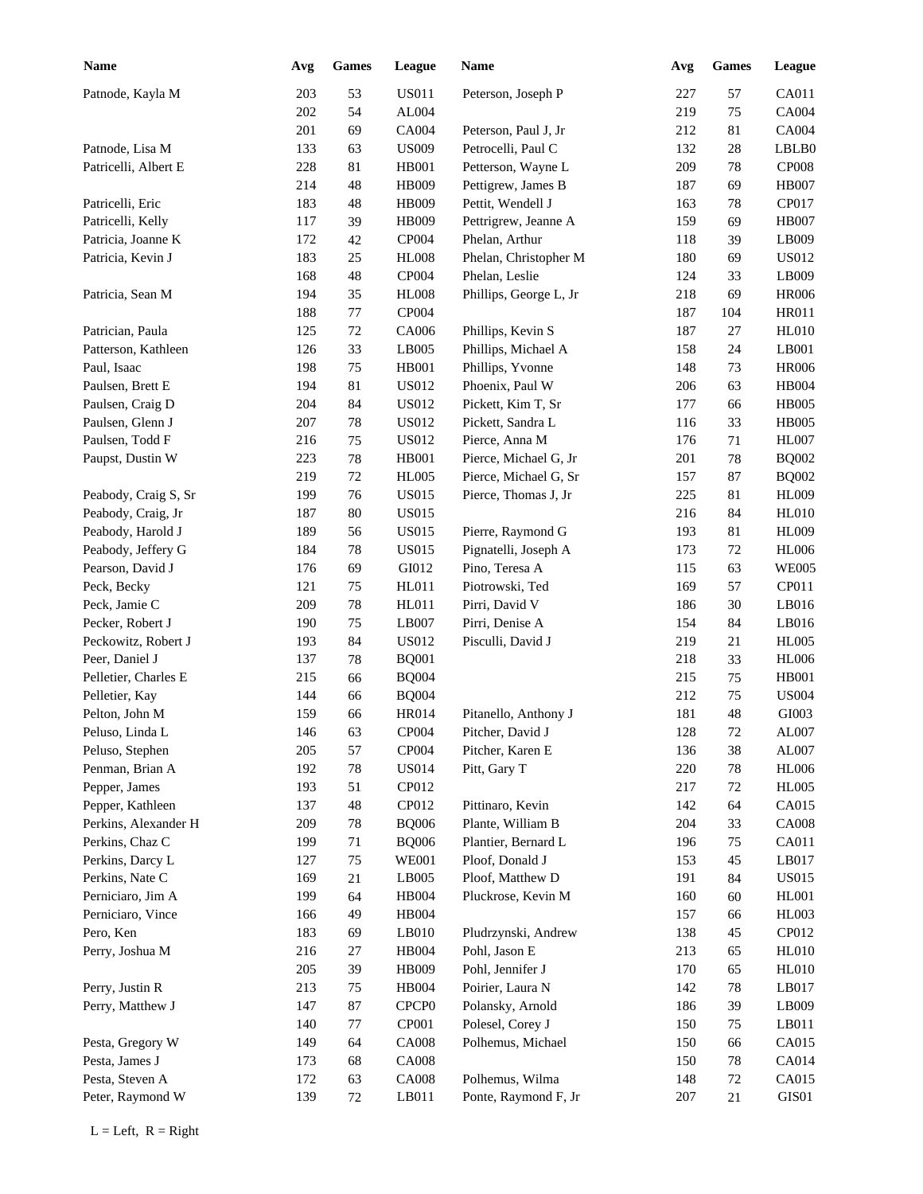| Name | Avg | Games | League | Name | Avg | Games | League |
|---|---|---|---|---|---|---|---|
| Patnode, Kayla M | 203 | 53 | US011 | Peterson, Joseph P | 227 | 57 | CA011 |
| | 202 | 54 | AL004 | | 219 | 75 | CA004 |
| | 201 | 69 | CA004 | Peterson, Paul J, Jr | 212 | 81 | CA004 |
| Patnode, Lisa M | 133 | 63 | US009 | Petrocelli, Paul C | 132 | 28 | LBLB0 |
| Patricelli, Albert E | 228 | 81 | HB001 | Petterson, Wayne L | 209 | 78 | CP008 |
| | 214 | 48 | HB009 | Pettigrew, James B | 187 | 69 | HB007 |
| Patricelli, Eric | 183 | 48 | HB009 | Pettit, Wendell J | 163 | 78 | CP017 |
| Patricelli, Kelly | 117 | 39 | HB009 | Pettrigrew, Jeanne A | 159 | 69 | HB007 |
| Patricia, Joanne K | 172 | 42 | CP004 | Phelan, Arthur | 118 | 39 | LB009 |
| Patricia, Kevin J | 183 | 25 | HL008 | Phelan, Christopher M | 180 | 69 | US012 |
| | 168 | 48 | CP004 | Phelan, Leslie | 124 | 33 | LB009 |
| Patricia, Sean M | 194 | 35 | HL008 | Phillips, George L, Jr | 218 | 69 | HR006 |
| | 188 | 77 | CP004 | | 187 | 104 | HR011 |
| Patrician, Paula | 125 | 72 | CA006 | Phillips, Kevin S | 187 | 27 | HL010 |
| Patterson, Kathleen | 126 | 33 | LB005 | Phillips, Michael A | 158 | 24 | LB001 |
| Paul, Isaac | 198 | 75 | HB001 | Phillips, Yvonne | 148 | 73 | HR006 |
| Paulsen, Brett E | 194 | 81 | US012 | Phoenix, Paul W | 206 | 63 | HB004 |
| Paulsen, Craig D | 204 | 84 | US012 | Pickett, Kim T, Sr | 177 | 66 | HB005 |
| Paulsen, Glenn J | 207 | 78 | US012 | Pickett, Sandra L | 116 | 33 | HB005 |
| Paulsen, Todd F | 216 | 75 | US012 | Pierce, Anna M | 176 | 71 | HL007 |
| Paupst, Dustin W | 223 | 78 | HB001 | Pierce, Michael G, Jr | 201 | 78 | BQ002 |
| | 219 | 72 | HL005 | Pierce, Michael G, Sr | 157 | 87 | BQ002 |
| Peabody, Craig S, Sr | 199 | 76 | US015 | Pierce, Thomas J, Jr | 225 | 81 | HL009 |
| Peabody, Craig, Jr | 187 | 80 | US015 | | 216 | 84 | HL010 |
| Peabody, Harold J | 189 | 56 | US015 | Pierre, Raymond G | 193 | 81 | HL009 |
| Peabody, Jeffery G | 184 | 78 | US015 | Pignatelli, Joseph A | 173 | 72 | HL006 |
| Pearson, David J | 176 | 69 | GI012 | Pino, Teresa A | 115 | 63 | WE005 |
| Peck, Becky | 121 | 75 | HL011 | Piotrowski, Ted | 169 | 57 | CP011 |
| Peck, Jamie C | 209 | 78 | HL011 | Pirri, David V | 186 | 30 | LB016 |
| Pecker, Robert J | 190 | 75 | LB007 | Pirri, Denise A | 154 | 84 | LB016 |
| Peckowitz, Robert J | 193 | 84 | US012 | Pisculli, David J | 219 | 21 | HL005 |
| Peer, Daniel J | 137 | 78 | BQ001 | | 218 | 33 | HL006 |
| Pelletier, Charles E | 215 | 66 | BQ004 | | 215 | 75 | HB001 |
| Pelletier, Kay | 144 | 66 | BQ004 | | 212 | 75 | US004 |
| Pelton, John M | 159 | 66 | HR014 | Pitanello, Anthony J | 181 | 48 | GI003 |
| Peluso, Linda L | 146 | 63 | CP004 | Pitcher, David J | 128 | 72 | AL007 |
| Peluso, Stephen | 205 | 57 | CP004 | Pitcher, Karen E | 136 | 38 | AL007 |
| Penman, Brian A | 192 | 78 | US014 | Pitt, Gary T | 220 | 78 | HL006 |
| Pepper, James | 193 | 51 | CP012 | | 217 | 72 | HL005 |
| Pepper, Kathleen | 137 | 48 | CP012 | Pittinaro, Kevin | 142 | 64 | CA015 |
| Perkins, Alexander H | 209 | 78 | BQ006 | Plante, William B | 204 | 33 | CA008 |
| Perkins, Chaz C | 199 | 71 | BQ006 | Plantier, Bernard L | 196 | 75 | CA011 |
| Perkins, Darcy L | 127 | 75 | WE001 | Ploof, Donald J | 153 | 45 | LB017 |
| Perkins, Nate C | 169 | 21 | LB005 | Ploof, Matthew D | 191 | 84 | US015 |
| Perniciaro, Jim A | 199 | 64 | HB004 | Pluckrose, Kevin M | 160 | 60 | HL001 |
| Perniciaro, Vince | 166 | 49 | HB004 | | 157 | 66 | HL003 |
| Pero, Ken | 183 | 69 | LB010 | Pludrzynski, Andrew | 138 | 45 | CP012 |
| Perry, Joshua M | 216 | 27 | HB004 | Pohl, Jason E | 213 | 65 | HL010 |
| | 205 | 39 | HB009 | Pohl, Jennifer J | 170 | 65 | HL010 |
| Perry, Justin R | 213 | 75 | HB004 | Poirier, Laura N | 142 | 78 | LB017 |
| Perry, Matthew J | 147 | 87 | CPCP0 | Polansky, Arnold | 186 | 39 | LB009 |
| | 140 | 77 | CP001 | Polesel, Corey J | 150 | 75 | LB011 |
| Pesta, Gregory W | 149 | 64 | CA008 | Polhemus, Michael | 150 | 66 | CA015 |
| Pesta, James J | 173 | 68 | CA008 | | 150 | 78 | CA014 |
| Pesta, Steven A | 172 | 63 | CA008 | Polhemus, Wilma | 148 | 72 | CA015 |
| Peter, Raymond W | 139 | 72 | LB011 | Ponte, Raymond F, Jr | 207 | 21 | GIS01 |

L = Left, R = Right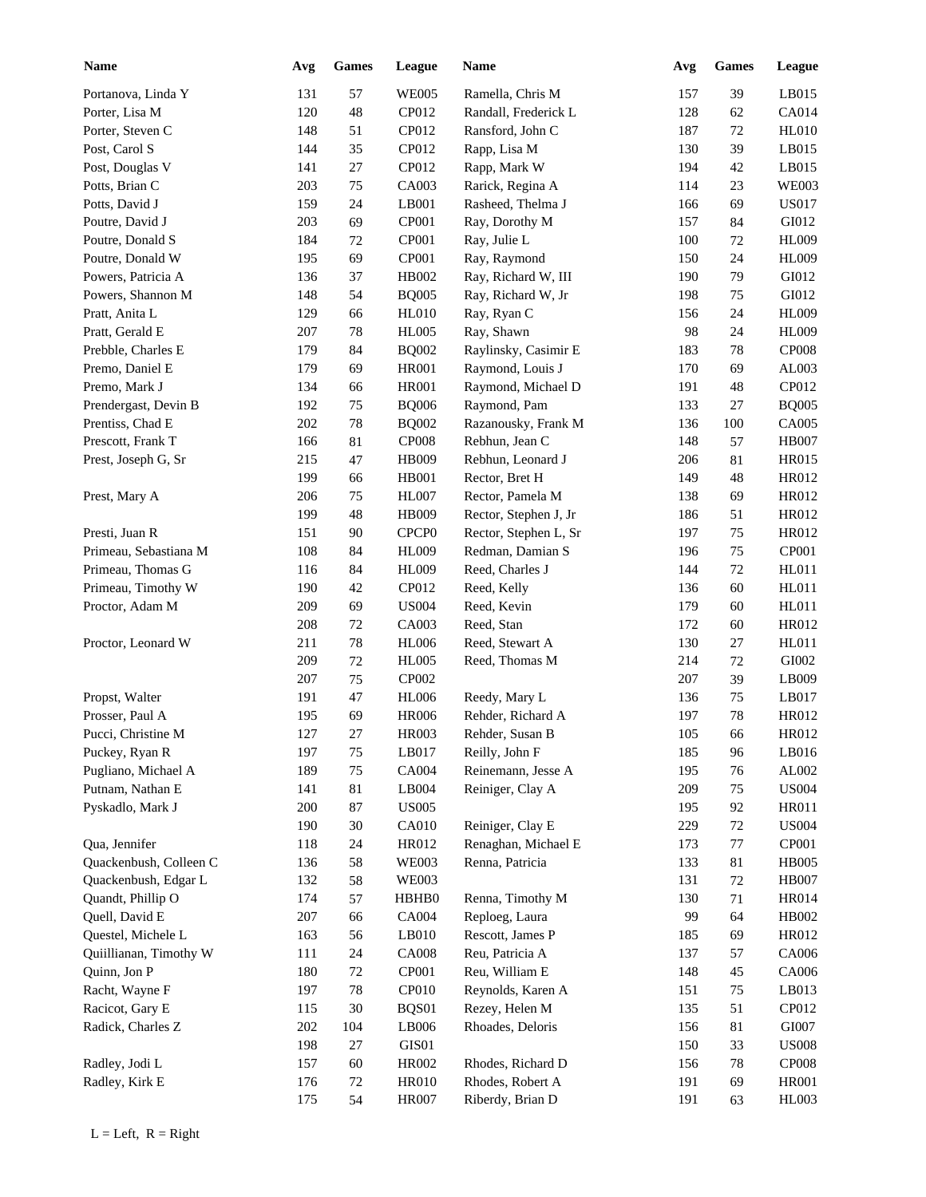| Name | Avg | Games | League | Name | Avg | Games | League |
|---|---|---|---|---|---|---|---|
| Portanova, Linda Y | 131 | 57 | WE005 | Ramella, Chris M | 157 | 39 | LB015 |
| Porter, Lisa M | 120 | 48 | CP012 | Randall, Frederick L | 128 | 62 | CA014 |
| Porter, Steven C | 148 | 51 | CP012 | Ransford, John C | 187 | 72 | HL010 |
| Post, Carol S | 144 | 35 | CP012 | Rapp, Lisa M | 130 | 39 | LB015 |
| Post, Douglas V | 141 | 27 | CP012 | Rapp, Mark W | 194 | 42 | LB015 |
| Potts, Brian C | 203 | 75 | CA003 | Rarick, Regina A | 114 | 23 | WE003 |
| Potts, David J | 159 | 24 | LB001 | Rasheed, Thelma J | 166 | 69 | US017 |
| Poutre, David J | 203 | 69 | CP001 | Ray, Dorothy M | 157 | 84 | GI012 |
| Poutre, Donald S | 184 | 72 | CP001 | Ray, Julie L | 100 | 72 | HL009 |
| Poutre, Donald W | 195 | 69 | CP001 | Ray, Raymond | 150 | 24 | HL009 |
| Powers, Patricia A | 136 | 37 | HB002 | Ray, Richard W, III | 190 | 79 | GI012 |
| Powers, Shannon M | 148 | 54 | BQ005 | Ray, Richard W, Jr | 198 | 75 | GI012 |
| Pratt, Anita L | 129 | 66 | HL010 | Ray, Ryan C | 156 | 24 | HL009 |
| Pratt, Gerald E | 207 | 78 | HL005 | Ray, Shawn | 98 | 24 | HL009 |
| Prebble, Charles E | 179 | 84 | BQ002 | Raylinsky, Casimir E | 183 | 78 | CP008 |
| Premo, Daniel E | 179 | 69 | HR001 | Raymond, Louis J | 170 | 69 | AL003 |
| Premo, Mark J | 134 | 66 | HR001 | Raymond, Michael D | 191 | 48 | CP012 |
| Prendergast, Devin B | 192 | 75 | BQ006 | Raymond, Pam | 133 | 27 | BQ005 |
| Prentiss, Chad E | 202 | 78 | BQ002 | Razanousky, Frank M | 136 | 100 | CA005 |
| Prescott, Frank T | 166 | 81 | CP008 | Rebhun, Jean C | 148 | 57 | HB007 |
| Prest, Joseph G, Sr | 215 | 47 | HB009 | Rebhun, Leonard J | 206 | 81 | HR015 |
| | 199 | 66 | HB001 | Rector, Bret H | 149 | 48 | HR012 |
| Prest, Mary A | 206 | 75 | HL007 | Rector, Pamela M | 138 | 69 | HR012 |
| | 199 | 48 | HB009 | Rector, Stephen J, Jr | 186 | 51 | HR012 |
| Presti, Juan R | 151 | 90 | CPCP0 | Rector, Stephen L, Sr | 197 | 75 | HR012 |
| Primeau, Sebastiana M | 108 | 84 | HL009 | Redman, Damian S | 196 | 75 | CP001 |
| Primeau, Thomas G | 116 | 84 | HL009 | Reed, Charles J | 144 | 72 | HL011 |
| Primeau, Timothy W | 190 | 42 | CP012 | Reed, Kelly | 136 | 60 | HL011 |
| Proctor, Adam M | 209 | 69 | US004 | Reed, Kevin | 179 | 60 | HL011 |
| | 208 | 72 | CA003 | Reed, Stan | 172 | 60 | HR012 |
| Proctor, Leonard W | 211 | 78 | HL006 | Reed, Stewart A | 130 | 27 | HL011 |
| | 209 | 72 | HL005 | Reed, Thomas M | 214 | 72 | GI002 |
| | 207 | 75 | CP002 | | 207 | 39 | LB009 |
| Propst, Walter | 191 | 47 | HL006 | Reedy, Mary L | 136 | 75 | LB017 |
| Prosser, Paul A | 195 | 69 | HR006 | Rehder, Richard A | 197 | 78 | HR012 |
| Pucci, Christine M | 127 | 27 | HR003 | Rehder, Susan B | 105 | 66 | HR012 |
| Puckey, Ryan R | 197 | 75 | LB017 | Reilly, John F | 185 | 96 | LB016 |
| Pugliano, Michael A | 189 | 75 | CA004 | Reinemann, Jesse A | 195 | 76 | AL002 |
| Putnam, Nathan E | 141 | 81 | LB004 | Reiniger, Clay A | 209 | 75 | US004 |
| Pyskadlo, Mark J | 200 | 87 | US005 | | 195 | 92 | HR011 |
| | 190 | 30 | CA010 | Reiniger, Clay E | 229 | 72 | US004 |
| Qua, Jennifer | 118 | 24 | HR012 | Renaghan, Michael E | 173 | 77 | CP001 |
| Quackenbush, Colleen C | 136 | 58 | WE003 | Renna, Patricia | 133 | 81 | HB005 |
| Quackenbush, Edgar L | 132 | 58 | WE003 | | 131 | 72 | HB007 |
| Quandt, Phillip O | 174 | 57 | HBHB0 | Renna, Timothy M | 130 | 71 | HR014 |
| Quell, David E | 207 | 66 | CA004 | Reploeg, Laura | 99 | 64 | HB002 |
| Questel, Michele L | 163 | 56 | LB010 | Rescott, James P | 185 | 69 | HR012 |
| Quiillianan, Timothy W | 111 | 24 | CA008 | Reu, Patricia A | 137 | 57 | CA006 |
| Quinn, Jon P | 180 | 72 | CP001 | Reu, William E | 148 | 45 | CA006 |
| Racht, Wayne F | 197 | 78 | CP010 | Reynolds, Karen A | 151 | 75 | LB013 |
| Racicot, Gary E | 115 | 30 | BQS01 | Rezey, Helen M | 135 | 51 | CP012 |
| Radick, Charles Z | 202 | 104 | LB006 | Rhoades, Deloris | 156 | 81 | GI007 |
| | 198 | 27 | GIS01 | | 150 | 33 | US008 |
| Radley, Jodi L | 157 | 60 | HR002 | Rhodes, Richard D | 156 | 78 | CP008 |
| Radley, Kirk E | 176 | 72 | HR010 | Rhodes, Robert A | 191 | 69 | HR001 |
| | 175 | 54 | HR007 | Riberdy, Brian D | 191 | 63 | HL003 |

L = Left, R = Right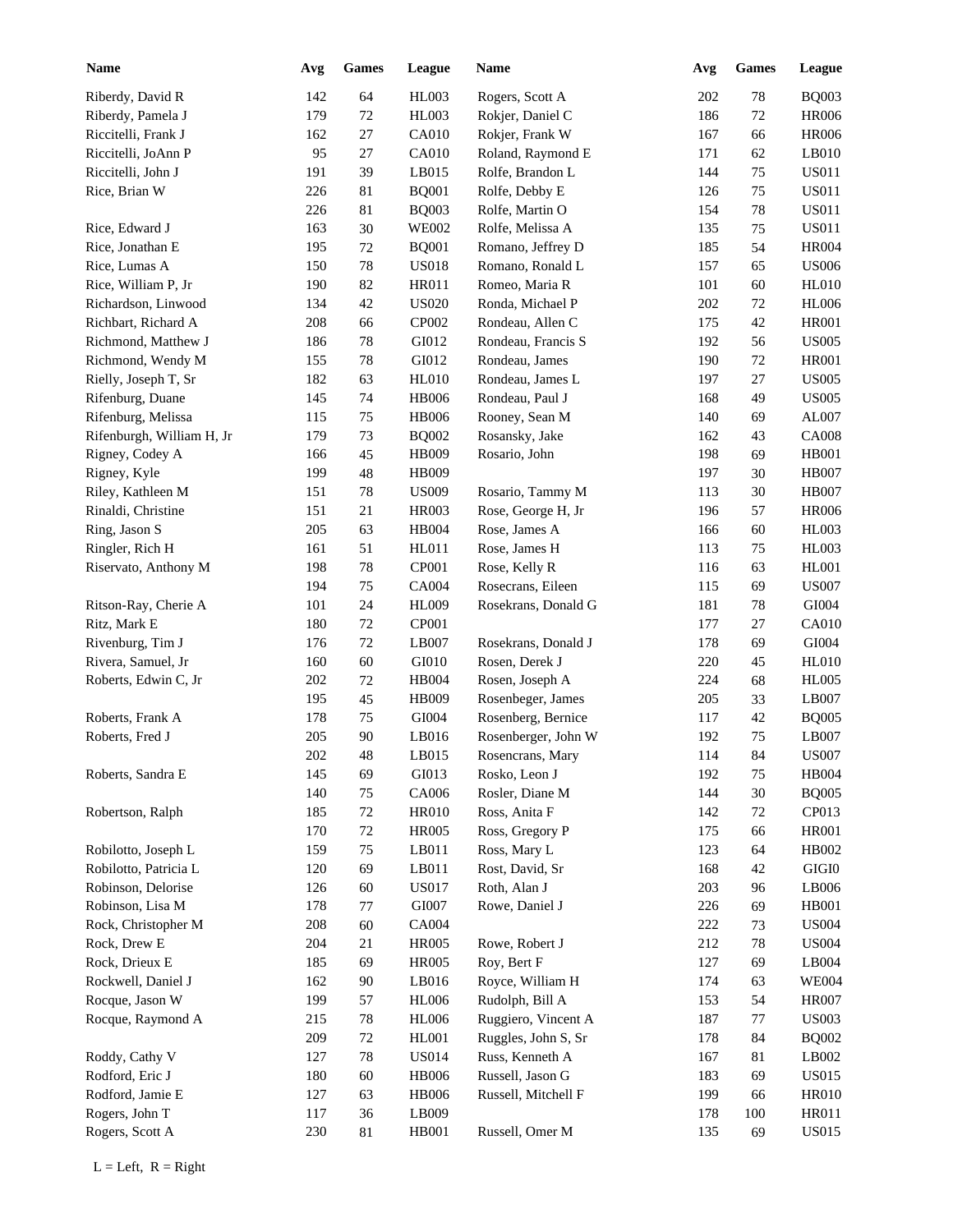| Name | Avg | Games | League | Name | Avg | Games | League |
|---|---|---|---|---|---|---|---|
| Riberdy, David R | 142 | 64 | HL003 | Rogers, Scott A | 202 | 78 | BQ003 |
| Riberdy, Pamela J | 179 | 72 | HL003 | Rokjer, Daniel C | 186 | 72 | HR006 |
| Riccitelli, Frank J | 162 | 27 | CA010 | Rokjer, Frank W | 167 | 66 | HR006 |
| Riccitelli, JoAnn P | 95 | 27 | CA010 | Roland, Raymond E | 171 | 62 | LB010 |
| Riccitelli, John J | 191 | 39 | LB015 | Rolfe, Brandon L | 144 | 75 | US011 |
| Rice, Brian W | 226 | 81 | BQ001 | Rolfe, Debby E | 126 | 75 | US011 |
| | 226 | 81 | BQ003 | Rolfe, Martin O | 154 | 78 | US011 |
| Rice, Edward J | 163 | 30 | WE002 | Rolfe, Melissa A | 135 | 75 | US011 |
| Rice, Jonathan E | 195 | 72 | BQ001 | Romano, Jeffrey D | 185 | 54 | HR004 |
| Rice, Lumas A | 150 | 78 | US018 | Romano, Ronald L | 157 | 65 | US006 |
| Rice, William P, Jr | 190 | 82 | HR011 | Romeo, Maria R | 101 | 60 | HL010 |
| Richardson, Linwood | 134 | 42 | US020 | Ronda, Michael P | 202 | 72 | HL006 |
| Richbart, Richard A | 208 | 66 | CP002 | Rondeau, Allen C | 175 | 42 | HR001 |
| Richmond, Matthew J | 186 | 78 | GI012 | Rondeau, Francis S | 192 | 56 | US005 |
| Richmond, Wendy M | 155 | 78 | GI012 | Rondeau, James | 190 | 72 | HR001 |
| Rielly, Joseph T, Sr | 182 | 63 | HL010 | Rondeau, James L | 197 | 27 | US005 |
| Rifenburg, Duane | 145 | 74 | HB006 | Rondeau, Paul J | 168 | 49 | US005 |
| Rifenburg, Melissa | 115 | 75 | HB006 | Rooney, Sean M | 140 | 69 | AL007 |
| Rifenburgh, William H, Jr | 179 | 73 | BQ002 | Rosansky, Jake | 162 | 43 | CA008 |
| Rigney, Codey A | 166 | 45 | HB009 | Rosario, John | 198 | 69 | HB001 |
| Rigney, Kyle | 199 | 48 | HB009 | | 197 | 30 | HB007 |
| Riley, Kathleen M | 151 | 78 | US009 | Rosario, Tammy M | 113 | 30 | HB007 |
| Rinaldi, Christine | 151 | 21 | HR003 | Rose, George H, Jr | 196 | 57 | HR006 |
| Ring, Jason S | 205 | 63 | HB004 | Rose, James A | 166 | 60 | HL003 |
| Ringler, Rich H | 161 | 51 | HL011 | Rose, James H | 113 | 75 | HL003 |
| Riservato, Anthony M | 198 | 78 | CP001 | Rose, Kelly R | 116 | 63 | HL001 |
| | 194 | 75 | CA004 | Rosecrans, Eileen | 115 | 69 | US007 |
| Ritson-Ray, Cherie A | 101 | 24 | HL009 | Rosekrans, Donald G | 181 | 78 | GI004 |
| Ritz, Mark E | 180 | 72 | CP001 | | 177 | 27 | CA010 |
| Rivenburg, Tim J | 176 | 72 | LB007 | Rosekrans, Donald J | 178 | 69 | GI004 |
| Rivera, Samuel, Jr | 160 | 60 | GI010 | Rosen, Derek J | 220 | 45 | HL010 |
| Roberts, Edwin C, Jr | 202 | 72 | HB004 | Rosen, Joseph A | 224 | 68 | HL005 |
| | 195 | 45 | HB009 | Rosenbeger, James | 205 | 33 | LB007 |
| Roberts, Frank A | 178 | 75 | GI004 | Rosenberg, Bernice | 117 | 42 | BQ005 |
| Roberts, Fred J | 205 | 90 | LB016 | Rosenberger, John W | 192 | 75 | LB007 |
| | 202 | 48 | LB015 | Rosencrans, Mary | 114 | 84 | US007 |
| Roberts, Sandra E | 145 | 69 | GI013 | Rosko, Leon J | 192 | 75 | HB004 |
| | 140 | 75 | CA006 | Rosler, Diane M | 144 | 30 | BQ005 |
| Robertson, Ralph | 185 | 72 | HR010 | Ross, Anita F | 142 | 72 | CP013 |
| | 170 | 72 | HR005 | Ross, Gregory P | 175 | 66 | HR001 |
| Robilotto, Joseph L | 159 | 75 | LB011 | Ross, Mary L | 123 | 64 | HB002 |
| Robilotto, Patricia L | 120 | 69 | LB011 | Rost, David, Sr | 168 | 42 | GIGI0 |
| Robinson, Delorise | 126 | 60 | US017 | Roth, Alan J | 203 | 96 | LB006 |
| Robinson, Lisa M | 178 | 77 | GI007 | Rowe, Daniel J | 226 | 69 | HB001 |
| Rock, Christopher M | 208 | 60 | CA004 | | 222 | 73 | US004 |
| Rock, Drew E | 204 | 21 | HR005 | Rowe, Robert J | 212 | 78 | US004 |
| Rock, Drieux E | 185 | 69 | HR005 | Roy, Bert F | 127 | 69 | LB004 |
| Rockwell, Daniel J | 162 | 90 | LB016 | Royce, William H | 174 | 63 | WE004 |
| Rocque, Jason W | 199 | 57 | HL006 | Rudolph, Bill A | 153 | 54 | HR007 |
| Rocque, Raymond A | 215 | 78 | HL006 | Ruggiero, Vincent A | 187 | 77 | US003 |
| | 209 | 72 | HL001 | Ruggles, John S, Sr | 178 | 84 | BQ002 |
| Roddy, Cathy V | 127 | 78 | US014 | Russ, Kenneth A | 167 | 81 | LB002 |
| Rodford, Eric J | 180 | 60 | HB006 | Russell, Jason G | 183 | 69 | US015 |
| Rodford, Jamie E | 127 | 63 | HB006 | Russell, Mitchell F | 199 | 66 | HR010 |
| Rogers, John T | 117 | 36 | LB009 | | 178 | 100 | HR011 |
| Rogers, Scott A | 230 | 81 | HB001 | Russell, Omer M | 135 | 69 | US015 |

L = Left, R = Right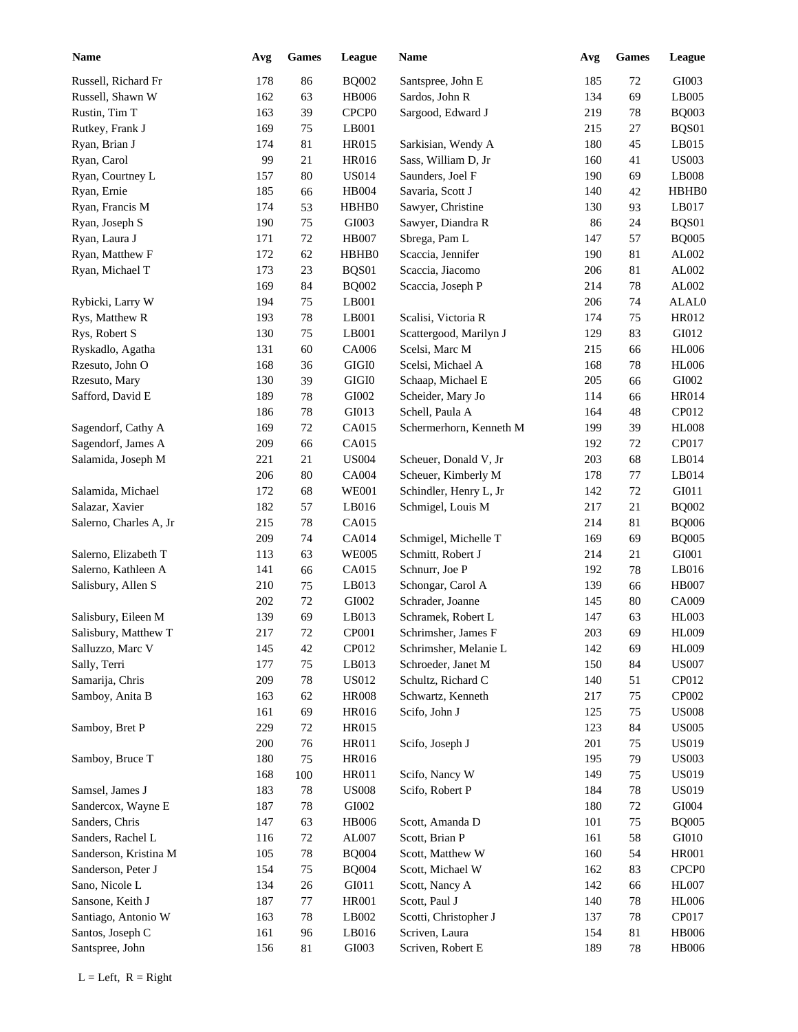| Name | Avg | Games | League | Name | Avg | Games | League |
|---|---|---|---|---|---|---|---|
| Russell, Richard Fr | 178 | 86 | BQ002 | Santspree, John E | 185 | 72 | GI003 |
| Russell, Shawn W | 162 | 63 | HB006 | Sardos, John R | 134 | 69 | LB005 |
| Rustin, Tim T | 163 | 39 | CPCP0 | Sargood, Edward J | 219 | 78 | BQ003 |
| Rutkey, Frank J | 169 | 75 | LB001 | | 215 | 27 | BQS01 |
| Ryan, Brian J | 174 | 81 | HR015 | Sarkisian, Wendy A | 180 | 45 | LB015 |
| Ryan, Carol | 99 | 21 | HR016 | Sass, William D, Jr | 160 | 41 | US003 |
| Ryan, Courtney L | 157 | 80 | US014 | Saunders, Joel F | 190 | 69 | LB008 |
| Ryan, Ernie | 185 | 66 | HB004 | Savaria, Scott J | 140 | 42 | HBHB0 |
| Ryan, Francis M | 174 | 53 | HBHB0 | Sawyer, Christine | 130 | 93 | LB017 |
| Ryan, Joseph S | 190 | 75 | GI003 | Sawyer, Diandra R | 86 | 24 | BQS01 |
| Ryan, Laura J | 171 | 72 | HB007 | Sbrega, Pam L | 147 | 57 | BQ005 |
| Ryan, Matthew F | 172 | 62 | HBHB0 | Scaccia, Jennifer | 190 | 81 | AL002 |
| Ryan, Michael T | 173 | 23 | BQS01 | Scaccia, Jiacomo | 206 | 81 | AL002 |
| | 169 | 84 | BQ002 | Scaccia, Joseph P | 214 | 78 | AL002 |
| Rybicki, Larry W | 194 | 75 | LB001 | | 206 | 74 | ALAL0 |
| Rys, Matthew R | 193 | 78 | LB001 | Scalisi, Victoria R | 174 | 75 | HR012 |
| Rys, Robert S | 130 | 75 | LB001 | Scattergood, Marilyn J | 129 | 83 | GI012 |
| Ryskadlo, Agatha | 131 | 60 | CA006 | Scelsi, Marc M | 215 | 66 | HL006 |
| Rzesuto, John O | 168 | 36 | GIGI0 | Scelsi, Michael A | 168 | 78 | HL006 |
| Rzesuto, Mary | 130 | 39 | GIGI0 | Schaap, Michael E | 205 | 66 | GI002 |
| Safford, David E | 189 | 78 | GI002 | Scheider, Mary Jo | 114 | 66 | HR014 |
| | 186 | 78 | GI013 | Schell, Paula A | 164 | 48 | CP012 |
| Sagendorf, Cathy A | 169 | 72 | CA015 | Schermerhorn, Kenneth M | 199 | 39 | HL008 |
| Sagendorf, James A | 209 | 66 | CA015 | | 192 | 72 | CP017 |
| Salamida, Joseph M | 221 | 21 | US004 | Scheuer, Donald V, Jr | 203 | 68 | LB014 |
| | 206 | 80 | CA004 | Scheuer, Kimberly M | 178 | 77 | LB014 |
| Salamida, Michael | 172 | 68 | WE001 | Schindler, Henry L, Jr | 142 | 72 | GI011 |
| Salazar, Xavier | 182 | 57 | LB016 | Schmigel, Louis M | 217 | 21 | BQ002 |
| Salerno, Charles A, Jr | 215 | 78 | CA015 | | 214 | 81 | BQ006 |
| | 209 | 74 | CA014 | Schmigel, Michelle T | 169 | 69 | BQ005 |
| Salerno, Elizabeth T | 113 | 63 | WE005 | Schmitt, Robert J | 214 | 21 | GI001 |
| Salerno, Kathleen A | 141 | 66 | CA015 | Schnurr, Joe P | 192 | 78 | LB016 |
| Salisbury, Allen S | 210 | 75 | LB013 | Schongar, Carol A | 139 | 66 | HB007 |
| | 202 | 72 | GI002 | Schrader, Joanne | 145 | 80 | CA009 |
| Salisbury, Eileen M | 139 | 69 | LB013 | Schramek, Robert L | 147 | 63 | HL003 |
| Salisbury, Matthew T | 217 | 72 | CP001 | Schrimsher, James F | 203 | 69 | HL009 |
| Salluzzo, Marc V | 145 | 42 | CP012 | Schrimsher, Melanie L | 142 | 69 | HL009 |
| Sally, Terri | 177 | 75 | LB013 | Schroeder, Janet M | 150 | 84 | US007 |
| Samarija, Chris | 209 | 78 | US012 | Schultz, Richard C | 140 | 51 | CP012 |
| Samboy, Anita B | 163 | 62 | HR008 | Schwartz, Kenneth | 217 | 75 | CP002 |
| | 161 | 69 | HR016 | Scifo, John J | 125 | 75 | US008 |
| Samboy, Bret P | 229 | 72 | HR015 | | 123 | 84 | US005 |
| | 200 | 76 | HR011 | Scifo, Joseph J | 201 | 75 | US019 |
| Samboy, Bruce T | 180 | 75 | HR016 | | 195 | 79 | US003 |
| | 168 | 100 | HR011 | Scifo, Nancy W | 149 | 75 | US019 |
| Samsel, James J | 183 | 78 | US008 | Scifo, Robert P | 184 | 78 | US019 |
| Sandercox, Wayne E | 187 | 78 | GI002 | | 180 | 72 | GI004 |
| Sanders, Chris | 147 | 63 | HB006 | Scott, Amanda D | 101 | 75 | BQ005 |
| Sanders, Rachel L | 116 | 72 | AL007 | Scott, Brian P | 161 | 58 | GI010 |
| Sanderson, Kristina M | 105 | 78 | BQ004 | Scott, Matthew W | 160 | 54 | HR001 |
| Sanderson, Peter J | 154 | 75 | BQ004 | Scott, Michael W | 162 | 83 | CPCP0 |
| Sano, Nicole L | 134 | 26 | GI011 | Scott, Nancy A | 142 | 66 | HL007 |
| Sansone, Keith J | 187 | 77 | HR001 | Scott, Paul J | 140 | 78 | HL006 |
| Santiago, Antonio W | 163 | 78 | LB002 | Scotti, Christopher J | 137 | 78 | CP017 |
| Santos, Joseph C | 161 | 96 | LB016 | Scriven, Laura | 154 | 81 | HB006 |
| Santspree, John | 156 | 81 | GI003 | Scriven, Robert E | 189 | 78 | HB006 |

L = Left,  R = Right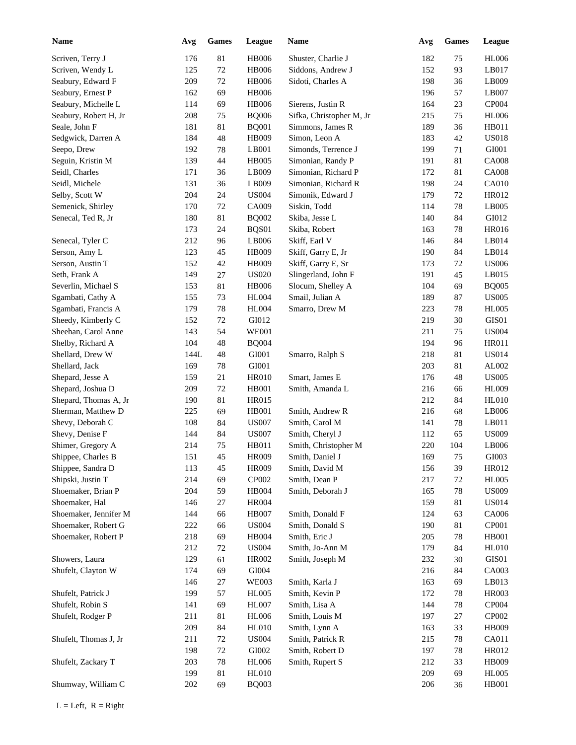| Name | Avg | Games | League | Name | Avg | Games | League |
|---|---|---|---|---|---|---|---|
| Scriven, Terry J | 176 | 81 | HB006 | Shuster, Charlie J | 182 | 75 | HL006 |
| Scriven, Wendy L | 125 | 72 | HB006 | Siddons, Andrew J | 152 | 93 | LB017 |
| Seabury, Edward F | 209 | 72 | HB006 | Sidoti, Charles A | 198 | 36 | LB009 |
| Seabury, Ernest P | 162 | 69 | HB006 | | 196 | 57 | LB007 |
| Seabury, Michelle L | 114 | 69 | HB006 | Sierens, Justin R | 164 | 23 | CP004 |
| Seabury, Robert H, Jr | 208 | 75 | BQ006 | Sifka, Christopher M, Jr | 215 | 75 | HL006 |
| Seale, John F | 181 | 81 | BQ001 | Simmons, James R | 189 | 36 | HB011 |
| Sedgwick, Darren A | 184 | 48 | HB009 | Simon, Leon A | 183 | 42 | US018 |
| Seepo, Drew | 192 | 78 | LB001 | Simonds, Terrence J | 199 | 71 | GI001 |
| Seguin, Kristin M | 139 | 44 | HB005 | Simonian, Randy P | 191 | 81 | CA008 |
| Seidl, Charles | 171 | 36 | LB009 | Simonian, Richard P | 172 | 81 | CA008 |
| Seidl, Michele | 131 | 36 | LB009 | Simonian, Richard R | 198 | 24 | CA010 |
| Selby, Scott W | 204 | 24 | US004 | Simonik, Edward J | 179 | 72 | HR012 |
| Semenick, Shirley | 170 | 72 | CA009 | Siskin, Todd | 114 | 78 | LB005 |
| Senecal, Ted R, Jr | 180 | 81 | BQ002 | Skiba, Jesse L | 140 | 84 | GI012 |
| | 173 | 24 | BQS01 | Skiba, Robert | 163 | 78 | HR016 |
| Senecal, Tyler C | 212 | 96 | LB006 | Skiff, Earl V | 146 | 84 | LB014 |
| Serson, Amy L | 123 | 45 | HB009 | Skiff, Garry E, Jr | 190 | 84 | LB014 |
| Serson, Austin T | 152 | 42 | HB009 | Skiff, Garry E, Sr | 173 | 72 | US006 |
| Seth, Frank A | 149 | 27 | US020 | Slingerland, John F | 191 | 45 | LB015 |
| Severlin, Michael S | 153 | 81 | HB006 | Slocum, Shelley A | 104 | 69 | BQ005 |
| Sgambati, Cathy A | 155 | 73 | HL004 | Smail, Julian A | 189 | 87 | US005 |
| Sgambati, Francis A | 179 | 78 | HL004 | Smarro, Drew M | 223 | 78 | HL005 |
| Sheedy, Kimberly C | 152 | 72 | GI012 | | 219 | 30 | GIS01 |
| Sheehan, Carol Anne | 143 | 54 | WE001 | | 211 | 75 | US004 |
| Shelby, Richard A | 104 | 48 | BQ004 | | 194 | 96 | HR011 |
| Shellard, Drew W | 144L | 48 | GI001 | Smarro, Ralph S | 218 | 81 | US014 |
| Shellard, Jack | 169 | 78 | GI001 | | 203 | 81 | AL002 |
| Shepard, Jesse A | 159 | 21 | HR010 | Smart, James E | 176 | 48 | US005 |
| Shepard, Joshua D | 209 | 72 | HB001 | Smith, Amanda L | 216 | 66 | HL009 |
| Shepard, Thomas A, Jr | 190 | 81 | HR015 | | 212 | 84 | HL010 |
| Sherman, Matthew D | 225 | 69 | HB001 | Smith, Andrew R | 216 | 68 | LB006 |
| Shevy, Deborah C | 108 | 84 | US007 | Smith, Carol M | 141 | 78 | LB011 |
| Shevy, Denise F | 144 | 84 | US007 | Smith, Cheryl J | 112 | 65 | US009 |
| Shimer, Gregory A | 214 | 75 | HB011 | Smith, Christopher M | 220 | 104 | LB006 |
| Shippee, Charles B | 151 | 45 | HR009 | Smith, Daniel J | 169 | 75 | GI003 |
| Shippee, Sandra D | 113 | 45 | HR009 | Smith, David M | 156 | 39 | HR012 |
| Shipski, Justin T | 214 | 69 | CP002 | Smith, Dean P | 217 | 72 | HL005 |
| Shoemaker, Brian P | 204 | 59 | HB004 | Smith, Deborah J | 165 | 78 | US009 |
| Shoemaker, Hal | 146 | 27 | HR004 | | 159 | 81 | US014 |
| Shoemaker, Jennifer M | 144 | 66 | HB007 | Smith, Donald F | 124 | 63 | CA006 |
| Shoemaker, Robert G | 222 | 66 | US004 | Smith, Donald S | 190 | 81 | CP001 |
| Shoemaker, Robert P | 218 | 69 | HB004 | Smith, Eric J | 205 | 78 | HB001 |
| | 212 | 72 | US004 | Smith, Jo-Ann M | 179 | 84 | HL010 |
| Showers, Laura | 129 | 61 | HR002 | Smith, Joseph M | 232 | 30 | GIS01 |
| Shufelt, Clayton W | 174 | 69 | GI004 | | 216 | 84 | CA003 |
| | 146 | 27 | WE003 | Smith, Karla J | 163 | 69 | LB013 |
| Shufelt, Patrick J | 199 | 57 | HL005 | Smith, Kevin P | 172 | 78 | HR003 |
| Shufelt, Robin S | 141 | 69 | HL007 | Smith, Lisa A | 144 | 78 | CP004 |
| Shufelt, Rodger P | 211 | 81 | HL006 | Smith, Louis M | 197 | 27 | CP002 |
| | 209 | 84 | HL010 | Smith, Lynn A | 163 | 33 | HB009 |
| Shufelt, Thomas J, Jr | 211 | 72 | US004 | Smith, Patrick R | 215 | 78 | CA011 |
| | 198 | 72 | GI002 | Smith, Robert D | 197 | 78 | HR012 |
| Shufelt, Zackary T | 203 | 78 | HL006 | Smith, Rupert S | 212 | 33 | HB009 |
| | 199 | 81 | HL010 | | 209 | 69 | HL005 |
| Shumway, William C | 202 | 69 | BQ003 | | 206 | 36 | HB001 |

L = Left, R = Right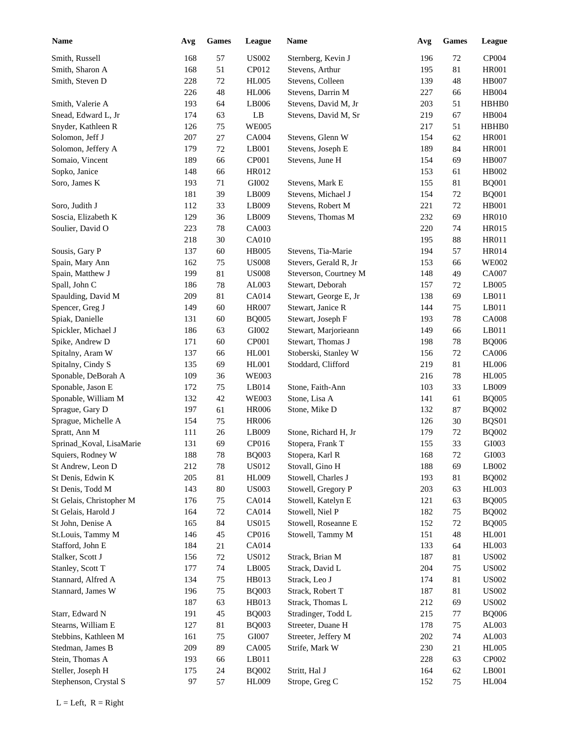| Name | Avg | Games | League | Name | Avg | Games | League |
|---|---|---|---|---|---|---|---|
| Smith, Russell | 168 | 57 | US002 | Sternberg, Kevin J | 196 | 72 | CP004 |
| Smith, Sharon A | 168 | 51 | CP012 | Stevens, Arthur | 195 | 81 | HR001 |
| Smith, Steven D | 228 | 72 | HL005 | Stevens, Colleen | 139 | 48 | HB007 |
| | 226 | 48 | HL006 | Stevens, Darrin M | 227 | 66 | HB004 |
| Smith, Valerie A | 193 | 64 | LB006 | Stevens, David M, Jr | 203 | 51 | HBHB0 |
| Snead, Edward L, Jr | 174 | 63 | LB | Stevens, David M, Sr | 219 | 67 | HB004 |
| Snyder, Kathleen R | 126 | 75 | WE005 | | 217 | 51 | HBHB0 |
| Solomon, Jeff J | 207 | 27 | CA004 | Stevens, Glenn W | 154 | 62 | HR001 |
| Solomon, Jeffery A | 179 | 72 | LB001 | Stevens, Joseph E | 189 | 84 | HR001 |
| Somaio, Vincent | 189 | 66 | CP001 | Stevens, June H | 154 | 69 | HB007 |
| Sopko, Janice | 148 | 66 | HR012 | | 153 | 61 | HB002 |
| Soro, James K | 193 | 71 | GI002 | Stevens, Mark E | 155 | 81 | BQ001 |
| | 181 | 39 | LB009 | Stevens, Michael J | 154 | 72 | BQ001 |
| Soro, Judith J | 112 | 33 | LB009 | Stevens, Robert M | 221 | 72 | HB001 |
| Soscia, Elizabeth K | 129 | 36 | LB009 | Stevens, Thomas M | 232 | 69 | HR010 |
| Soulier, David O | 223 | 78 | CA003 | | 220 | 74 | HR015 |
| | 218 | 30 | CA010 | | 195 | 88 | HR011 |
| Sousis, Gary P | 137 | 60 | HB005 | Stevens, Tia-Marie | 194 | 57 | HR014 |
| Spain, Mary Ann | 162 | 75 | US008 | Stevers, Gerald R, Jr | 153 | 66 | WE002 |
| Spain, Matthew J | 199 | 81 | US008 | Steverson, Courtney M | 148 | 49 | CA007 |
| Spall, John C | 186 | 78 | AL003 | Stewart, Deborah | 157 | 72 | LB005 |
| Spaulding, David M | 209 | 81 | CA014 | Stewart, George E, Jr | 138 | 69 | LB011 |
| Spencer, Greg J | 149 | 60 | HR007 | Stewart, Janice R | 144 | 75 | LB011 |
| Spiak, Danielle | 131 | 60 | BQ005 | Stewart, Joseph F | 193 | 78 | CA008 |
| Spickler, Michael J | 186 | 63 | GI002 | Stewart, Marjorieann | 149 | 66 | LB011 |
| Spike, Andrew D | 171 | 60 | CP001 | Stewart, Thomas J | 198 | 78 | BQ006 |
| Spitalny, Aram W | 137 | 66 | HL001 | Stoberski, Stanley W | 156 | 72 | CA006 |
| Spitalny, Cindy S | 135 | 69 | HL001 | Stoddard, Clifford | 219 | 81 | HL006 |
| Sponable, DeBorah A | 109 | 36 | WE003 | | 216 | 78 | HL005 |
| Sponable, Jason E | 172 | 75 | LB014 | Stone, Faith-Ann | 103 | 33 | LB009 |
| Sponable, William M | 132 | 42 | WE003 | Stone, Lisa A | 141 | 61 | BQ005 |
| Sprague, Gary D | 197 | 61 | HR006 | Stone, Mike D | 132 | 87 | BQ002 |
| Sprague, Michelle A | 154 | 75 | HR006 | | 126 | 30 | BQS01 |
| Spratt, Ann M | 111 | 26 | LB009 | Stone, Richard H, Jr | 179 | 72 | BQ002 |
| Sprinad_Koval, LisaMarie | 131 | 69 | CP016 | Stopera, Frank T | 155 | 33 | GI003 |
| Squiers, Rodney W | 188 | 78 | BQ003 | Stopera, Karl R | 168 | 72 | GI003 |
| St Andrew, Leon D | 212 | 78 | US012 | Stovall, Gino H | 188 | 69 | LB002 |
| St Denis, Edwin K | 205 | 81 | HL009 | Stowell, Charles J | 193 | 81 | BQ002 |
| St Denis, Todd M | 143 | 80 | US003 | Stowell, Gregory P | 203 | 63 | HL003 |
| St Gelais, Christopher M | 176 | 75 | CA014 | Stowell, Katelyn E | 121 | 63 | BQ005 |
| St Gelais, Harold J | 164 | 72 | CA014 | Stowell, Niel P | 182 | 75 | BQ002 |
| St John, Denise A | 165 | 84 | US015 | Stowell, Roseanne E | 152 | 72 | BQ005 |
| St.Louis, Tammy M | 146 | 45 | CP016 | Stowell, Tammy M | 151 | 48 | HL001 |
| Stafford, John E | 184 | 21 | CA014 | | 133 | 64 | HL003 |
| Stalker, Scott J | 156 | 72 | US012 | Strack, Brian M | 187 | 81 | US002 |
| Stanley, Scott T | 177 | 74 | LB005 | Strack, David L | 204 | 75 | US002 |
| Stannard, Alfred A | 134 | 75 | HB013 | Strack, Leo J | 174 | 81 | US002 |
| Stannard, James W | 196 | 75 | BQ003 | Strack, Robert T | 187 | 81 | US002 |
| | 187 | 63 | HB013 | Strack, Thomas L | 212 | 69 | US002 |
| Starr, Edward N | 191 | 45 | BQ003 | Stradinger, Todd L | 215 | 77 | BQ006 |
| Stearns, William E | 127 | 81 | BQ003 | Streeter, Duane H | 178 | 75 | AL003 |
| Stebbins, Kathleen M | 161 | 75 | GI007 | Streeter, Jeffery M | 202 | 74 | AL003 |
| Stedman, James B | 209 | 89 | CA005 | Strife, Mark W | 230 | 21 | HL005 |
| Stein, Thomas A | 193 | 66 | LB011 | | 228 | 63 | CP002 |
| Steller, Joseph H | 175 | 24 | BQ002 | Stritt, Hal J | 164 | 62 | LB001 |
| Stephenson, Crystal S | 97 | 57 | HL009 | Strope, Greg C | 152 | 75 | HL004 |

L = Left, R = Right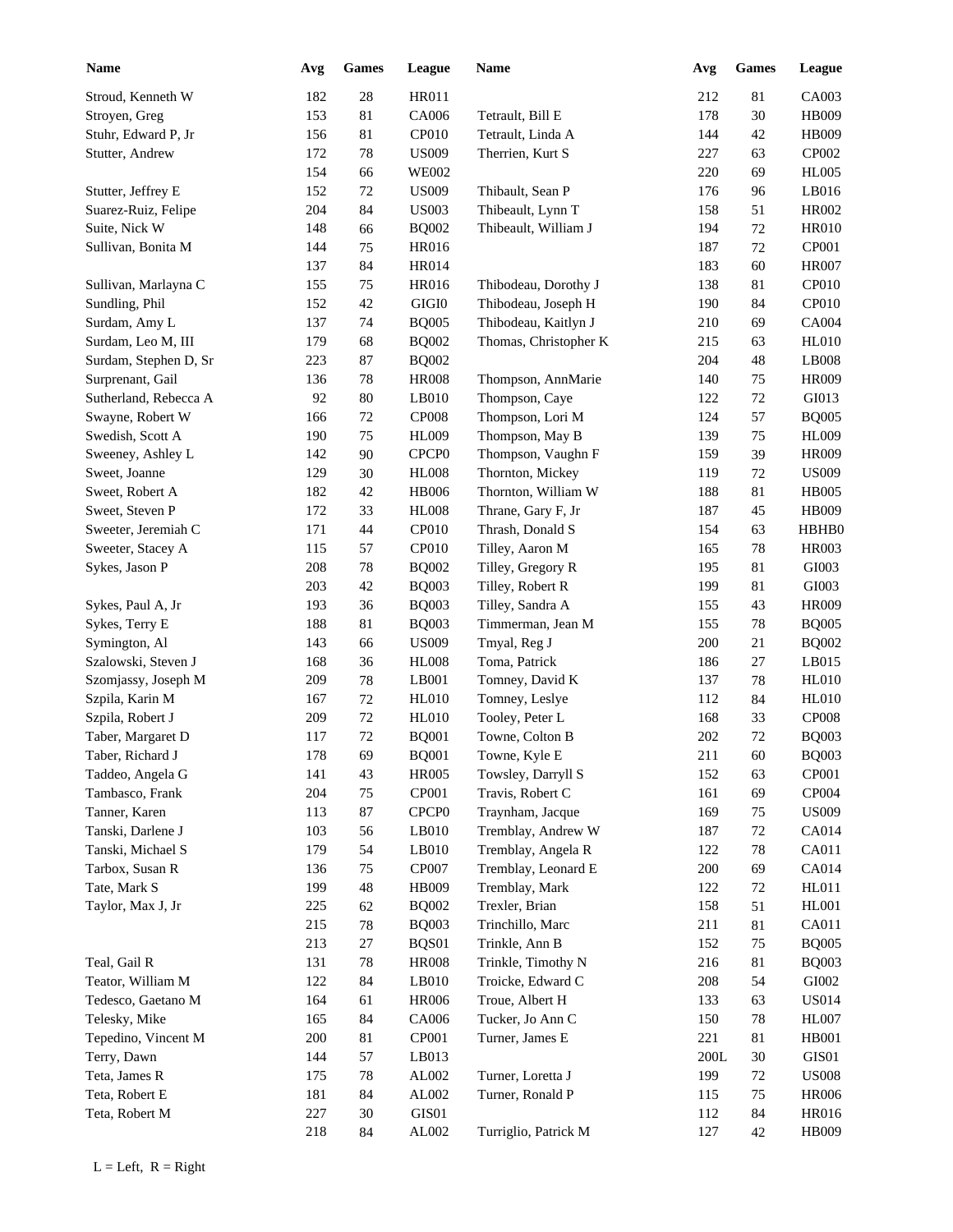| Name | Avg | Games | League | Name | Avg | Games | League |
|---|---|---|---|---|---|---|---|
| Stroud, Kenneth W | 182 | 28 | HR011 | | 212 | 81 | CA003 |
| Stroyen, Greg | 153 | 81 | CA006 | Tetrault, Bill E | 178 | 30 | HB009 |
| Stuhr, Edward P, Jr | 156 | 81 | CP010 | Tetrault, Linda A | 144 | 42 | HB009 |
| Stutter, Andrew | 172 | 78 | US009 | Therrien, Kurt S | 227 | 63 | CP002 |
| | 154 | 66 | WE002 | | 220 | 69 | HL005 |
| Stutter, Jeffrey E | 152 | 72 | US009 | Thibault, Sean P | 176 | 96 | LB016 |
| Suarez-Ruiz, Felipe | 204 | 84 | US003 | Thibeault, Lynn T | 158 | 51 | HR002 |
| Suite, Nick W | 148 | 66 | BQ002 | Thibeault, William J | 194 | 72 | HR010 |
| Sullivan, Bonita M | 144 | 75 | HR016 | | 187 | 72 | CP001 |
| | 137 | 84 | HR014 | | 183 | 60 | HR007 |
| Sullivan, Marlayna C | 155 | 75 | HR016 | Thibodeau, Dorothy J | 138 | 81 | CP010 |
| Sundling, Phil | 152 | 42 | GIGI0 | Thibodeau, Joseph H | 190 | 84 | CP010 |
| Surdam, Amy L | 137 | 74 | BQ005 | Thibodeau, Kaitlyn J | 210 | 69 | CA004 |
| Surdam, Leo M, III | 179 | 68 | BQ002 | Thomas, Christopher K | 215 | 63 | HL010 |
| Surdam, Stephen D, Sr | 223 | 87 | BQ002 | | 204 | 48 | LB008 |
| Surprenant, Gail | 136 | 78 | HR008 | Thompson, AnnMarie | 140 | 75 | HR009 |
| Sutherland, Rebecca A | 92 | 80 | LB010 | Thompson, Caye | 122 | 72 | GI013 |
| Swayne, Robert W | 166 | 72 | CP008 | Thompson, Lori M | 124 | 57 | BQ005 |
| Swedish, Scott A | 190 | 75 | HL009 | Thompson, May B | 139 | 75 | HL009 |
| Sweeney, Ashley L | 142 | 90 | CPCP0 | Thompson, Vaughn F | 159 | 39 | HR009 |
| Sweet, Joanne | 129 | 30 | HL008 | Thornton, Mickey | 119 | 72 | US009 |
| Sweet, Robert A | 182 | 42 | HB006 | Thornton, William W | 188 | 81 | HB005 |
| Sweet, Steven P | 172 | 33 | HL008 | Thrane, Gary F, Jr | 187 | 45 | HB009 |
| Sweeter, Jeremiah C | 171 | 44 | CP010 | Thrash, Donald S | 154 | 63 | HBHB0 |
| Sweeter, Stacey A | 115 | 57 | CP010 | Tilley, Aaron M | 165 | 78 | HR003 |
| Sykes, Jason P | 208 | 78 | BQ002 | Tilley, Gregory R | 195 | 81 | GI003 |
| | 203 | 42 | BQ003 | Tilley, Robert R | 199 | 81 | GI003 |
| Sykes, Paul A, Jr | 193 | 36 | BQ003 | Tilley, Sandra A | 155 | 43 | HR009 |
| Sykes, Terry E | 188 | 81 | BQ003 | Timmerman, Jean M | 155 | 78 | BQ005 |
| Symington, Al | 143 | 66 | US009 | Tmyal, Reg J | 200 | 21 | BQ002 |
| Szalowski, Steven J | 168 | 36 | HL008 | Toma, Patrick | 186 | 27 | LB015 |
| Szomjassy, Joseph M | 209 | 78 | LB001 | Tomney, David K | 137 | 78 | HL010 |
| Szpila, Karin M | 167 | 72 | HL010 | Tomney, Leslye | 112 | 84 | HL010 |
| Szpila, Robert J | 209 | 72 | HL010 | Tooley, Peter L | 168 | 33 | CP008 |
| Taber, Margaret D | 117 | 72 | BQ001 | Towne, Colton B | 202 | 72 | BQ003 |
| Taber, Richard J | 178 | 69 | BQ001 | Towne, Kyle E | 211 | 60 | BQ003 |
| Taddeo, Angela G | 141 | 43 | HR005 | Towsley, Darryll S | 152 | 63 | CP001 |
| Tambasco, Frank | 204 | 75 | CP001 | Travis, Robert C | 161 | 69 | CP004 |
| Tanner, Karen | 113 | 87 | CPCP0 | Traynham, Jacque | 169 | 75 | US009 |
| Tanski, Darlene J | 103 | 56 | LB010 | Tremblay, Andrew W | 187 | 72 | CA014 |
| Tanski, Michael S | 179 | 54 | LB010 | Tremblay, Angela R | 122 | 78 | CA011 |
| Tarbox, Susan R | 136 | 75 | CP007 | Tremblay, Leonard E | 200 | 69 | CA014 |
| Tate, Mark S | 199 | 48 | HB009 | Tremblay, Mark | 122 | 72 | HL011 |
| Taylor, Max J, Jr | 225 | 62 | BQ002 | Trexler, Brian | 158 | 51 | HL001 |
| | 215 | 78 | BQ003 | Trinchillo, Marc | 211 | 81 | CA011 |
| | 213 | 27 | BQS01 | Trinkle, Ann B | 152 | 75 | BQ005 |
| Teal, Gail R | 131 | 78 | HR008 | Trinkle, Timothy N | 216 | 81 | BQ003 |
| Teator, William M | 122 | 84 | LB010 | Troicke, Edward C | 208 | 54 | GI002 |
| Tedesco, Gaetano M | 164 | 61 | HR006 | Troue, Albert H | 133 | 63 | US014 |
| Telesky, Mike | 165 | 84 | CA006 | Tucker, Jo Ann C | 150 | 78 | HL007 |
| Tepedino, Vincent M | 200 | 81 | CP001 | Turner, James E | 221 | 81 | HB001 |
| Terry, Dawn | 144 | 57 | LB013 | | 200L | 30 | GIS01 |
| Teta, James R | 175 | 78 | AL002 | Turner, Loretta J | 199 | 72 | US008 |
| Teta, Robert E | 181 | 84 | AL002 | Turner, Ronald P | 115 | 75 | HR006 |
| Teta, Robert M | 227 | 30 | GIS01 | | 112 | 84 | HR016 |
| | 218 | 84 | AL002 | Turriglio, Patrick M | 127 | 42 | HB009 |

L = Left, R = Right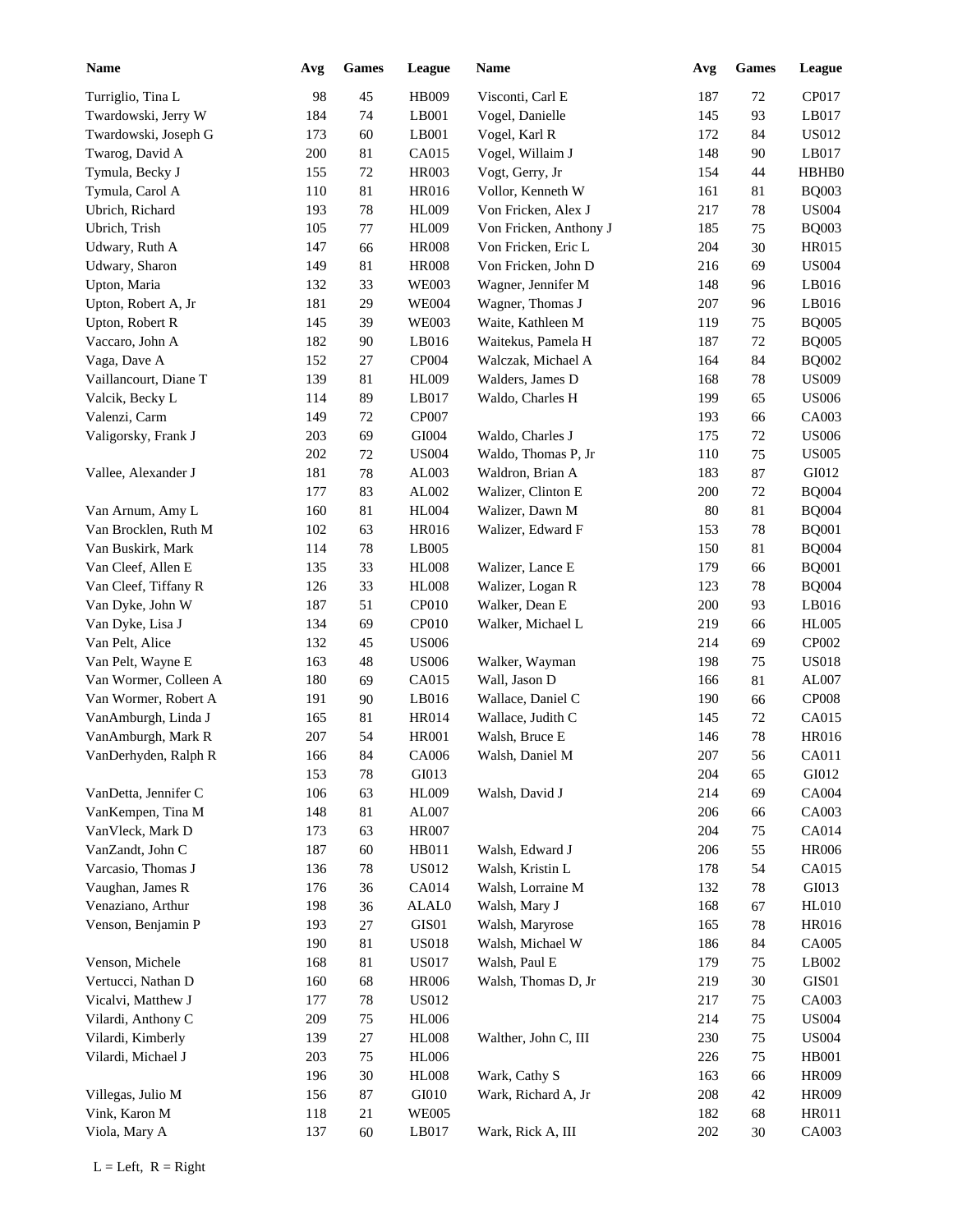| Name | Avg | Games | League | Name | Avg | Games | League |
|---|---|---|---|---|---|---|---|
| Turriglio, Tina L | 98 | 45 | HB009 | Visconti, Carl E | 187 | 72 | CP017 |
| Twardowski, Jerry W | 184 | 74 | LB001 | Vogel, Danielle | 145 | 93 | LB017 |
| Twardowski, Joseph G | 173 | 60 | LB001 | Vogel, Karl R | 172 | 84 | US012 |
| Twarog, David A | 200 | 81 | CA015 | Vogel, Willaim J | 148 | 90 | LB017 |
| Tymula, Becky J | 155 | 72 | HR003 | Vogt, Gerry, Jr | 154 | 44 | HBHB0 |
| Tymula, Carol A | 110 | 81 | HR016 | Vollor, Kenneth W | 161 | 81 | BQ003 |
| Ubrich, Richard | 193 | 78 | HL009 | Von Fricken, Alex J | 217 | 78 | US004 |
| Ubrich, Trish | 105 | 77 | HL009 | Von Fricken, Anthony J | 185 | 75 | BQ003 |
| Udwary, Ruth A | 147 | 66 | HR008 | Von Fricken, Eric L | 204 | 30 | HR015 |
| Udwary, Sharon | 149 | 81 | HR008 | Von Fricken, John D | 216 | 69 | US004 |
| Upton, Maria | 132 | 33 | WE003 | Wagner, Jennifer M | 148 | 96 | LB016 |
| Upton, Robert A, Jr | 181 | 29 | WE004 | Wagner, Thomas J | 207 | 96 | LB016 |
| Upton, Robert R | 145 | 39 | WE003 | Waite, Kathleen M | 119 | 75 | BQ005 |
| Vaccaro, John A | 182 | 90 | LB016 | Waitekus, Pamela H | 187 | 72 | BQ005 |
| Vaga, Dave A | 152 | 27 | CP004 | Walczak, Michael A | 164 | 84 | BQ002 |
| Vaillancourt, Diane T | 139 | 81 | HL009 | Walders, James D | 168 | 78 | US009 |
| Valcik, Becky L | 114 | 89 | LB017 | Waldo, Charles H | 199 | 65 | US006 |
| Valenzi, Carm | 149 | 72 | CP007 | | 193 | 66 | CA003 |
| Valigorsky, Frank J | 203 | 69 | GI004 | Waldo, Charles J | 175 | 72 | US006 |
| | 202 | 72 | US004 | Waldo, Thomas P, Jr | 110 | 75 | US005 |
| Vallee, Alexander J | 181 | 78 | AL003 | Waldron, Brian A | 183 | 87 | GI012 |
| | 177 | 83 | AL002 | Walizer, Clinton E | 200 | 72 | BQ004 |
| Van Arnum, Amy L | 160 | 81 | HL004 | Walizer, Dawn M | 80 | 81 | BQ004 |
| Van Brocklen, Ruth M | 102 | 63 | HR016 | Walizer, Edward F | 153 | 78 | BQ001 |
| Van Buskirk, Mark | 114 | 78 | LB005 | | 150 | 81 | BQ004 |
| Van Cleef, Allen E | 135 | 33 | HL008 | Walizer, Lance E | 179 | 66 | BQ001 |
| Van Cleef, Tiffany R | 126 | 33 | HL008 | Walizer, Logan R | 123 | 78 | BQ004 |
| Van Dyke, John W | 187 | 51 | CP010 | Walker, Dean E | 200 | 93 | LB016 |
| Van Dyke, Lisa J | 134 | 69 | CP010 | Walker, Michael L | 219 | 66 | HL005 |
| Van Pelt, Alice | 132 | 45 | US006 | | 214 | 69 | CP002 |
| Van Pelt, Wayne E | 163 | 48 | US006 | Walker, Wayman | 198 | 75 | US018 |
| Van Wormer, Colleen A | 180 | 69 | CA015 | Wall, Jason D | 166 | 81 | AL007 |
| Van Wormer, Robert A | 191 | 90 | LB016 | Wallace, Daniel C | 190 | 66 | CP008 |
| VanAmburgh, Linda J | 165 | 81 | HR014 | Wallace, Judith C | 145 | 72 | CA015 |
| VanAmburgh, Mark R | 207 | 54 | HR001 | Walsh, Bruce E | 146 | 78 | HR016 |
| VanDerhyden, Ralph R | 166 | 84 | CA006 | Walsh, Daniel M | 207 | 56 | CA011 |
| | 153 | 78 | GI013 | | 204 | 65 | GI012 |
| VanDetta, Jennifer C | 106 | 63 | HL009 | Walsh, David J | 214 | 69 | CA004 |
| VanKempen, Tina M | 148 | 81 | AL007 | | 206 | 66 | CA003 |
| VanVleck, Mark D | 173 | 63 | HR007 | | 204 | 75 | CA014 |
| VanZandt, John C | 187 | 60 | HB011 | Walsh, Edward J | 206 | 55 | HR006 |
| Varcasio, Thomas J | 136 | 78 | US012 | Walsh, Kristin L | 178 | 54 | CA015 |
| Vaughan, James R | 176 | 36 | CA014 | Walsh, Lorraine M | 132 | 78 | GI013 |
| Venaziano, Arthur | 198 | 36 | ALAL0 | Walsh, Mary J | 168 | 67 | HL010 |
| Venson, Benjamin P | 193 | 27 | GIS01 | Walsh, Maryrose | 165 | 78 | HR016 |
| | 190 | 81 | US018 | Walsh, Michael W | 186 | 84 | CA005 |
| Venson, Michele | 168 | 81 | US017 | Walsh, Paul E | 179 | 75 | LB002 |
| Vertucci, Nathan D | 160 | 68 | HR006 | Walsh, Thomas D, Jr | 219 | 30 | GIS01 |
| Vicalvi, Matthew J | 177 | 78 | US012 | | 217 | 75 | CA003 |
| Vilardi, Anthony C | 209 | 75 | HL006 | | 214 | 75 | US004 |
| Vilardi, Kimberly | 139 | 27 | HL008 | Walther, John C, III | 230 | 75 | US004 |
| Vilardi, Michael J | 203 | 75 | HL006 | | 226 | 75 | HB001 |
| | 196 | 30 | HL008 | Wark, Cathy S | 163 | 66 | HR009 |
| Villegas, Julio M | 156 | 87 | GI010 | Wark, Richard A, Jr | 208 | 42 | HR009 |
| Vink, Karon M | 118 | 21 | WE005 | | 182 | 68 | HR011 |
| Viola, Mary A | 137 | 60 | LB017 | Wark, Rick A, III | 202 | 30 | CA003 |

L = Left, R = Right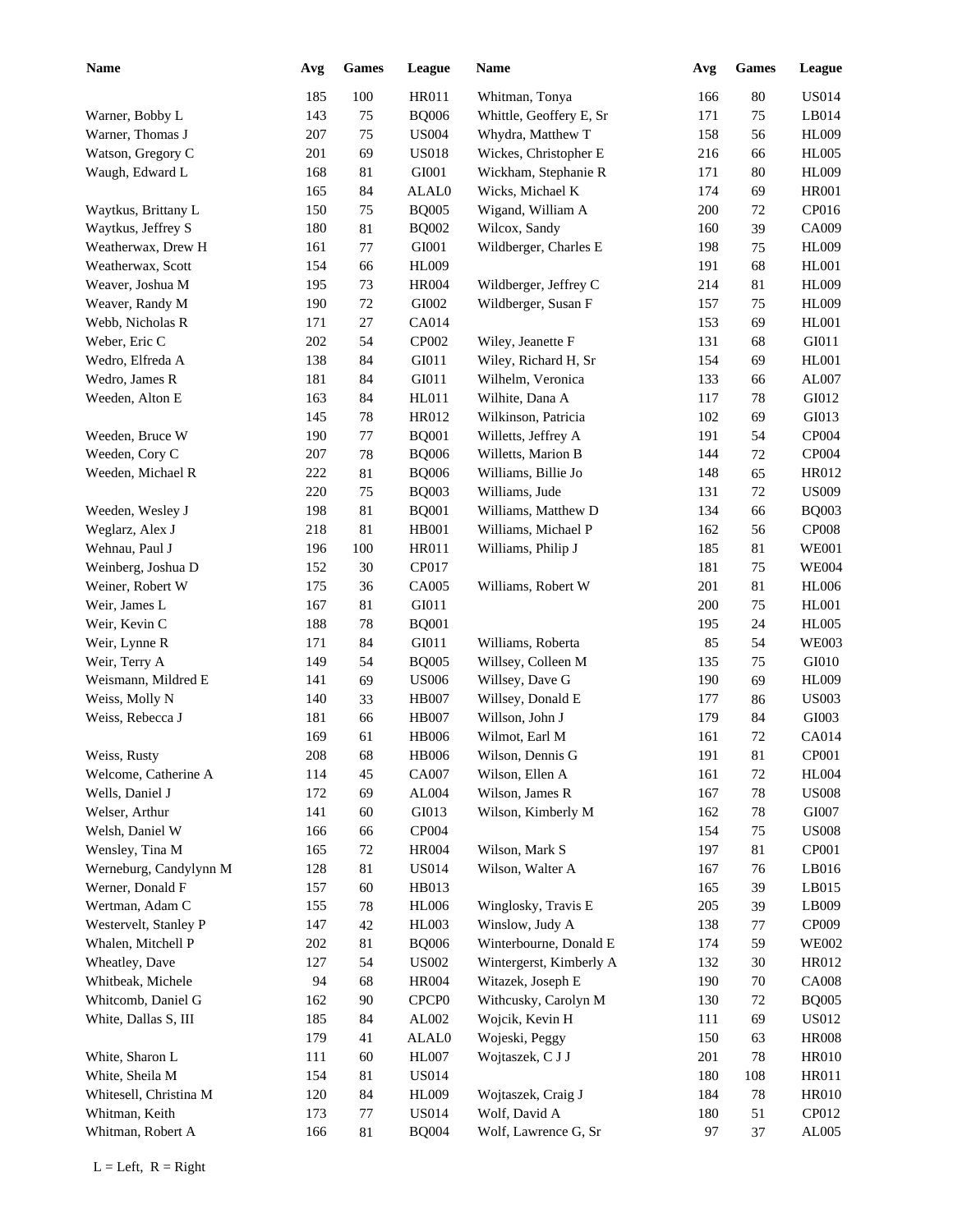| Name | Avg | Games | League | Name | Avg | Games | League |
|---|---|---|---|---|---|---|---|
| | 185 | 100 | HR011 | Whitman, Tonya | 166 | 80 | US014 |
| Warner, Bobby L | 143 | 75 | BQ006 | Whittle, Geoffery E, Sr | 171 | 75 | LB014 |
| Warner, Thomas J | 207 | 75 | US004 | Whydra, Matthew T | 158 | 56 | HL009 |
| Watson, Gregory C | 201 | 69 | US018 | Wickes, Christopher E | 216 | 66 | HL005 |
| Waugh, Edward L | 168 | 81 | GI001 | Wickham, Stephanie R | 171 | 80 | HL009 |
| | 165 | 84 | ALAL0 | Wicks, Michael K | 174 | 69 | HR001 |
| Waytkus, Brittany L | 150 | 75 | BQ005 | Wigand, William A | 200 | 72 | CP016 |
| Waytkus, Jeffrey S | 180 | 81 | BQ002 | Wilcox, Sandy | 160 | 39 | CA009 |
| Weatherwax, Drew H | 161 | 77 | GI001 | Wildberger, Charles E | 198 | 75 | HL009 |
| Weatherwax, Scott | 154 | 66 | HL009 | | 191 | 68 | HL001 |
| Weaver, Joshua M | 195 | 73 | HR004 | Wildberger, Jeffrey C | 214 | 81 | HL009 |
| Weaver, Randy M | 190 | 72 | GI002 | Wildberger, Susan F | 157 | 75 | HL009 |
| Webb, Nicholas R | 171 | 27 | CA014 | | 153 | 69 | HL001 |
| Weber, Eric C | 202 | 54 | CP002 | Wiley, Jeanette F | 131 | 68 | GI011 |
| Wedro, Elfreda A | 138 | 84 | GI011 | Wiley, Richard H, Sr | 154 | 69 | HL001 |
| Wedro, James R | 181 | 84 | GI011 | Wilhelm, Veronica | 133 | 66 | AL007 |
| Weeden, Alton E | 163 | 84 | HL011 | Wilhite, Dana A | 117 | 78 | GI012 |
| | 145 | 78 | HR012 | Wilkinson, Patricia | 102 | 69 | GI013 |
| Weeden, Bruce W | 190 | 77 | BQ001 | Willetts, Jeffrey A | 191 | 54 | CP004 |
| Weeden, Cory C | 207 | 78 | BQ006 | Willetts, Marion B | 144 | 72 | CP004 |
| Weeden, Michael R | 222 | 81 | BQ006 | Williams, Billie Jo | 148 | 65 | HR012 |
| | 220 | 75 | BQ003 | Williams, Jude | 131 | 72 | US009 |
| Weeden, Wesley J | 198 | 81 | BQ001 | Williams, Matthew D | 134 | 66 | BQ003 |
| Weglarz, Alex J | 218 | 81 | HB001 | Williams, Michael P | 162 | 56 | CP008 |
| Wehnau, Paul J | 196 | 100 | HR011 | Williams, Philip J | 185 | 81 | WE001 |
| Weinberg, Joshua D | 152 | 30 | CP017 | | 181 | 75 | WE004 |
| Weiner, Robert W | 175 | 36 | CA005 | Williams, Robert W | 201 | 81 | HL006 |
| Weir, James L | 167 | 81 | GI011 | | 200 | 75 | HL001 |
| Weir, Kevin C | 188 | 78 | BQ001 | | 195 | 24 | HL005 |
| Weir, Lynne R | 171 | 84 | GI011 | Williams, Roberta | 85 | 54 | WE003 |
| Weir, Terry A | 149 | 54 | BQ005 | Willsey, Colleen M | 135 | 75 | GI010 |
| Weismann, Mildred E | 141 | 69 | US006 | Willsey, Dave G | 190 | 69 | HL009 |
| Weiss, Molly N | 140 | 33 | HB007 | Willsey, Donald E | 177 | 86 | US003 |
| Weiss, Rebecca J | 181 | 66 | HB007 | Willson, John J | 179 | 84 | GI003 |
| | 169 | 61 | HB006 | Wilmot, Earl M | 161 | 72 | CA014 |
| Weiss, Rusty | 208 | 68 | HB006 | Wilson, Dennis G | 191 | 81 | CP001 |
| Welcome, Catherine A | 114 | 45 | CA007 | Wilson, Ellen A | 161 | 72 | HL004 |
| Wells, Daniel J | 172 | 69 | AL004 | Wilson, James R | 167 | 78 | US008 |
| Welser, Arthur | 141 | 60 | GI013 | Wilson, Kimberly M | 162 | 78 | GI007 |
| Welsh, Daniel W | 166 | 66 | CP004 | | 154 | 75 | US008 |
| Wensley, Tina M | 165 | 72 | HR004 | Wilson, Mark S | 197 | 81 | CP001 |
| Werneburg, Candylynn M | 128 | 81 | US014 | Wilson, Walter A | 167 | 76 | LB016 |
| Werner, Donald F | 157 | 60 | HB013 | | 165 | 39 | LB015 |
| Wertman, Adam C | 155 | 78 | HL006 | Winglosky, Travis E | 205 | 39 | LB009 |
| Westervelt, Stanley P | 147 | 42 | HL003 | Winslow, Judy A | 138 | 77 | CP009 |
| Whalen, Mitchell P | 202 | 81 | BQ006 | Winterbourne, Donald E | 174 | 59 | WE002 |
| Wheatley, Dave | 127 | 54 | US002 | Wintergerst, Kimberly A | 132 | 30 | HR012 |
| Whitbeak, Michele | 94 | 68 | HR004 | Witazek, Joseph E | 190 | 70 | CA008 |
| Whitcomb, Daniel G | 162 | 90 | CPCP0 | Withcusky, Carolyn M | 130 | 72 | BQ005 |
| White, Dallas S, III | 185 | 84 | AL002 | Wojcik, Kevin H | 111 | 69 | US012 |
| | 179 | 41 | ALAL0 | Wojeski, Peggy | 150 | 63 | HR008 |
| White, Sharon L | 111 | 60 | HL007 | Wojtaszek, C J J | 201 | 78 | HR010 |
| White, Sheila M | 154 | 81 | US014 | | 180 | 108 | HR011 |
| Whitesell, Christina M | 120 | 84 | HL009 | Wojtaszek, Craig J | 184 | 78 | HR010 |
| Whitman, Keith | 173 | 77 | US014 | Wolf, David A | 180 | 51 | CP012 |
| Whitman, Robert A | 166 | 81 | BQ004 | Wolf, Lawrence G, Sr | 97 | 37 | AL005 |

L = Left, R = Right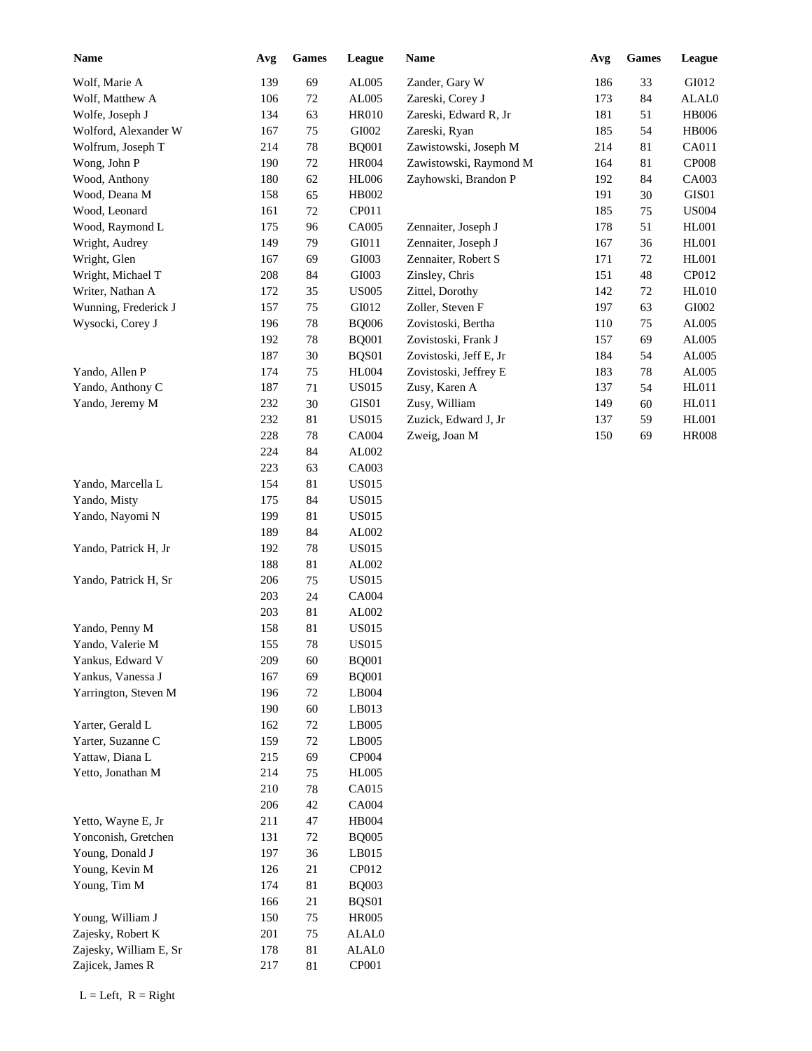| Name | Avg | Games | League |
|---|---|---|---|
| Wolf, Marie A | 139 | 69 | AL005 |
| Wolf, Matthew A | 106 | 72 | AL005 |
| Wolfe, Joseph J | 134 | 63 | HR010 |
| Wolford, Alexander W | 167 | 75 | GI002 |
| Wolfrum, Joseph T | 214 | 78 | BQ001 |
| Wong, John P | 190 | 72 | HR004 |
| Wood, Anthony | 180 | 62 | HL006 |
| Wood, Deana M | 158 | 65 | HB002 |
| Wood, Leonard | 161 | 72 | CP011 |
| Wood, Raymond L | 175 | 96 | CA005 |
| Wright, Audrey | 149 | 79 | GI011 |
| Wright, Glen | 167 | 69 | GI003 |
| Wright, Michael T | 208 | 84 | GI003 |
| Writer, Nathan A | 172 | 35 | US005 |
| Wunning, Frederick J | 157 | 75 | GI012 |
| Wysocki, Corey J | 196 | 78 | BQ006 |
| | 192 | 78 | BQ001 |
| | 187 | 30 | BQS01 |
| Yando, Allen P | 174 | 75 | HL004 |
| Yando, Anthony C | 187 | 71 | US015 |
| Yando, Jeremy M | 232 | 30 | GIS01 |
| | 232 | 81 | US015 |
| | 228 | 78 | CA004 |
| | 224 | 84 | AL002 |
| | 223 | 63 | CA003 |
| Yando, Marcella L | 154 | 81 | US015 |
| Yando, Misty | 175 | 84 | US015 |
| Yando, Nayomi N | 199 | 81 | US015 |
| | 189 | 84 | AL002 |
| Yando, Patrick H, Jr | 192 | 78 | US015 |
| | 188 | 81 | AL002 |
| Yando, Patrick H, Sr | 206 | 75 | US015 |
| | 203 | 24 | CA004 |
| | 203 | 81 | AL002 |
| Yando, Penny M | 158 | 81 | US015 |
| Yando, Valerie M | 155 | 78 | US015 |
| Yankus, Edward V | 209 | 60 | BQ001 |
| Yankus, Vanessa J | 167 | 69 | BQ001 |
| Yarrington, Steven M | 196 | 72 | LB004 |
| | 190 | 60 | LB013 |
| Yarter, Gerald L | 162 | 72 | LB005 |
| Yarter, Suzanne C | 159 | 72 | LB005 |
| Yattaw, Diana L | 215 | 69 | CP004 |
| Yetto, Jonathan M | 214 | 75 | HL005 |
| | 210 | 78 | CA015 |
| | 206 | 42 | CA004 |
| Yetto, Wayne E, Jr | 211 | 47 | HB004 |
| Yonconish, Gretchen | 131 | 72 | BQ005 |
| Young, Donald J | 197 | 36 | LB015 |
| Young, Kevin M | 126 | 21 | CP012 |
| Young, Tim M | 174 | 81 | BQ003 |
| | 166 | 21 | BQS01 |
| Young, William J | 150 | 75 | HR005 |
| Zajesky, Robert K | 201 | 75 | ALAL0 |
| Zajesky, William E, Sr | 178 | 81 | ALAL0 |
| Zajicek, James R | 217 | 81 | CP001 |
| Zander, Gary W | 186 | 33 | GI012 |
| Zareski, Corey J | 173 | 84 | ALAL0 |
| Zareski, Edward R, Jr | 181 | 51 | HB006 |
| Zareski, Ryan | 185 | 54 | HB006 |
| Zawistowski, Joseph M | 214 | 81 | CA011 |
| Zawistowski, Raymond M | 164 | 81 | CP008 |
| Zayhowski, Brandon P | 192 | 84 | CA003 |
| | 191 | 30 | GIS01 |
| | 185 | 75 | US004 |
| Zennaiter, Joseph J | 178 | 51 | HL001 |
| Zennaiter, Joseph J | 167 | 36 | HL001 |
| Zennaiter, Robert S | 171 | 72 | HL001 |
| Zinsley, Chris | 151 | 48 | CP012 |
| Zittel, Dorothy | 142 | 72 | HL010 |
| Zoller, Steven F | 197 | 63 | GI002 |
| Zovistoski, Bertha | 110 | 75 | AL005 |
| Zovistoski, Frank J | 157 | 69 | AL005 |
| Zovistoski, Jeff E, Jr | 184 | 54 | AL005 |
| Zovistoski, Jeffrey E | 183 | 78 | AL005 |
| Zusy, Karen A | 137 | 54 | HL011 |
| Zusy, William | 149 | 60 | HL011 |
| Zuzick, Edward J, Jr | 137 | 59 | HL001 |
| Zweig, Joan M | 150 | 69 | HR008 |

L = Left, R = Right